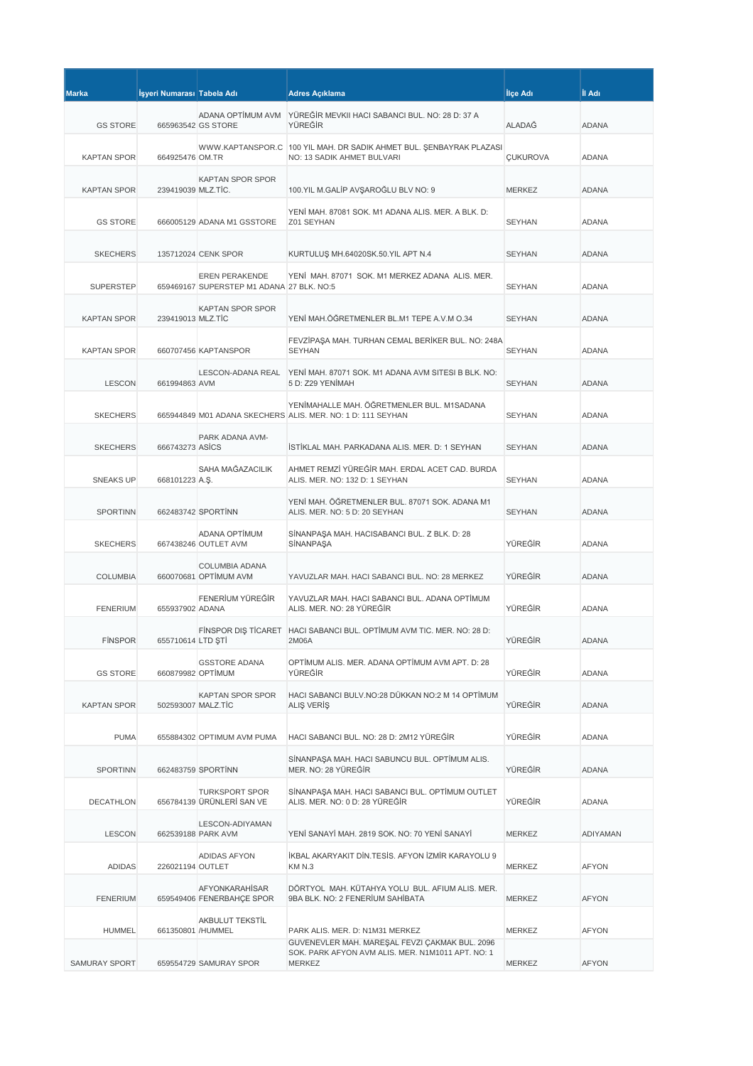| Marka | İşyeri Numarası | Tabela Adı | Adres Açıklama | İlçe Adı | İl Adı |
|---|---|---|---|---|---|
| GS STORE | 665963542 | ADANA OPTİMUM AVM GS STORE | YÜREĞİR MEVKII HACI SABANCI BUL. NO: 28 D: 37 A YÜREĞİR | ALADAĞ | ADANA |
| KAPTAN SPOR | 664925476 | WWW.KAPTANSPOR.COM.TR | 100 YIL MAH. DR SADIK AHMET BUL. ŞENBAYRAK PLAZASI NO: 13 SADIK AHMET BULVARI | ÇUKUROVA | ADANA |
| KAPTAN SPOR | 239419039 | KAPTAN SPOR SPOR MLZ.TİC. | 100.YIL M.GALİP AVŞAROĞLU BLV NO: 9 | MERKEZ | ADANA |
| GS STORE | 666005129 | ADANA M1 GSSTORE | YENİ MAH. 87081 SOK. M1 ADANA ALIS. MER. A BLK. D: Z01 SEYHAN | SEYHAN | ADANA |
| SKECHERS | 135712024 | CENK SPOR | KURTULUŞ MH.64020SK.50.YIL APT N.4 | SEYHAN | ADANA |
| SUPERSTEP | 659469167 | EREN PERAKENDE SUPERSTEP M1 ADANA | YENİ MAH. 87071 SOK. M1 MERKEZ ADANA ALIS. MER. 27 BLK. NO:5 | SEYHAN | ADANA |
| KAPTAN SPOR | 239419013 | KAPTAN SPOR SPOR MLZ.TİC | YENİ MAH.ÖĞRETMENLER BL.M1 TEPE A.V.M O.34 | SEYHAN | ADANA |
| KAPTAN SPOR | 660707456 | KAPTANSPOR | FEVZİPAŞA MAH. TURHAN CEMAL BERİKER BUL. NO: 248A SEYHAN | SEYHAN | ADANA |
| LESCON | 661994863 | LESCON-ADANA REAL AVM | YENİ MAH. 87071 SOK. M1 ADANA AVM SITESI B BLK. NO: 5 D: Z29 YENİMAH | SEYHAN | ADANA |
| SKECHERS | 665944849 | M01 ADANA SKECHERS | YENİMAHALLE MAH. ÖĞRETMENLER BUL. M1SADANA ALIS. MER. NO: 1 D: 111 SEYHAN | SEYHAN | ADANA |
| SKECHERS | 666743273 | PARK ADANA AVM-ASİCS | İSTİKLAL MAH. PARKADANA ALIS. MER. D: 1 SEYHAN | SEYHAN | ADANA |
| SNEAKS UP | 668101223 | SAHA MAĞAZACILIK A.Ş. | AHMET REMZİ YÜREĞİR MAH. ERDAL ACET CAD. BURDA ALIS. MER. NO: 132 D: 1 SEYHAN | SEYHAN | ADANA |
| SPORTINN | 662483742 | SPORTİNN | YENİ MAH. ÖĞRETMENLER BUL. 87071 SOK. ADANA M1 ALIS. MER. NO: 5 D: 20 SEYHAN | SEYHAN | ADANA |
| SKECHERS | 667438246 | ADANA OPTİMUM OUTLET AVM | SİNANPAŞA MAH. HACISABANCI BUL. Z BLK. D: 28 SİNANPAŞA | YÜREĞİR | ADANA |
| COLUMBIA | 660070681 | COLUMBIA ADANA OPTİMUM AVM | YAVUZLAR MAH. HACI SABANCI BUL. NO: 28 MERKEZ | YÜREĞİR | ADANA |
| FENERIUM | 655937902 | FENERİUM YÜREĞİR ADANA | YAVUZLAR MAH. HACI SABANCI BUL. ADANA OPTİMUM ALIS. MER. NO: 28 YÜREĞİR | YÜREĞİR | ADANA |
| FİNSPOR | 655710614 | FİNSPOR DIŞ TİCARET LTD ŞTİ | HACI SABANCI BUL. OPTIMUM AVM TIC. MER. NO: 28 D: 2M06A | YÜREĞİR | ADANA |
| GS STORE | 660879982 | GSSTORE ADANA OPTİMUM | OPTİMUM ALIS. MER. ADANA OPTİMUM AVM APT. D: 28 YÜREĞİR | YÜREĞİR | ADANA |
| KAPTAN SPOR | 502593007 | KAPTAN SPOR SPOR MALZ.TİC | HACI SABANCI BULV.NO:28 DÜKKAN NO:2 M 14 OPTİMUM ALIŞ VERİŞ | YÜREĞİR | ADANA |
| PUMA | 655884302 | OPTIMUM AVM PUMA | HACI SABANCI BUL. NO: 28 D: 2M12 YÜREĞİR | YÜREĞİR | ADANA |
| SPORTINN | 662483759 | SPORTİNN | SİNANPAŞA MAH. HACI SABUNCU BUL. OPTİMUM ALIS. MER. NO: 28 YÜREĞİR | YÜREĞİR | ADANA |
| DECATHLON | 656784139 | TURKSPORT SPOR ÜRÜNLERİ SAN VE | SİNANPAŞA MAH. HACI SABANCI BUL. OPTİMUM OUTLET ALIS. MER. NO: 0 D: 28 YÜREĞİR | YÜREĞİR | ADANA |
| LESCON | 662539188 | LESCON-ADIYAMAN PARK AVM | YENİ SANAYİ MAH. 2819 SOK. NO: 70 YENİ SANAYİ | MERKEZ | ADIYAMAN |
| ADIDAS | 226021194 | ADIDAS AFYON OUTLET | İKBAL AKARYAKIT DİN.TESİS. AFYON İZMİR KARAYOLU 9 KM N.3 | MERKEZ | AFYON |
| FENERIUM | 659549406 | AFYONKARAHİSAR FENERBAHÇE SPOR | DÖRTYOL MAH. KÜTAHYA YOLU BUL. AFIUM ALIS. MER. 9BA BLK. NO: 2 FENERİUM SAHİBATA | MERKEZ | AFYON |
| HUMMEL | 661350801 | AKBULUT TEKSTİL /HUMMEL | PARK ALIS. MER. D: N1M31 MERKEZ | MERKEZ | AFYON |
| SAMURAY SPORT | 659554729 | SAMURAY SPOR | GUVENEVLER MAH. MAREŞAL FEVZI ÇAKMAK BUL. 2096 SOK. PARK AFYON AVM ALIS. MER. N1M1011 APT. NO: 1 MERKEZ | MERKEZ | AFYON |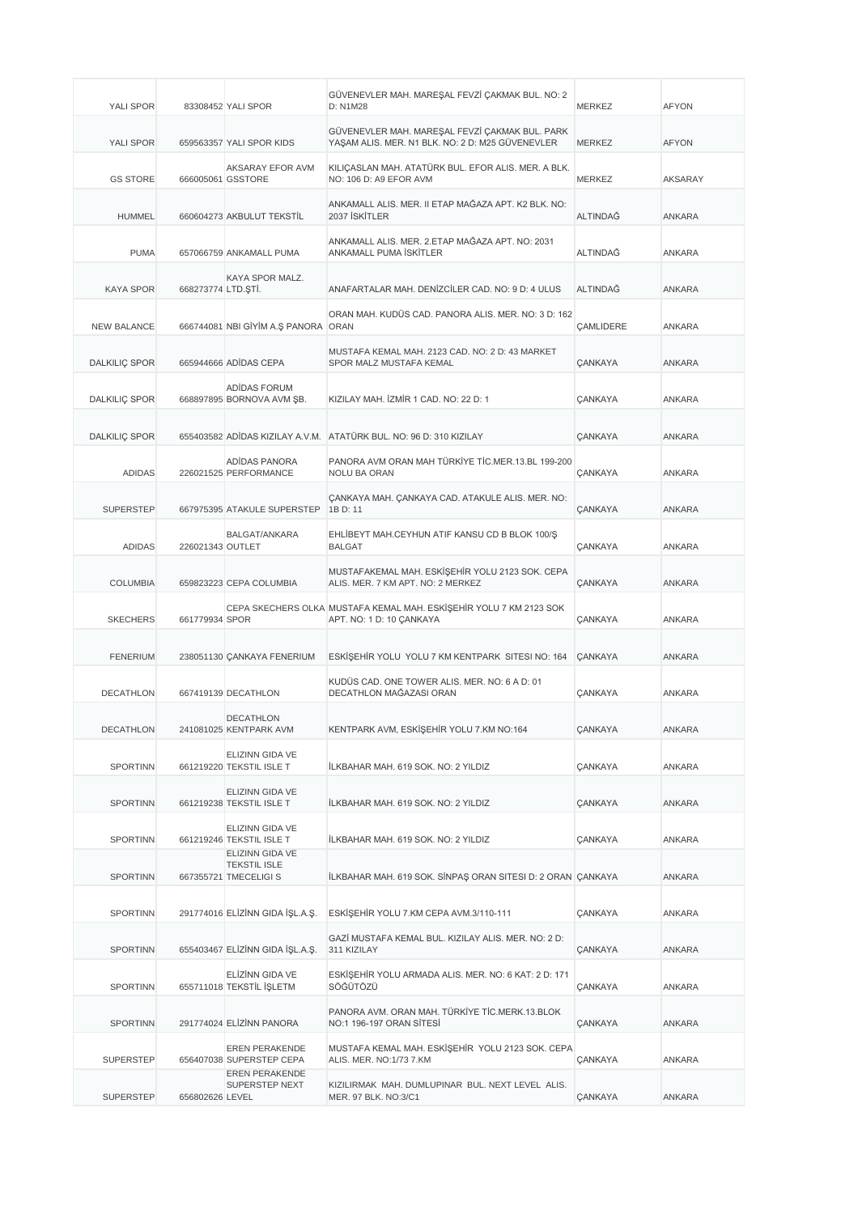| | | | | | |
|---|---|---|---|---|---|
| YALI SPOR | 83308452 | YALI SPOR | GÜVENEVLER MAH. MAREŞAL FEVZİ ÇAKMAK BUL. NO: 2 D: N1M28 | MERKEZ | AFYON |
| YALI SPOR | 659563357 | YALI SPOR KIDS | GÜVENEVLER MAH. MAREŞAL FEVZİ ÇAKMAK BUL. PARK YAŞAM ALIS. MER. N1 BLK. NO: 2 D: M25 GÜVENEVLER | MERKEZ | AFYON |
| GS STORE | 666005061 | AKSARAY EFOR AVM GSSTORE | KILIÇASLAN MAH. ATATÜRK BUL. EFOR ALIS. MER. A BLK. NO: 106 D: A9 EFOR AVM | MERKEZ | AKSARAY |
| HUMMEL | 660604273 | AKBULUT TEKSTİL | ANKAMALL ALIS. MER. II ETAP MAĞAZA APT. K2 BLK. NO: 2037 İSKİTLER | ALTINDAĞ | ANKARA |
| PUMA | 657066759 | ANKAMALL PUMA | ANKAMALL ALIS. MER. 2.ETAP MAĞAZA APT. NO: 2031 ANKAMALL PUMA İSKİTLER | ALTINDAĞ | ANKARA |
| KAYA SPOR | 668273774 | KAYA SPOR MALZ. LTD.ŞTİ. | ANAFARTALAR MAH. DENİZCİLER CAD. NO: 9 D: 4 ULUS | ALTINDAĞ | ANKARA |
| NEW BALANCE | 666744081 | NBI GİYİM A.Ş PANORA | ORAN MAH. KUDÜS CAD. PANORA ALIS. MER. NO: 3 D: 162 ORAN | ÇAMLIDERE | ANKARA |
| DALKILIÇ SPOR | 665944666 | ADİDAS CEPA | MUSTAFA KEMAL MAH. 2123 CAD. NO: 2 D: 43 MARKET SPOR MALZ MUSTAFA KEMAL | ÇANKAYA | ANKARA |
| DALKILIÇ SPOR | 668897895 | ADİDAS FORUM BORNOVA AVM ŞB. | KIZILAY MAH. İZMİR 1 CAD. NO: 22 D: 1 | ÇANKAYA | ANKARA |
| DALKILIÇ SPOR | 655403582 | ADİDAS KIZILAY A.V.M. | ATATÜRK BUL. NO: 96 D: 310 KIZILAY | ÇANKAYA | ANKARA |
| ADIDAS | 226021525 | ADİDAS PANORA PERFORMANCE | PANORA AVM ORAN MAH TÜRKİYE TİC.MER.13.BL 199-200 NOLU BA ORAN | ÇANKAYA | ANKARA |
| SUPERSTEP | 667975395 | ATAKULE SUPERSTEP | ÇANKAYA MAH. ÇANKAYA CAD. ATAKULE ALIS. MER. NO: 1B D: 11 | ÇANKAYA | ANKARA |
| ADIDAS | 226021343 | BALGAT/ANKARA OUTLET | EHLİBEYT MAH.CEYHUN ATIF KANSU CD B BLOK 100/Ş BALGAT | ÇANKAYA | ANKARA |
| COLUMBIA | 659823223 | CEPA COLUMBIA | MUSTAFAKEMAL MAH. ESKİŞEHİR YOLU 2123 SOK. CEPA ALIS. MER. 7 KM APT. NO: 2 MERKEZ | ÇANKAYA | ANKARA |
| SKECHERS | 661779934 | CEPA SKECHERS OLKA SPOR | MUSTAFA KEMAL MAH. ESKİŞEHİR YOLU 7 KM 2123 SOK APT. NO: 1 D: 10 ÇANKAYA | ÇANKAYA | ANKARA |
| FENERIUM | 238051130 | ÇANKAYA FENERIUM | ESKİŞEHİR YOLU YOLU 7 KM KENTPARK SITESI NO: 164 | ÇANKAYA | ANKARA |
| DECATHLON | 667419139 | DECATHLON | KUDÜS CAD. ONE TOWER ALIS. MER. NO: 6 A D: 01 DECATHLON MAĞAZASI ORAN | ÇANKAYA | ANKARA |
| DECATHLON | 241081025 | DECATHLON KENTPARK AVM | KENTPARK AVM, ESKİŞEHİR YOLU 7.KM NO:164 | ÇANKAYA | ANKARA |
| SPORTINN | 661219220 | ELIZINN GIDA VE TEKSTIL ISLE T | İLKBAHAR MAH. 619 SOK. NO: 2 YILDIZ | ÇANKAYA | ANKARA |
| SPORTINN | 661219238 | ELIZINN GIDA VE TEKSTIL ISLE T | İLKBAHAR MAH. 619 SOK. NO: 2 YILDIZ | ÇANKAYA | ANKARA |
| SPORTINN | 661219246 | ELIZINN GIDA VE TEKSTIL ISLE T | İLKBAHAR MAH. 619 SOK. NO: 2 YILDIZ | ÇANKAYA | ANKARA |
| SPORTINN | 667355721 | ELIZINN GIDA VE TEKSTIL ISLE TMECELIGI S | İLKBAHAR MAH. 619 SOK. SİNPAŞ ORAN SITESI D: 2 ORAN | ÇANKAYA | ANKARA |
| SPORTINN | 291774016 | ELİZİNN GIDA İŞL.A.Ş. | ESKİŞEHİR YOLU 7.KM CEPA AVM.3/110-111 | ÇANKAYA | ANKARA |
| SPORTINN | 655403467 | ELİZİNN GIDA İŞL.A.Ş. | GAZİ MUSTAFA KEMAL BUL. KIZILAY ALIS. MER. NO: 2 D: 311 KIZILAY | ÇANKAYA | ANKARA |
| SPORTINN | 655711018 | ELİZİNN GIDA VE TEKSTİL İŞLETM | ESKİŞEHİR YOLU ARMADA ALIS. MER. NO: 6 KAT: 2 D: 171 SÖĞÜTÖZÜ | ÇANKAYA | ANKARA |
| SPORTINN | 291774024 | ELİZİNN PANORA | PANORA AVM. ORAN MAH. TÜRKİYE TİC.MERK.13.BLOK NO:1 196-197 ORAN SİTESİ | ÇANKAYA | ANKARA |
| SUPERSTEP | 656407038 | EREN PERAKENDE SUPERSTEP CEPA | MUSTAFA KEMAL MAH. ESKİŞEHİR YOLU 2123 SOK. CEPA ALIS. MER. NO:1/73 7.KM | ÇANKAYA | ANKARA |
| SUPERSTEP | 656802626 | EREN PERAKENDE SUPERSTEP NEXT LEVEL | KIZILIRMAK MAH. DUMLUPINAR BUL. NEXT LEVEL ALIS. MER. 97 BLK. NO:3/C1 | ÇANKAYA | ANKARA |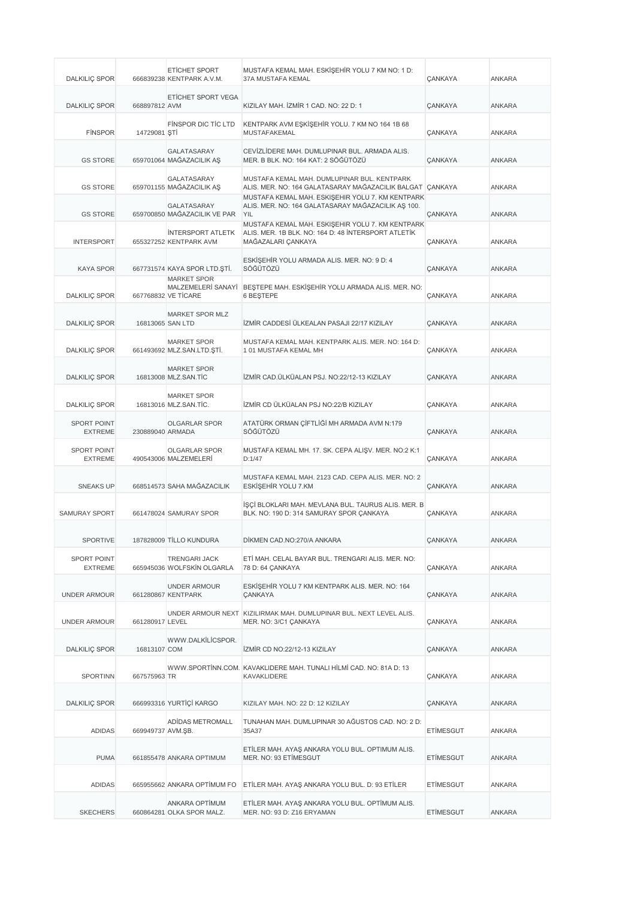| | | | | | |
|---|---|---|---|---|---|
| DALKILIÇ SPOR | 666839238 | ETİCHET SPORT KENTPARK A.V.M. | MUSTAFA KEMAL MAH. ESKİŞEHİR YOLU 7 KM NO: 1 D: 37A MUSTAFA KEMAL | ÇANKAYA | ANKARA |
| DALKILIÇ SPOR | 668897812 | ETİCHET SPORT VEGA AVM | KIZILAY MAH. İZMİR 1 CAD. NO: 22 D: 1 | ÇANKAYA | ANKARA |
| FİNSPOR | 14729081 | FİNSPOR DIC TİC LTD ŞTİ | KENTPARK AVM EŞKİŞEHİR YOLU. 7 KM NO 164 1B 68 MUSTAFAKEMAL | ÇANKAYA | ANKARA |
| GS STORE | 659701064 | GALATASARAY MAĞAZACILIK AŞ | CEVİZLİDERE MAH. DUMLUPINAR BUL. ARMADA ALIS. MER. B BLK. NO: 164 KAT: 2 SÖĞÜTÖZÜ | ÇANKAYA | ANKARA |
| GS STORE | 659701155 | GALATASARAY MAĞAZACILIK AŞ | MUSTAFA KEMAL MAH. DUMLUPINAR BUL. KENTPARK ALIS. MER. NO: 164 GALATASARAY MAĞAZACILIK BALGAT | ÇANKAYA | ANKARA |
| GS STORE | 659700850 | GALATASARAY MAĞAZACILIK VE PAR | MUSTAFA KEMAL MAH. ESKİŞEHIR YOLU 7. KM KENTPARK ALIS. MER. NO: 164 GALATASARAY MAĞAZACILIK AŞ 100. YIL | ÇANKAYA | ANKARA |
| INTERSPORT | 655327252 | İNTERSPORT ATLETK KENTPARK AVM | MUSTAFA KEMAL MAH. ESKİŞEHIR YOLU 7. KM KENTPARK ALIS. MER. 1B BLK. NO: 164 D: 48 İNTERSPORT ATLETİK MAĞAZALARI ÇANKAYA | ÇANKAYA | ANKARA |
| KAYA SPOR | 667731574 | KAYA SPOR LTD.ŞTİ. | ESKİŞEHİR YOLU ARMADA ALIS. MER. NO: 9 D: 4 SÖĞÜTÖZÜ | ÇANKAYA | ANKARA |
| DALKILIÇ SPOR | 667768832 | MARKET SPOR MALZEMELERİ SANAYİ VE TİCARE | BEŞTEPE MAH. ESKİŞEHİR YOLU ARMADA ALIS. MER. NO: 6 BEŞTEPE | ÇANKAYA | ANKARA |
| DALKILIÇ SPOR | 16813065 | MARKET SPOR MLZ SAN LTD | İZMİR CADDESİ ÜLKEALAN PASAJI 22/17 KIZILAY | ÇANKAYA | ANKARA |
| DALKILIÇ SPOR | 661493692 | MARKET SPOR MLZ.SAN.LTD.ŞTİ. | MUSTAFA KEMAL MAH. KENTPARK ALIS. MER. NO: 164 D: 1 01 MUSTAFA KEMAL MH | ÇANKAYA | ANKARA |
| DALKILIÇ SPOR | 16813008 | MARKET SPOR MLZ.SAN.TİC | İZMİR CAD.ÜLKÜALAN PSJ. NO:22/12-13 KIZILAY | ÇANKAYA | ANKARA |
| DALKILIÇ SPOR | 16813016 | MARKET SPOR MLZ.SAN.TİC. | İZMİR CD ÜLKÜALAN PSJ NO:22/B KIZILAY | ÇANKAYA | ANKARA |
| SPORT POINT EXTREME | 230889040 | OLGARLAR SPOR ARMADA | ATATÜRK ORMAN ÇİFTLİĞİ MH ARMADA AVM N:179 SÖĞÜTÖZÜ | ÇANKAYA | ANKARA |
| SPORT POINT EXTREME | 490543006 | OLGARLAR SPOR MALZEMELERİ | MUSTAFA KEMAL MH. 17. SK. CEPA ALIŞV. MER. NO:2 K:1 D:1/47 | ÇANKAYA | ANKARA |
| SNEAKS UP | 668514573 | SAHA MAĞAZACILIK | MUSTAFA KEMAL MAH. 2123 CAD. CEPA ALIS. MER. NO: 2 ESKİŞEHİR YOLU 7.KM | ÇANKAYA | ANKARA |
| SAMURAY SPORT | 661478024 | SAMURAY SPOR | İŞÇİ BLOKLARI MAH. MEVLANA BUL. TAURUS ALIS. MER. B BLK. NO: 190 D: 314 SAMURAY SPOR ÇANKAYA | ÇANKAYA | ANKARA |
| SPORTIVE | 187828009 | TİLLO KUNDURA | DİKMEN CAD.NO:270/A ANKARA | ÇANKAYA | ANKARA |
| SPORT POINT EXTREME | 665945036 | TRENGARI JACK WOLFSKİN OLGARLA | ETİ MAH. CELAL BAYAR BUL. TRENGARI ALIS. MER. NO: 78 D: 64 ÇANKAYA | ÇANKAYA | ANKARA |
| UNDER ARMOUR | 661280867 | UNDER ARMOUR KENTPARK | ESKİŞEHİR YOLU 7 KM KENTPARK ALIS. MER. NO: 164 ÇANKAYA | ÇANKAYA | ANKARA |
| UNDER ARMOUR | 661280917 | UNDER ARMOUR NEXT LEVEL | KIZILIRMAK MAH. DUMLUPINAR BUL. NEXT LEVEL ALIS. MER. NO: 3/C1 ÇANKAYA | ÇANKAYA | ANKARA |
| DALKILIÇ SPOR | 16813107 | WWW.DALKİLİCSPOR.COM | İZMİR CD NO:22/12-13 KIZILAY | ÇANKAYA | ANKARA |
| SPORTINN | 667575963 | WWW.SPORTİNN.COM.TR | KAVAKLIDERE MAH. TUNALI HİLMİ CAD. NO: 81A D: 13 KAVAKLIDERE | ÇANKAYA | ANKARA |
| DALKILIÇ SPOR | 666993316 | YURTİÇİ KARGO | KIZILAY MAH. NO: 22 D: 12 KIZILAY | ÇANKAYA | ANKARA |
| ADIDAS | 669949737 | ADİDAS METROMALL AVM.ŞB. | TUNAHAN MAH. DUMLUPINAR 30 AĞUSTOS CAD. NO: 2 D: 35A37 | ETİMESGUT | ANKARA |
| PUMA | 661855478 | ANKARA OPTIMUM | ETİLER MAH. AYAŞ ANKARA YOLU BUL. OPTIMUM ALIS. MER. NO: 93 ETİMESGUT | ETİMESGUT | ANKARA |
| ADIDAS | 665955662 | ANKARA OPTİMUM FO | ETİLER MAH. AYAŞ ANKARA YOLU BUL. D: 93 ETİLER | ETİMESGUT | ANKARA |
| SKECHERS | 660864281 | ANKARA OPTİMUM OLKA SPOR MALZ. | ETİLER MAH. AYAŞ ANKARA YOLU BUL. OPTİMUM ALIS. MER. NO: 93 D: Z16 ERYAMAN | ETİMESGUT | ANKARA |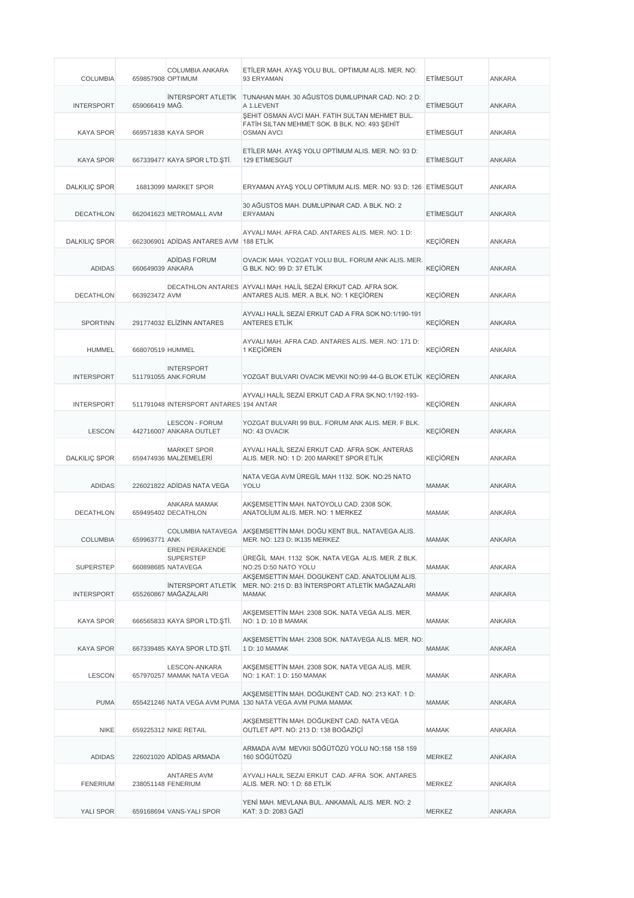| COLUMBIA | 659857908 | COLUMBIA ANKARA OPTIMUM | ETİLER MAH. AYAŞ YOLU BUL. OPTIMUM ALIS. MER. NO: 93 ERYAMAN | ETİMESGUT | ANKARA |
|---|---|---|---|---|---|
| INTERSPORT | 659066419 | İNTERSPORT ATLETİK MAĞ. | TUNAHAN MAH. 30 AĞUSTOS DUMLUPINAR CAD. NO: 2 D: A 1.LEVENT | ETİMESGUT | ANKARA |
| KAYA SPOR | 669571838 | KAYA SPOR | ŞEHIT OSMAN AVCI MAH. FATIH SULTAN MEHMET BUL. FATİH SILTAN MEHMET SOK. B BLK. NO: 493 ŞEHİT OSMAN AVCI | ETİMESGUT | ANKARA |
| KAYA SPOR | 667339477 | KAYA SPOR LTD.ŞTİ. | ETİLER MAH. AYAŞ YOLU OPTİMUM ALIS. MER. NO: 93 D: 129 ETİMESGUT | ETİMESGUT | ANKARA |
| DALKILIÇ SPOR | 16813099 | MARKET SPOR | ERYAMAN AYAŞ YOLU OPTİMUM ALIS. MER. NO: 93 D: 126 | ETİMESGUT | ANKARA |
| DECATHLON | 662041623 | METROMALL AVM | 30 AĞUSTOS MAH. DUMLUPINAR CAD. A BLK. NO: 2 ERYAMAN | ETİMESGUT | ANKARA |
| DALKILIÇ SPOR | 662306901 | ADİDAS ANTARES AVM | AYVALI MAH. AFRA CAD. ANTARES ALIS. MER. NO: 1 D: 188 ETLİK | KEÇİÖREN | ANKARA |
| ADIDAS | 660649039 | ADİDAS FORUM ANKARA | OVACIK MAH. YOZGAT YOLU BUL. FORUM ANK ALIS. MER. G BLK. NO: 99 D: 37 ETLİK | KEÇİÖREN | ANKARA |
| DECATHLON | 663923472 | DECATHLON ANTARES AVM | AYVALI MAH. HALİL SEZAİ ERKUT CAD. AFRA SOK. ANTARES ALIS. MER. A BLK. NO: 1 KEÇİÖREN | KEÇİÖREN | ANKARA |
| SPORTINN | 291774032 | ELİZİNN ANTARES | AYVALI HALİL SEZAİ ERKUT CAD A FRA SOK NO:1/190-191 ANTERES ETLİK | KEÇİÖREN | ANKARA |
| HUMMEL | 668070519 | HUMMEL | AYVALI MAH. AFRA CAD. ANTARES ALIS. MER. NO: 171 D: 1 KEÇİÖREN | KEÇİÖREN | ANKARA |
| INTERSPORT | 511791055 | INTERSPORT ANK.FORUM | YOZGAT BULVARI OVACIK MEVKII NO:99 44-G BLOK ETLİK | KEÇİÖREN | ANKARA |
| INTERSPORT | 511791048 | INTERSPORT ANTARES | AYVALI HALİL SEZAİ ERKUT CAD.A FRA SK.NO:1/192-193-194 ANTAR | KEÇİÖREN | ANKARA |
| LESCON | 442716007 | LESCON - FORUM ANKARA OUTLET | YOZGAT BULVARI 99 BUL. FORUM ANK ALIS. MER. F BLK. NO: 43 OVACIK | KEÇİÖREN | ANKARA |
| DALKILIÇ SPOR | 659474936 | MARKET SPOR MALZEMELERİ | AYVALI HALİL SEZAİ ERKUT CAD. AFRA SOK. ANTERAS ALIS. MER. NO: 1 D: 200 MARKET SPOR ETLİK | KEÇİÖREN | ANKARA |
| ADIDAS | 226021822 | ADİDAS NATA VEGA | NATA VEGA AVM ÜREGİL MAH 1132. SOK. NO:25 NATO YOLU | MAMAK | ANKARA |
| DECATHLON | 659495402 | ANKARA MAMAK DECATHLON | AKŞEMSETTİN MAH. NATOYOLU CAD. 2308 SOK. ANATOLİUM ALIS. MER. NO: 1 MERKEZ | MAMAK | ANKARA |
| COLUMBIA | 659963771 | COLUMBIA NATAVEGA ANK | AKŞEMSETTİN MAH. DOĞU KENT BUL. NATAVEGA ALIS. MER. NO: 123 D: IK135 MERKEZ | MAMAK | ANKARA |
| SUPERSTEP | 660898685 | EREN PERAKENDE SUPERSTEP NATAVEGA | ÜREĞİL MAH. 1132 SOK. NATA VEGA ALIS. MER. Z BLK. NO:25 D:50 NATO YOLU | MAMAK | ANKARA |
| INTERSPORT | 655260867 | İNTERSPORT ATLETİK MAĞAZALARI | AKŞEMSETTİN MAH. DOGUKENT CAD. ANATOLIUM ALIS. MER. NO: 215 D: B3 İNTERSPORT ATLETİK MAĞAZALARI MAMAK | MAMAK | ANKARA |
| KAYA SPOR | 666565833 | KAYA SPOR LTD.ŞTİ. | AKŞEMSETTİN MAH. 2308 SOK. NATA VEGA ALIS. MER. NO: 1 D: 10 B MAMAK | MAMAK | ANKARA |
| KAYA SPOR | 667339485 | KAYA SPOR LTD.ŞTİ. | AKŞEMSETTİN MAH. 2308 SOK. NATAVEGA ALIS. MER. NO: 1 D: 10 MAMAK | MAMAK | ANKARA |
| LESCON | 657970257 | LESCON-ANKARA MAMAK NATA VEGA | AKŞEMSETTİN MAH. 2308 SOK. NATA VEGA ALIS. MER. NO: 1 KAT: 1 D: 150 MAMAK | MAMAK | ANKARA |
| PUMA | 655421246 | NATA VEGA AVM PUMA | AKŞEMSETTİN MAH. DOĞUKENT CAD. NO: 213 KAT: 1 D: 130 NATA VEGA AVM PUMA MAMAK | MAMAK | ANKARA |
| NIKE | 659225312 | NIKE RETAIL | AKŞEMSETTİN MAH. DOĞUKENT CAD. NATA VEGA OUTLET APT. NO: 213 D: 138 BOĞAZİÇİ | MAMAK | ANKARA |
| ADIDAS | 226021020 | ADİDAS ARMADA | ARMADA AVM MEVKII SÖĞÜTÖZÜ YOLU NO:158 158 159 160 SÖĞÜTÖZÜ | MERKEZ | ANKARA |
| FENERIUM | 238051148 | ANTARES AVM FENERIUM | AYVALI HALIL SEZAI ERKUT CAD. AFRA SOK. ANTARES ALIS. MER. NO: 1 D: 68 ETLİK | MERKEZ | ANKARA |
| YALI SPOR | 659168694 | VANS-YALI SPOR | YENİ MAH. MEVLANA BUL. ANKAMAİL ALIS. MER. NO: 2 KAT: 3 D: 2083 GAZİ | MERKEZ | ANKARA |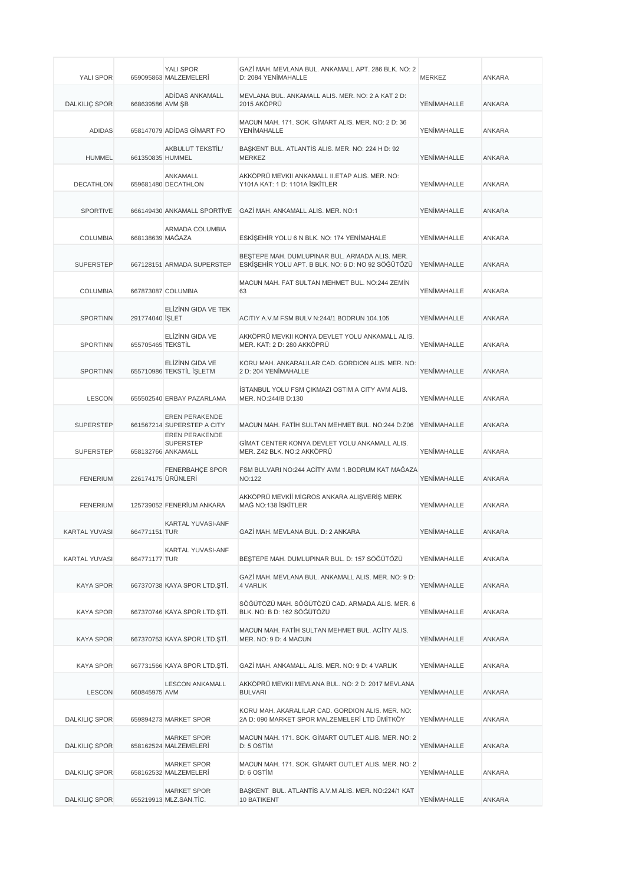| | | | | | |
|---|---|---|---|---|---|
| YALI SPOR | 659095863 | YALI SPOR MALZEMELERİ | GAZİ MAH. MEVLANA BUL. ANKAMALL APT. 286 BLK. NO: 2 D: 2084 YENİMAHALLE | MERKEZ | ANKARA |
| DALKILIÇ SPOR | 668639586 | ADİDAS ANKAMALL AVM ŞB | MEVLANA BUL. ANKAMALL ALIS. MER. NO: 2 A KAT 2 D: 2015 AKÖPRÜ | YENİMAHALLE | ANKARA |
| ADIDAS | 658147079 | ADİDAS GİMART FO | MACUN MAH. 171. SOK. GİMART ALIS. MER. NO: 2 D: 36 YENİMAHALLE | YENİMAHALLE | ANKARA |
| HUMMEL | 661350835 | AKBULUT TEKSTİL/ HUMMEL | BAŞKENT BUL. ATLANTİS ALIS. MER. NO: 224 H D: 92 MERKEZ | YENİMAHALLE | ANKARA |
| DECATHLON | 659681480 | ANKAMALL DECATHLON | AKKÖPRÜ MEVKII ANKAMALL II.ETAP ALIS. MER. NO: Y101A KAT: 1 D: 1101A İSKİTLER | YENİMAHALLE | ANKARA |
| SPORTIVE | 666149430 | ANKAMALL SPORTİVE | GAZİ MAH. ANKAMALL ALIS. MER. NO:1 | YENİMAHALLE | ANKARA |
| COLUMBIA | 668138639 | ARMADA COLUMBIA MAĞAZA | ESKİŞEHİR YOLU 6 N BLK. NO: 174 YENİMAHALE | YENİMAHALLE | ANKARA |
| SUPERSTEP | 667128151 | ARMADA SUPERSTEP | BEŞTEPE MAH. DUMLUPINAR BUL. ARMADA ALIS. MER. ESKİŞEHİR YOLU APT. B BLK. NO: 6 D: NO 92 SÖĞÜTÖZÜ | YENİMAHALLE | ANKARA |
| COLUMBIA | 667873087 | COLUMBIA | MACUN MAH. FAT SULTAN MEHMET BUL. NO:244 ZEMİN 63 | YENİMAHALLE | ANKARA |
| SPORTINN | 291774040 | ELİZİNN GIDA VE TEK İŞLET | ACITIY A.V.M FSM BULV N:244/1 BODRUN 104.105 | YENİMAHALLE | ANKARA |
| SPORTINN | 655705465 | ELİZİNN GIDA VE TEKSTİL | AKKÖPRÜ MEVKII KONYA DEVLET YOLU ANKAMALL ALIS. MER. KAT: 2 D: 280 AKKÖPRÜ | YENİMAHALLE | ANKARA |
| SPORTINN | 655710986 | ELİZİNN GIDA VE TEKSTİL İŞLETM | KORU MAH. ANKARALILAR CAD. GORDION ALIS. MER. NO: 2 D: 204 YENİMAHALLE | YENİMAHALLE | ANKARA |
| LESCON | 655502540 | ERBAY PAZARLAMA | İSTANBUL YOLU FSM ÇIKMAZI OSTIM A CITY AVM ALIS. MER. NO:244/B D:130 | YENİMAHALLE | ANKARA |
| SUPERSTEP | 661567214 | EREN PERAKENDE SUPERSTEP A CITY | MACUN MAH. FATİH SULTAN MEHMET BUL. NO:244 D:Z06 | YENİMAHALLE | ANKARA |
| SUPERSTEP | 658132766 | EREN PERAKENDE SUPERSTEP ANKAMALL | GİMAT CENTER KONYA DEVLET YOLU ANKAMALL ALIS. MER. Z42 BLK. NO:2 AKKÖPRÜ | YENİMAHALLE | ANKARA |
| FENERIUM | 226174175 | FENERBAHÇE SPOR ÜRÜNLERİ | FSM BULVARI NO:244 ACİTY AVM 1.BODRUM KAT MAĞAZA NO:122 | YENİMAHALLE | ANKARA |
| FENERIUM | 125739052 | FENERİUM ANKARA | AKKÖPRÜ MEVKİİ MİGROS ANKARA ALIŞVERİŞ MERK MAĞ NO:138 İSKİTLER | YENİMAHALLE | ANKARA |
| KARTAL YUVASI | 664771151 | KARTAL YUVASI-ANF TUR | GAZİ MAH. MEVLANA BUL. D: 2 ANKARA | YENİMAHALLE | ANKARA |
| KARTAL YUVASI | 664771177 | KARTAL YUVASI-ANF TUR | BEŞTEPE MAH. DUMLUPINAR BUL. D: 157 SÖĞÜTÖZÜ | YENİMAHALLE | ANKARA |
| KAYA SPOR | 667370738 | KAYA SPOR LTD.ŞTİ. | GAZİ MAH. MEVLANA BUL. ANKAMALL ALIS. MER. NO: 9 D: 4 VARLIK | YENİMAHALLE | ANKARA |
| KAYA SPOR | 667370746 | KAYA SPOR LTD.ŞTİ. | SÖĞÜTÖZÜ MAH. SÖĞÜTÖZÜ CAD. ARMADA ALIS. MER. 6 BLK. NO: B D: 162 SÖĞÜTÖZÜ | YENİMAHALLE | ANKARA |
| KAYA SPOR | 667370753 | KAYA SPOR LTD.ŞTİ. | MACUN MAH. FATİH SULTAN MEHMET BUL. ACİTY ALIS. MER. NO: 9 D: 4 MACUN | YENİMAHALLE | ANKARA |
| KAYA SPOR | 667731566 | KAYA SPOR LTD.ŞTİ. | GAZİ MAH. ANKAMALL ALIS. MER. NO: 9 D: 4 VARLIK | YENİMAHALLE | ANKARA |
| LESCON | 660845975 | LESCON ANKAMALL AVM | AKKÖPRÜ MEVKII MEVLANA BUL. NO: 2 D: 2017 MEVLANA BULVARI | YENİMAHALLE | ANKARA |
| DALKILIÇ SPOR | 659894273 | MARKET SPOR | KORU MAH. AKARALILAR CAD. GORDION ALIS. MER. NO: 2A D: 090 MARKET SPOR MALZEMELERİ LTD ÜMİTKÖY | YENİMAHALLE | ANKARA |
| DALKILIÇ SPOR | 658162524 | MARKET SPOR MALZEMELERİ | MACUN MAH. 171. SOK. GİMART OUTLET ALIS. MER. NO: 2 D: 5 OSTİM | YENİMAHALLE | ANKARA |
| DALKILIÇ SPOR | 658162532 | MARKET SPOR MALZEMELERİ | MACUN MAH. 171. SOK. GİMART OUTLET ALIS. MER. NO: 2 D: 6 OSTİM | YENİMAHALLE | ANKARA |
| DALKILIÇ SPOR | 655219913 | MARKET SPOR MLZ.SAN.TİC. | BAŞKENT BUL. ATLANTİS A.V.M ALIS. MER. NO:224/1 KAT 10 BATIKENT | YENİMAHALLE | ANKARA |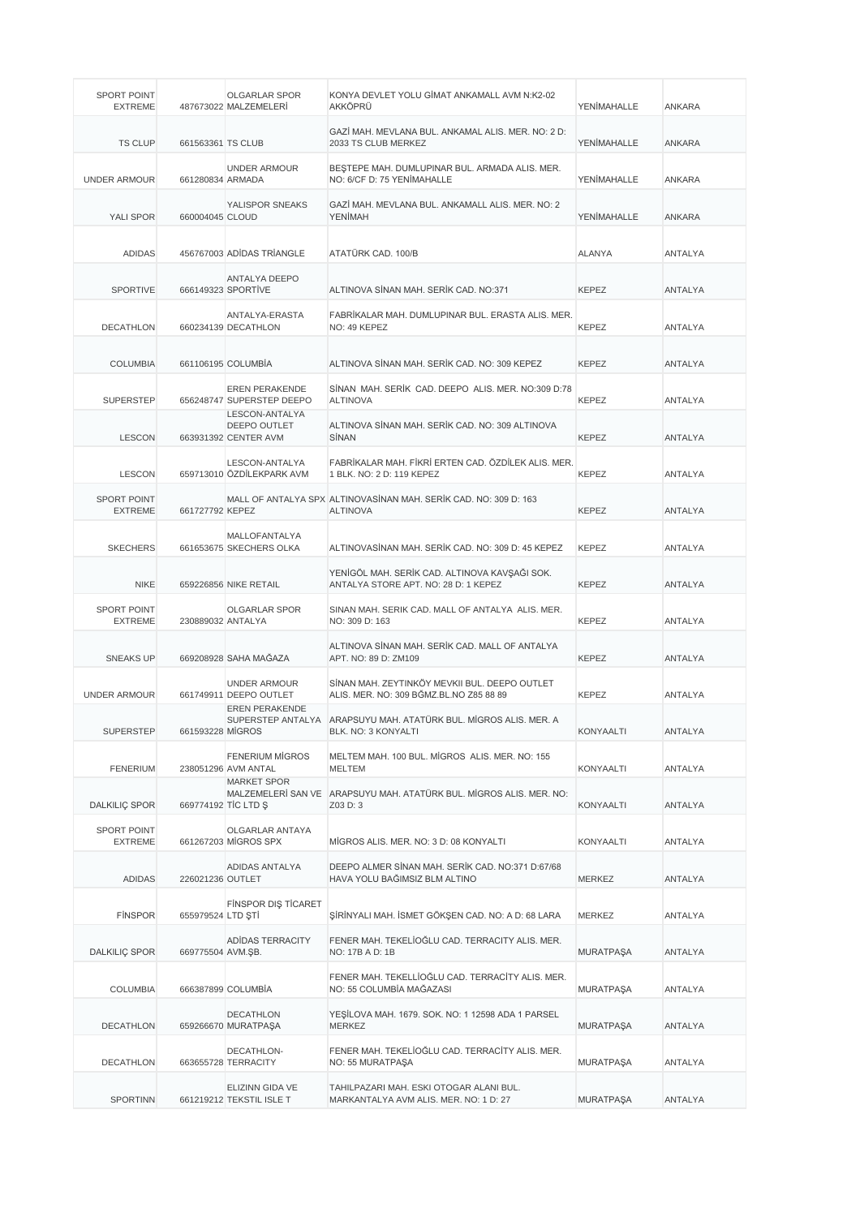| SPORT POINT EXTREME | 487673022 | OLGARLAR SPOR MALZEMELERİ | KONYA DEVLET YOLU GİMAT ANKAMALL AVM N:K2-02 AKKÖPRÜ | YENİMAHALLE | ANKARA |
|---|---|---|---|---|---|
| TS CLUP | 661563361 | TS CLUB | GAZİ MAH. MEVLANA BUL. ANKAMAL ALIS. MER. NO: 2 D: 2033 TS CLUB MERKEZ | YENİMAHALLE | ANKARA |
| UNDER ARMOUR | 661280834 | UNDER ARMOUR ARMADA | BEŞTEPE MAH. DUMLUPINAR BUL. ARMADA ALIS. MER. NO: 6/CF D: 75 YENİMAHALLE | YENİMAHALLE | ANKARA |
| YALI SPOR | 660004045 | YALISPOR SNEAKS CLOUD | GAZİ MAH. MEVLANA BUL. ANKAMALL ALIS. MER. NO: 2 YENİMAH | YENİMAHALLE | ANKARA |
| ADIDAS | 456767003 | ADİDAS TRİANGLE | ATATÜRK CAD. 100/B | ALANYA | ANTALYA |
| SPORTIVE | 666149323 | ANTALYA DEEPO SPORTİVE | ALTINOVA SİNAN MAH. SERİK CAD. NO:371 | KEPEZ | ANTALYA |
| DECATHLON | 660234139 | ANTALYA-ERASTA DECATHLON | FABRİKALAR MAH. DUMLUPINAR BUL. ERASTA ALIS. MER. NO: 49 KEPEZ | KEPEZ | ANTALYA |
| COLUMBIA | 661106195 | COLUMBİA | ALTINOVA SİNAN MAH. SERİK CAD. NO: 309 KEPEZ | KEPEZ | ANTALYA |
| SUPERSTEP | 656248747 | EREN PERAKENDE SUPERSTEP DEEPO | SİNAN MAH. SERİK CAD. DEEPO ALIS. MER. NO:309 D:78 ALTINOVA | KEPEZ | ANTALYA |
| LESCON | 663931392 | LESCON-ANTALYA DEEPO OUTLET CENTER AVM | ALTINOVA SİNAN MAH. SERİK CAD. NO: 309 ALTINOVA SİNAN | KEPEZ | ANTALYA |
| LESCON | 659713010 | LESCON-ANTALYA ÖZDİLEKPARK AVM | FABRİKALAR MAH. FİKRİ ERTEN CAD. ÖZDİLEK ALIS. MER. 1 BLK. NO: 2 D: 119 KEPEZ | KEPEZ | ANTALYA |
| SPORT POINT EXTREME | 661727792 | MALL OF ANTALYA SPX KEPEZ | ALTINOVASİNAN MAH. SERİK CAD. NO: 309 D: 163 ALTINOVA | KEPEZ | ANTALYA |
| SKECHERS | 661653675 | MALLOFANTALYA SKECHERS OLKA | ALTINOVASİNAN MAH. SERİK CAD. NO: 309 D: 45 KEPEZ | KEPEZ | ANTALYA |
| NIKE | 659226856 | NIKE RETAIL | YENİGÖL MAH. SERİK CAD. ALTINOVA KAVŞAĞI SOK. ANTALYA STORE APT. NO: 28 D: 1 KEPEZ | KEPEZ | ANTALYA |
| SPORT POINT EXTREME | 230889032 | OLGARLAR SPOR ANTALYA | SINAN MAH. SERIK CAD. MALL OF ANTALYA ALIS. MER. NO: 309 D: 163 | KEPEZ | ANTALYA |
| SNEAKS UP | 669208928 | SAHA MAĞAZA | ALTINOVA SİNAN MAH. SERİK CAD. MALL OF ANTALYA APT. NO: 89 D: ZM109 | KEPEZ | ANTALYA |
| UNDER ARMOUR | 661749911 | UNDER ARMOUR DEEPO OUTLET | SİNAN MAH. ZEYTINKÖY MEVKII BUL. DEEPO OUTLET ALIS. MER. NO: 309 BĞMZ.BL.NO Z85 88 89 | KEPEZ | ANTALYA |
| SUPERSTEP | 661593228 | EREN PERAKENDE SUPERSTEP ANTALYA MİGROS | ARAPSUYU MAH. ATATÜRK BUL. MİGROS ALIS. MER. A BLK. NO: 3 KONYALTI | KONYAALTI | ANTALYA |
| FENERIUM | 238051296 | FENERIUM MİGROS AVM ANTAL | MELTEM MAH. 100 BUL. MİGROS ALIS. MER. NO: 155 MELTEM | KONYAALTI | ANTALYA |
| DALKILIÇ SPOR | 669774192 | MARKET SPOR MALZEMELERİ SAN VE TİC LTD Ş | ARAPSUYU MAH. ATATÜRK BUL. MİGROS ALIS. MER. NO: Z03 D: 3 | KONYAALTI | ANTALYA |
| SPORT POINT EXTREME | 661267203 | OLGARLAR ANTAYA MİGROS SPX | MİGROS ALIS. MER. NO: 3 D: 08 KONYALTI | KONYAALTI | ANTALYA |
| ADIDAS | 226021236 | ADIDAS ANTALYA OUTLET | DEEPO ALMER SİNAN MAH. SERİK CAD. NO:371 D:67/68 HAVA YOLU BAĞIMSIZ BLM ALTINO | MERKEZ | ANTALYA |
| FİNSPOR | 655979524 | FİNSPOR DIŞ TİCARET LTD ŞTİ | ŞİRİNYALI MAH. İSMET GÖKŞEN CAD. NO: A D: 68 LARA | MERKEZ | ANTALYA |
| DALKILIÇ SPOR | 669775504 | ADİDAS TERRACITY AVM.ŞB. | FENER MAH. TEKELİOĞLU CAD. TERRACITY ALIS. MER. NO: 17B A D: 1B | MURATPAŞA | ANTALYA |
| COLUMBIA | 666387899 | COLUMBİA | FENER MAH. TEKELLİOĞLU CAD. TERRACİTY ALIS. MER. NO: 55 COLUMBİA MAĞAZASI | MURATPAŞA | ANTALYA |
| DECATHLON | 659266670 | DECATHLON MURATPAŞA | YEŞİLOVA MAH. 1679. SOK. NO: 1 12598 ADA 1 PARSEL MERKEZ | MURATPAŞA | ANTALYA |
| DECATHLON | 663655728 | DECATHLON-TERRACITY | FENER MAH. TEKELİOĞLU CAD. TERRACİTY ALIS. MER. NO: 55 MURATPAŞA | MURATPAŞA | ANTALYA |
| SPORTINN | 661219212 | ELIZINN GIDA VE TEKSTIL ISLE T | TAHILPAZARI MAH. ESKI OTOGAR ALANI BUL. MARKANTALYA AVM ALIS. MER. NO: 1 D: 27 | MURATPAŞA | ANTALYA |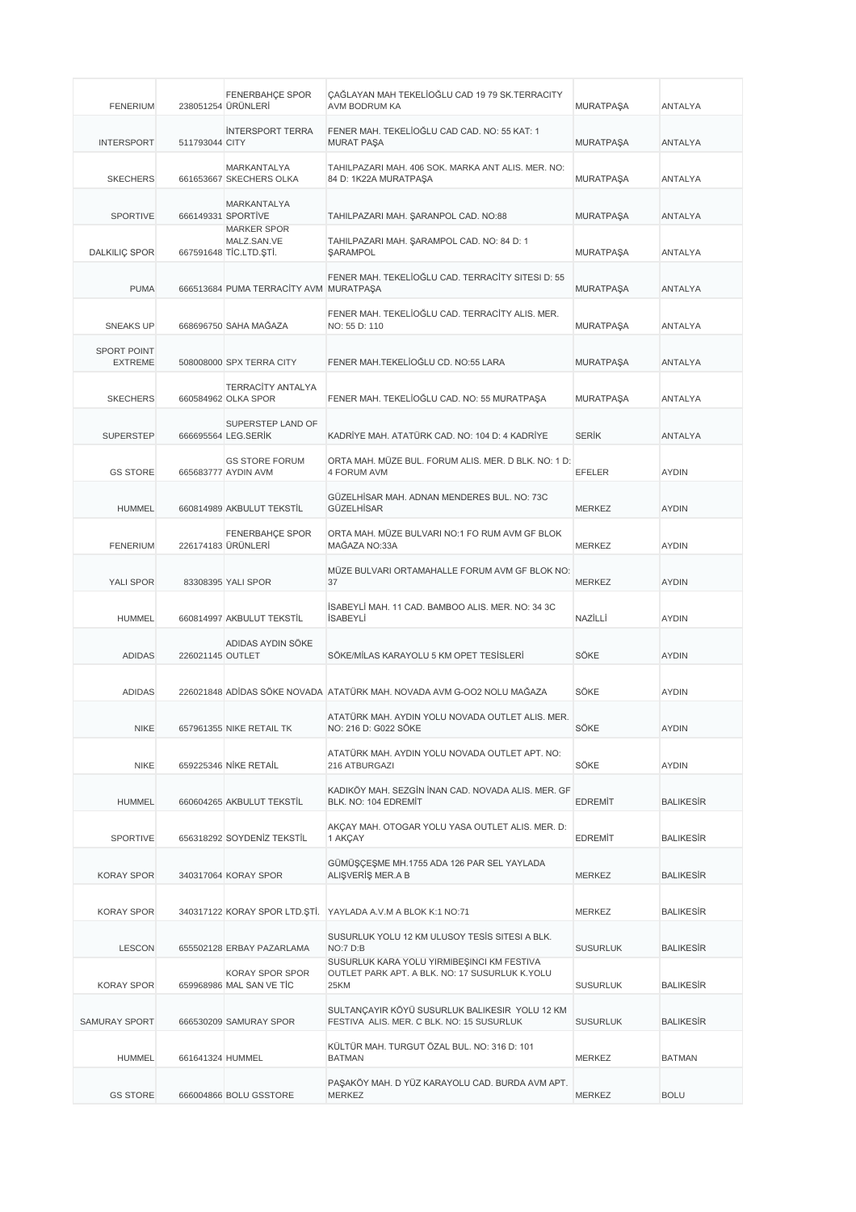| | | | | | |
|---|---|---|---|---|---|
| FENERIUM | 238051254 | FENERBAHÇE SPOR ÜRÜNLERİ | ÇAĞLAYAN MAH TEKELİOĞLU CAD 19 79 SK.TERRACITY AVM BODRUM KA | MURATPAŞA | ANTALYA |
| INTERSPORT | 511793044 | İNTERSPORT TERRA CITY | FENER MAH. TEKELİOĞLU CAD CAD. NO: 55 KAT: 1 MURAT PAŞA | MURATPAŞA | ANTALYA |
| SKECHERS | 661653667 | MARKANTALYA SKECHERS OLKA | TAHILPAZARI MAH. 406 SOK. MARKA ANT ALIS. MER. NO: 84 D: 1K22A MURATPAŞA | MURATPAŞA | ANTALYA |
| SPORTIVE | 666149331 | MARKANTALYA SPORTİVE | TAHILPAZARI MAH. ŞARANPOL CAD. NO:88 | MURATPAŞA | ANTALYA |
| DALKILIÇ SPOR | 667591648 | MARKER SPOR MALZ.SAN.VE TİC.LTD.ŞTİ. | TAHILPAZARI MAH. ŞARAMPOL CAD. NO: 84 D: 1 ŞARAMPOL | MURATPAŞA | ANTALYA |
| PUMA | 666513684 | PUMA TERRACİTY AVM | FENER MAH. TEKELİOĞLU CAD. TERRACİTY SITESI D: 55 MURATPAŞA | MURATPAŞA | ANTALYA |
| SNEAKS UP | 668696750 | SAHA MAĞAZA | FENER MAH. TEKELİOĞLU CAD. TERRACİTY ALIS. MER. NO: 55 D: 110 | MURATPAŞA | ANTALYA |
| SPORT POINT EXTREME | 508008000 | SPX TERRA CITY | FENER MAH.TEKELİOĞLU CD. NO:55 LARA | MURATPAŞA | ANTALYA |
| SKECHERS | 660584962 | TERRACİTY ANTALYA OLKA SPOR | FENER MAH. TEKELİOĞLU CAD. NO: 55 MURATPAŞA | MURATPAŞA | ANTALYA |
| SUPERSTEP | 666695564 | SUPERSTEP LAND OF LEG.SERİK | KADRİYE MAH. ATATÜRK CAD. NO: 104 D: 4 KADRİYE | SERİK | ANTALYA |
| GS STORE | 665683777 | GS STORE FORUM AYDIN AVM | ORTA MAH. MÜZE BUL. FORUM ALIS. MER. D BLK. NO: 1 D: 4 FORUM AVM | EFELER | AYDIN |
| HUMMEL | 660814989 | AKBULUT TEKSTİL | GÜZELHİSAR MAH. ADNAN MENDERES BUL. NO: 73C GÜZELHİSAR | MERKEZ | AYDIN |
| FENERIUM | 226174183 | FENERBAHÇE SPOR ÜRÜNLERİ | ORTA MAH. MÜZE BULVARI NO:1 FO RUM AVM GF BLOK MAĞAZA NO:33A | MERKEZ | AYDIN |
| YALI SPOR | 83308395 | YALI SPOR | MÜZE BULVARI ORTAMAHALLE FORUM AVM GF BLOK NO: 37 | MERKEZ | AYDIN |
| HUMMEL | 660814997 | AKBULUT TEKSTİL | İSABEYLİ MAH. 11 CAD. BAMBOO ALIS. MER. NO: 34 3C İSABEYLİ | NAZİLLİ | AYDIN |
| ADIDAS | 226021145 | ADIDAS AYDIN SÖKE OUTLET | SÖKE/MİLAS KARAYOLU 5 KM OPET TESİSLERİ | SÖKE | AYDIN |
| ADIDAS | 226021848 | ADİDAS SÖKE NOVADA | ATATÜRK MAH. NOVADA AVM G-OO2 NOLU MAĞAZA | SÖKE | AYDIN |
| NIKE | 657961355 | NIKE RETAIL TK | ATATÜRK MAH. AYDIN YOLU NOVADA OUTLET ALIS. MER. NO: 216 D: G022 SÖKE | SÖKE | AYDIN |
| NIKE | 659225346 | NİKE RETAİL | ATATÜRK MAH. AYDIN YOLU NOVADA OUTLET APT. NO: 216 ATBURGAZI | SÖKE | AYDIN |
| HUMMEL | 660604265 | AKBULUT TEKSTİL | KADIKÖY MAH. SEZGİN İNAN CAD. NOVADA ALIS. MER. GF BLK. NO: 104 EDREMİT | EDREMİT | BALIKESİR |
| SPORTIVE | 656318292 | SOYDENİZ TEKSTİL | AKÇAY MAH. OTOGAR YOLU YASA OUTLET ALIS. MER. D: 1 AKÇAY | EDREMİT | BALIKESİR |
| KORAY SPOR | 340317064 | KORAY SPOR | GÜMÜŞÇEŞME MH.1755 ADA 126 PAR SEL YAYLADA ALIŞVERİŞ MER.A B | MERKEZ | BALIKESİR |
| KORAY SPOR | 340317122 | KORAY SPOR LTD.ŞTİ. | YAYLADA A.V.M A BLOK K:1 NO:71 | MERKEZ | BALIKESİR |
| LESCON | 655502128 | ERBAY PAZARLAMA | SUSURLUK YOLU 12 KM ULUSOY TESİS SITESI A BLK. NO:7 D:B | SUSURLUK | BALIKESİR |
| KORAY SPOR | 659968986 | KORAY SPOR SPOR MAL SAN VE TİC | SUSURLUK KARA YOLU YIRMIBEŞINCI KM FESTIVA OUTLET PARK APT. A BLK. NO: 17 SUSURLUK K.YOLU 25KM | SUSURLUK | BALIKESİR |
| SAMURAY SPORT | 666530209 | SAMURAY SPOR | SULTANÇAYIR KÖYÜ SUSURLUK BALIKESIR YOLU 12 KM FESTIVA ALIS. MER. C BLK. NO: 15 SUSURLUK | SUSURLUK | BALIKESİR |
| HUMMEL | 661641324 | HUMMEL | KÜLTÜR MAH. TURGUT ÖZAL BUL. NO: 316 D: 101 BATMAN | MERKEZ | BATMAN |
| GS STORE | 666004866 | BOLU GSSTORE | PAŞAKÖY MAH. D YÜZ KARAYOLU CAD. BURDA AVM APT. MERKEZ | MERKEZ | BOLU |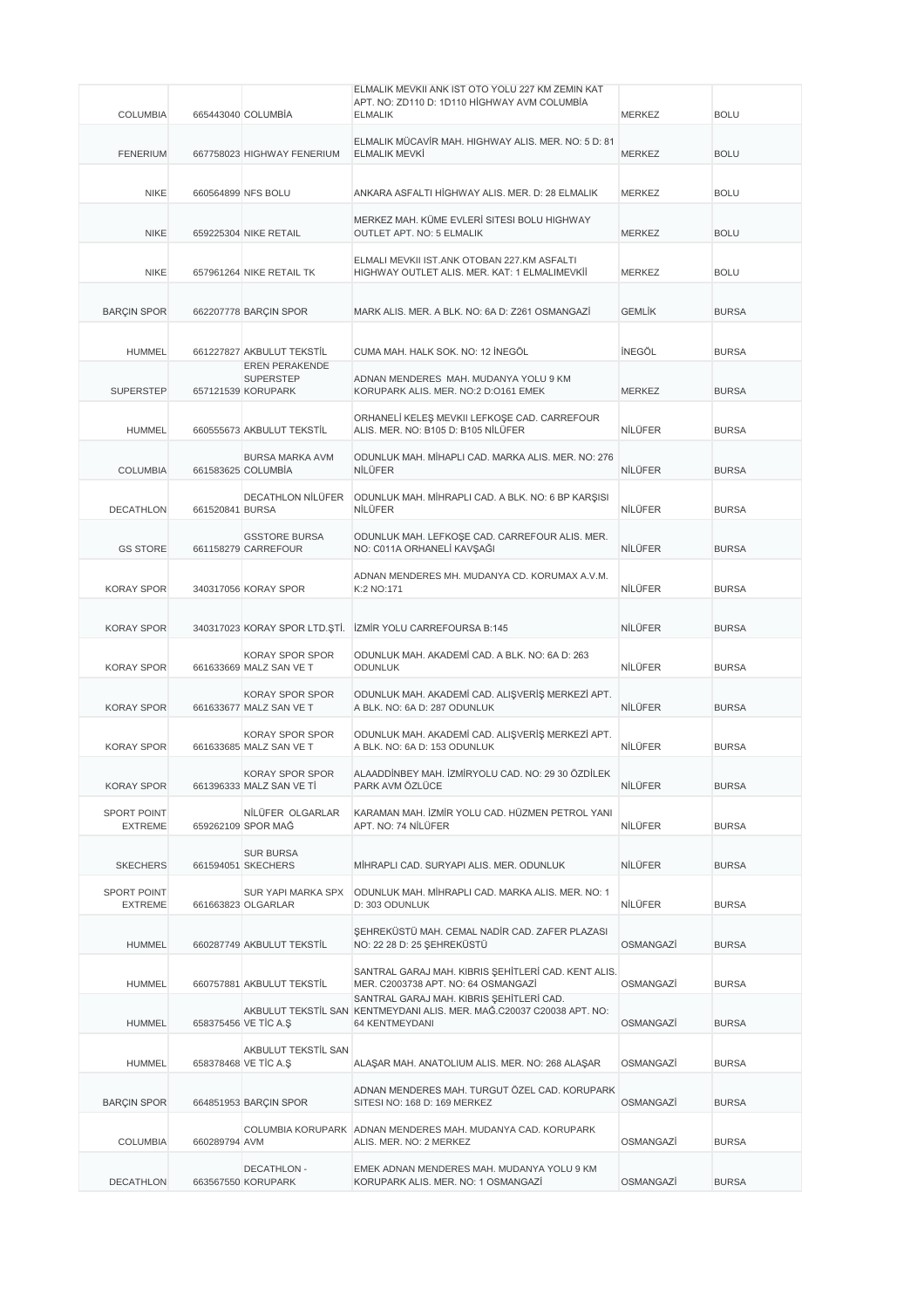| COLUMBIA | 665443040 | COLUMBİA | ELMALIK MEVKII ANK IST OTO YOLU 227 KM ZEMIN KAT APT. NO: ZD110 D: 1D110 HİGHWAY AVM COLUMBİA ELMALIK | MERKEZ | BOLU |
|---|---|---|---|---|---|
| FENERIUM | 667758023 | HIGHWAY FENERIUM | ELMALIK MÜCAVİR MAH. HIGHWAY ALIS. MER. NO: 5 D: 81 ELMALIK MEVKİ | MERKEZ | BOLU |
| NIKE | 660564899 | NFS BOLU | ANKARA ASFALTI HİGHWAY ALIS. MER. D: 28 ELMALIK | MERKEZ | BOLU |
| NIKE | 659225304 | NIKE RETAIL | MERKEZ MAH. KÜME EVLERİ SITESI BOLU HIGHWAY OUTLET APT. NO: 5 ELMALIK | MERKEZ | BOLU |
| NIKE | 657961264 | NIKE RETAIL TK | ELMALI MEVKII IST.ANK OTOBAN 227.KM ASFALTI HIGHWAY OUTLET ALIS. MER. KAT: 1 ELMALIMEVKİİ | MERKEZ | BOLU |
| BARÇIN SPOR | 662207778 | BARÇIN SPOR | MARK ALIS. MER. A BLK. NO: 6A D: Z261 OSMANGAZİ | GEMLİK | BURSA |
| HUMMEL | 661227827 | AKBULUT TEKSTİL | CUMA MAH. HALK SOK. NO: 12 İNEGÖL | İNEGÖL | BURSA |
| SUPERSTEP | 657121539 | EREN PERAKENDE SUPERSTEP KORUPARK | ADNAN MENDERES MAH. MUDANYA YOLU 9 KM KORUPARK ALIS. MER. NO:2 D:O161 EMEK | MERKEZ | BURSA |
| HUMMEL | 660555673 | AKBULUT TEKSTİL | ORHANELİ KELEŞ MEVKII LEFKOŞE CAD. CARREFOUR ALIS. MER. NO: B105 D: B105 NİLÜFER | NİLÜFER | BURSA |
| COLUMBIA | 661583625 | BURSA MARKA AVM COLUMBİA | ODUNLUK MAH. MİHAPLI CAD. MARKA ALIS. MER. NO: 276 NİLÜFER | NİLÜFER | BURSA |
| DECATHLON | 661520841 | DECATHLON NİLÜFER BURSA | ODUNLUK MAH. MİHRAPLI CAD. A BLK. NO: 6 BP KARŞISI NİLÜFER | NİLÜFER | BURSA |
| GS STORE | 661158279 | GSSTORE BURSA CARREFOUR | ODUNLUK MAH. LEFKOŞE CAD. CARREFOUR ALIS. MER. NO: C011A ORHANELİ KAVŞAĞI | NİLÜFER | BURSA |
| KORAY SPOR | 340317056 | KORAY SPOR | ADNAN MENDERES MH. MUDANYA CD. KORUMAX A.V.M. K:2 NO:171 | NİLÜFER | BURSA |
| KORAY SPOR | 340317023 | KORAY SPOR LTD.ŞTİ. | İZMİR YOLU CARREFOURSA B:145 | NİLÜFER | BURSA |
| KORAY SPOR | 661633669 | KORAY SPOR SPOR MALZ SAN VE T | ODUNLUK MAH. AKADEMİ CAD. A BLK. NO: 6A D: 263 ODUNLUK | NİLÜFER | BURSA |
| KORAY SPOR | 661633677 | KORAY SPOR SPOR MALZ SAN VE T | ODUNLUK MAH. AKADEMİ CAD. ALIŞVERİŞ MERKEZİ APT. A BLK. NO: 6A D: 287 ODUNLUK | NİLÜFER | BURSA |
| KORAY SPOR | 661633685 | KORAY SPOR SPOR MALZ SAN VE T | ODUNLUK MAH. AKADEMİ CAD. ALIŞVERİŞ MERKEZİ APT. A BLK. NO: 6A D: 153 ODUNLUK | NİLÜFER | BURSA |
| KORAY SPOR | 661396333 | KORAY SPOR SPOR MALZ SAN VE Tİ | ALAADDİNBEY MAH. İZMİRYOLU CAD. NO: 29 30 ÖZDİLEK PARK AVM ÖZLÜCE | NİLÜFER | BURSA |
| SPORT POINT EXTREME | 659262109 | NİLÜFER OLGARLAR SPOR MAĞ | KARAMAN MAH. İZMİR YOLU CAD. HÜZMEN PETROL YANI APT. NO: 74 NİLÜFER | NİLÜFER | BURSA |
| SKECHERS | 661594051 | SUR BURSA SKECHERS | MİHRAPLI CAD. SURYAPI ALIS. MER. ODUNLUK | NİLÜFER | BURSA |
| SPORT POINT EXTREME | 661663823 | SUR YAPI MARKA SPX OLGARLAR | ODUNLUK MAH. MİHRAPLI CAD. MARKA ALIS. MER. NO: 1 D: 303 ODUNLUK | NİLÜFER | BURSA |
| HUMMEL | 660287749 | AKBULUT TEKSTİL | ŞEHREKÜSTÜ MAH. CEMAL NADİR CAD. ZAFER PLAZASI NO: 22 28 D: 25 ŞEHREKÜSTÜ | OSMANGAZİ | BURSA |
| HUMMEL | 660757881 | AKBULUT TEKSTİL | SANTRAL GARAJ MAH. KIBRIS ŞEHİTLERİ CAD. KENT ALIS. MER. C2003738 APT. NO: 64 OSMANGAZİ | OSMANGAZİ | BURSA |
| HUMMEL | 658375456 | AKBULUT TEKSTİL SAN VE TİC A.Ş | SANTRAL GARAJ MAH. KIBRIS ŞEHİTLERİ CAD. KENTMEYDANI ALIS. MER. MAĞ.C20037 C20038 APT. NO: 64 KENTMEYDANI | OSMANGAZİ | BURSA |
| HUMMEL | 658378468 | AKBULUT TEKSTİL SAN VE TİC A.Ş | ALAŞAR MAH. ANATOLIUM ALIS. MER. NO: 268 ALAŞAR | OSMANGAZİ | BURSA |
| BARÇIN SPOR | 664851953 | BARÇIN SPOR | ADNAN MENDERES MAH. TURGUT ÖZEL CAD. KORUPARK SITESI NO: 168 D: 169 MERKEZ | OSMANGAZİ | BURSA |
| COLUMBIA | 660289794 | COLUMBIA KORUPARK AVM | ADNAN MENDERES MAH. MUDANYA CAD. KORUPARK ALIS. MER. NO: 2 MERKEZ | OSMANGAZİ | BURSA |
| DECATHLON | 663567550 | DECATHLON - KORUPARK | EMEK ADNAN MENDERES MAH. MUDANYA YOLU 9 KM KORUPARK ALIS. MER. NO: 1 OSMANGAZİ | OSMANGAZİ | BURSA |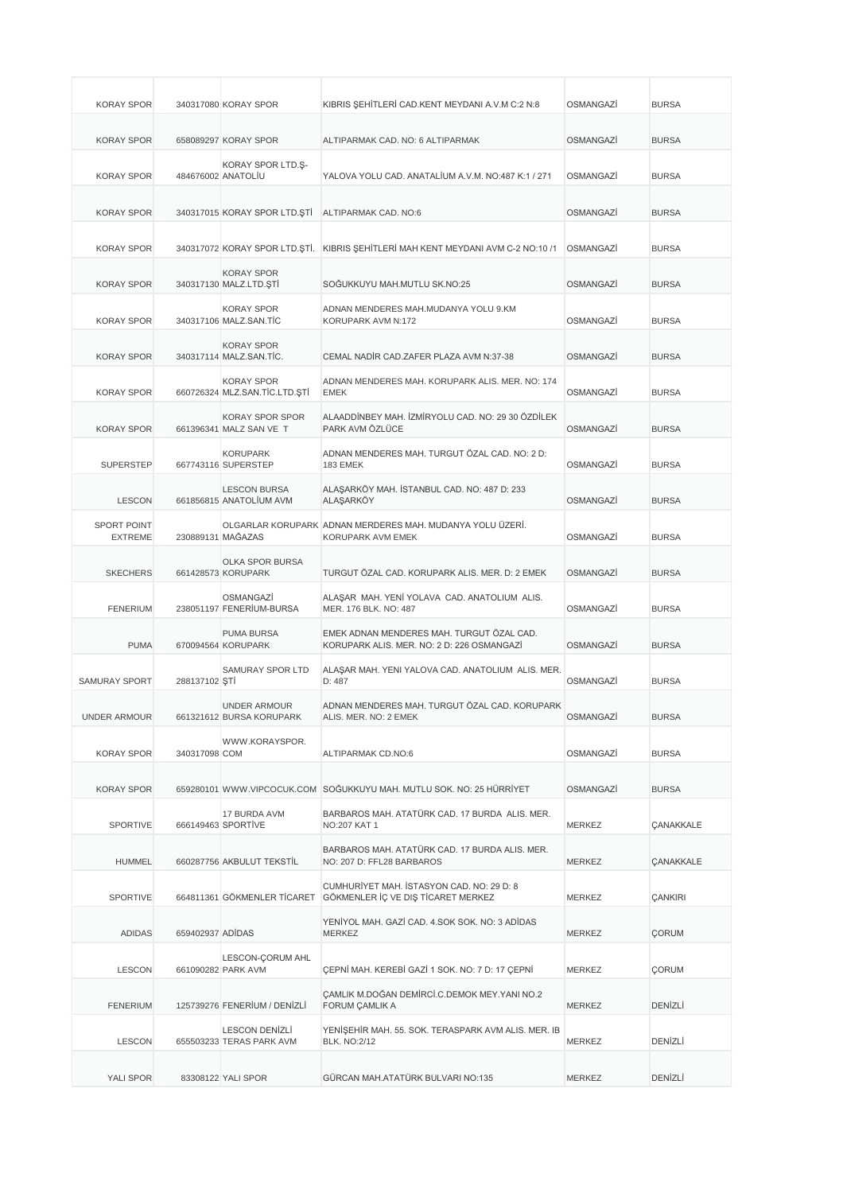| | | | | | |
|---|---|---|---|---|---|
| KORAY SPOR | 340317080 | KORAY SPOR | KIBRIS ŞEHİTLERİ CAD.KENT MEYDANI A.V.M C:2 N:8 | OSMANGAZİ | BURSA |
| KORAY SPOR | 658089297 | KORAY SPOR | ALTIPARMAK CAD. NO: 6 ALTIPARMAK | OSMANGAZİ | BURSA |
| KORAY SPOR | 484676002 | KORAY SPOR LTD.Ş-ANATOLİU | YALOVA YOLU CAD. ANATALİUM A.V.M. NO:487 K:1 / 271 | OSMANGAZİ | BURSA |
| KORAY SPOR | 340317015 | KORAY SPOR LTD.ŞTİ | ALTIPARMAK CAD. NO:6 | OSMANGAZİ | BURSA |
| KORAY SPOR | 340317072 | KORAY SPOR LTD.ŞTİ. | KIBRIS ŞEHİTLERİ MAH KENT MEYDANI AVM C-2 NO:10 /1 | OSMANGAZİ | BURSA |
| KORAY SPOR | 340317130 | KORAY SPOR MALZ.LTD.ŞTİ | SOĞUKKUYU MAH.MUTLU SK.NO:25 | OSMANGAZİ | BURSA |
| KORAY SPOR | 340317106 | KORAY SPOR MALZ.SAN.TİC | ADNAN MENDERES MAH.MUDANYA YOLU 9.KM KORUPARK AVM N:172 | OSMANGAZİ | BURSA |
| KORAY SPOR | 340317114 | KORAY SPOR MALZ.SAN.TİC. | CEMAL NADİR CAD.ZAFER PLAZA AVM N:37-38 | OSMANGAZİ | BURSA |
| KORAY SPOR | 660726324 | KORAY SPOR MLZ.SAN.TİC.LTD.ŞTİ | ADNAN MENDERES MAH. KORUPARK ALIS. MER. NO: 174 EMEK | OSMANGAZİ | BURSA |
| KORAY SPOR | 661396341 | KORAY SPOR SPOR MALZ SAN VE T | ALAADDİNBEY MAH. İZMİRYOLU CAD. NO: 29 30 ÖZDİLEK PARK AVM ÖZLÜCE | OSMANGAZİ | BURSA |
| SUPERSTEP | 667743116 | KORUPARK SUPERSTEP | ADNAN MENDERES MAH. TURGUT ÖZAL CAD. NO: 2 D: 183 EMEK | OSMANGAZİ | BURSA |
| LESCON | 661856815 | LESCON BURSA ANATOLİUM AVM | ALAŞARKÖY MAH. İSTANBUL CAD. NO: 487 D: 233 ALAŞARKÖY | OSMANGAZİ | BURSA |
| SPORT POINT EXTREME | 230889131 | OLGARLAR KORUPARK MAĞAZAS | ADNAN MERDERES MAH. MUDANYA YOLU ÜZERİ. KORUPARK AVM EMEK | OSMANGAZİ | BURSA |
| SKECHERS | 661428573 | OLKA SPOR BURSA KORUPARK | TURGUT ÖZAL CAD. KORUPARK ALIS. MER. D: 2 EMEK | OSMANGAZİ | BURSA |
| FENERIUM | 238051197 | OSMANGAZİ FENERİUM-BURSA | ALAŞAR MAH. YENİ YOLAVA CAD. ANATOLIUM ALIS. MER. 176 BLK. NO: 487 | OSMANGAZİ | BURSA |
| PUMA | 670094564 | PUMA BURSA KORUPARK | EMEK ADNAN MENDERES MAH. TURGUT ÖZAL CAD. KORUPARK ALIS. MER. NO: 2 D: 226 OSMANGAZİ | OSMANGAZİ | BURSA |
| SAMURAY SPORT | 288137102 | SAMURAY SPOR LTD ŞTİ | ALAŞAR MAH. YENI YALOVA CAD. ANATOLIUM ALIS. MER. D: 487 | OSMANGAZİ | BURSA |
| UNDER ARMOUR | 661321612 | UNDER ARMOUR BURSA KORUPARK | ADNAN MENDERES MAH. TURGUT ÖZAL CAD. KORUPARK ALIS. MER. NO: 2 EMEK | OSMANGAZİ | BURSA |
| KORAY SPOR | 340317098 | WWW.KORAYSPOR.COM | ALTIPARMAK CD.NO:6 | OSMANGAZİ | BURSA |
| KORAY SPOR | 659280101 | WWW.VIPCOCUK.COM | SOĞUKKUYU MAH. MUTLU SOK. NO: 25 HÜRRİYET | OSMANGAZİ | BURSA |
| SPORTIVE | 666149463 | 17 BURDA AVM SPORTİVE | BARBAROS MAH. ATATÜRK CAD. 17 BURDA ALIS. MER. NO:207 KAT 1 | MERKEZ | ÇANAKKALE |
| HUMMEL | 660287756 | AKBULUT TEKSTİL | BARBAROS MAH. ATATÜRK CAD. 17 BURDA ALIS. MER. NO: 207 D: FFL28 BARBAROS | MERKEZ | ÇANAKKALE |
| SPORTIVE | 664811361 | GÖKMENLER TİCARET | CUMHURİYET MAH. İSTASYON CAD. NO: 29 D: 8 GÖKMENLER İÇ VE DIŞ TİCARET MERKEZ | MERKEZ | ÇANKIRI |
| ADIDAS | 659402937 | ADİDAS | YENİYOL MAH. GAZİ CAD. 4.SOK SOK. NO: 3 ADİDAS MERKEZ | MERKEZ | ÇORUM |
| LESCON | 661090282 | LESCON-ÇORUM AHL PARK AVM | ÇEPNİ MAH. KEREBİ GAZİ 1 SOK. NO: 7 D: 17 ÇEPNİ | MERKEZ | ÇORUM |
| FENERIUM | 125739276 | FENERİUM / DENİZLİ | ÇAMLIK M.DOĞAN DEMİRCİ.C.DEMOK MEY.YANI NO.2 FORUM ÇAMLIK A | MERKEZ | DENİZLİ |
| LESCON | 655503233 | LESCON DENİZLİ TERAS PARK AVM | YENİŞEHİR MAH. 55. SOK. TERASPARK AVM ALIS. MER. IB BLK. NO:2/12 | MERKEZ | DENİZLİ |
| YALI SPOR | 83308122 | YALI SPOR | GÜRCAN MAH.ATATÜRK BULVARI NO:135 | MERKEZ | DENİZLİ |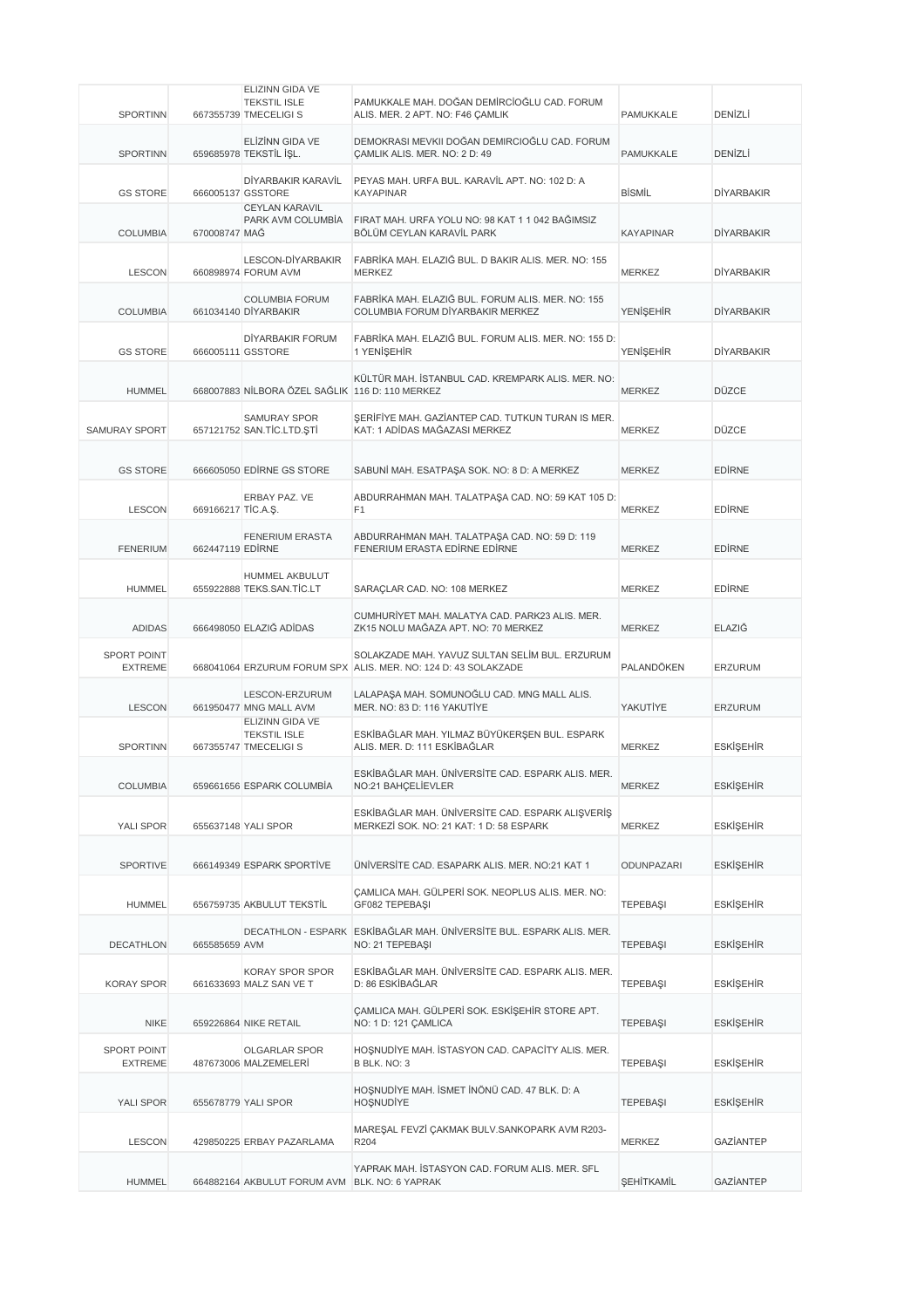| | | | | | |
|---|---|---|---|---|---|
| SPORTINN | 667355739 | ELIZINN GIDA VE TEKSTIL ISLE TMECELIGI S | PAMUKKALE MAH. DOĞAN DEMİRCİOĞLU CAD. FORUM ALIS. MER. 2 APT. NO: F46 ÇAMLIK | PAMUKKALE | DENİZLİ |
| SPORTINN | 659685978 | ELİZİNN GIDA VE TEKSTİL İŞL. | DEMOKRASI MEVKII DOĞAN DEMIRCIOĞLU CAD. FORUM ÇAMLIK ALIS. MER. NO: 2 D: 49 | PAMUKKALE | DENİZLİ |
| GS STORE | 666005137 | DİYARBAKIR KARAVİL GSSTORE | PEYAS MAH. URFA BUL. KARAVİL APT. NO: 102 D: A KAYAPINAR | BİSMİL | DİYARBAKIR |
| COLUMBIA | 670008747 | CEYLAN KARAVIL PARK AVM COLUMBİA MAĞ | FIRAT MAH. URFA YOLU NO: 98 KAT 1 1 042 BAĞIMSIZ BÖLÜM CEYLAN KARAVİL PARK | KAYAPINAR | DİYARBAKIR |
| LESCON | 660898974 | LESCON-DİYARBAKIR FORUM AVM | FABRİKA MAH. ELAZIĞ BUL. D BAKIR ALIS. MER. NO: 155 MERKEZ | MERKEZ | DİYARBAKIR |
| COLUMBIA | 661034140 | COLUMBIA FORUM DİYARBAKIR | FABRİKA MAH. ELAZIĞ BUL. FORUM ALIS. MER. NO: 155 COLUMBIA FORUM DİYARBAKIR MERKEZ | YENİŞEHİR | DİYARBAKIR |
| GS STORE | 666005111 | DİYARBAKIR FORUM GSSTORE | FABRİKA MAH. ELAZIĞ BUL. FORUM ALIS. MER. NO: 155 D: 1 YENİŞEHİR | YENİŞEHİR | DİYARBAKIR |
| HUMMEL | 668007883 | NİLBORA ÖZEL SAĞLIK | KÜLTÜR MAH. İSTANBUL CAD. KREMPARK ALIS. MER. NO: 116 D: 110 MERKEZ | MERKEZ | DÜZCE |
| SAMURAY SPORT | 657121752 | SAMURAY SPOR SAN.TİC.LTD.ŞTİ | ŞERİFİYE MAH. GAZİANTEP CAD. TUTKUN TURAN IS MER. KAT: 1 ADİDAS MAĞAZASI MERKEZ | MERKEZ | DÜZCE |
| GS STORE | 666605050 | EDİRNE GS STORE | SABUNİ MAH. ESATPAŞA SOK. NO: 8 D: A MERKEZ | MERKEZ | EDİRNE |
| LESCON | 669166217 | ERBAY PAZ. VE TİC.A.Ş. | ABDURRAHMAN MAH. TALATPAŞA CAD. NO: 59 KAT 105 D: F1 | MERKEZ | EDİRNE |
| FENERIUM | 662447119 | FENERIUM ERASTA EDİRNE | ABDURRAHMAN MAH. TALATPAŞA CAD. NO: 59 D: 119 FENERIUM ERASTA EDİRNE EDİRNE | MERKEZ | EDİRNE |
| HUMMEL | 655922888 | HUMMEL AKBULUT TEKS.SAN.TİC.LT | SARAÇLAR CAD. NO: 108 MERKEZ | MERKEZ | EDİRNE |
| ADIDAS | 666498050 | ELAZIĞ ADİDAS | CUMHURİYET MAH. MALATYA CAD. PARK23 ALIS. MER. ZK15 NOLU MAĞAZA APT. NO: 70 MERKEZ | MERKEZ | ELAZIĞ |
| SPORT POINT EXTREME | 668041064 | ERZURUM FORUM SPX | SOLAKZADE MAH. YAVUZ SULTAN SELİM BUL. ERZURUM ALIS. MER. NO: 124 D: 43 SOLAKZADE | PALANDÖKEN | ERZURUM |
| LESCON | 661950477 | LESCON-ERZURUM MNG MALL AVM | LALAPAŞA MAH. SOMUNOĞLU CAD. MNG MALL ALIS. MER. NO: 83 D: 116 YAKUTİYE | YAKUTİYE | ERZURUM |
| SPORTINN | 667355747 | ELIZINN GIDA VE TEKSTIL ISLE TMECELIGI S | ESKİBAĞLAR MAH. YILMAZ BÜYÜKERŞEN BUL. ESPARK ALIS. MER. D: 111 ESKİBAĞLAR | MERKEZ | ESKİŞEHİR |
| COLUMBIA | 659661656 | ESPARK COLUMBİA | ESKİBAĞLAR MAH. ÜNİVERSİTE CAD. ESPARK ALIS. MER. NO:21 BAHÇELİEVLER | MERKEZ | ESKİŞEHİR |
| YALI SPOR | 655637148 | YALI SPOR | ESKİBAĞLAR MAH. ÜNİVERSİTE CAD. ESPARK ALIŞVERİŞ MERKEZİ SOK. NO: 21 KAT: 1 D: 58 ESPARK | MERKEZ | ESKİŞEHİR |
| SPORTIVE | 666149349 | ESPARK SPORTİVE | ÜNİVERSİTE CAD. ESAPARK ALIS. MER. NO:21 KAT 1 | ODUNPAZARI | ESKİŞEHİR |
| HUMMEL | 656759735 | AKBULUT TEKSTİL | ÇAMLICA MAH. GÜLPERİ SOK. NEOPLUS ALIS. MER. NO: GF082 TEPEBAŞI | TEPEBAŞI | ESKİŞEHİR |
| DECATHLON | 665585659 | DECATHLON - ESPARK AVM | ESKİBAĞLAR MAH. ÜNİVERSİTE BUL. ESPARK ALIS. MER. NO: 21 TEPEBAŞI | TEPEBAŞI | ESKİŞEHİR |
| KORAY SPOR | 661633693 | KORAY SPOR SPOR MALZ SAN VE T | ESKİBAĞLAR MAH. ÜNİVERSİTE CAD. ESPARK ALIS. MER. D: 86 ESKİBAĞLAR | TEPEBAŞI | ESKİŞEHİR |
| NIKE | 659226864 | NIKE RETAIL | ÇAMLICA MAH. GÜLPERİ SOK. ESKİŞEHİR STORE APT. NO: 1 D: 121 ÇAMLICA | TEPEBAŞI | ESKİŞEHİR |
| SPORT POINT EXTREME | 487673006 | OLGARLAR SPOR MALZEMELERİ | HOŞNUDİYE MAH. İSTASYON CAD. CAPACİTY ALIS. MER. B BLK. NO: 3 | TEPEBAŞI | ESKİŞEHİR |
| YALI SPOR | 655678779 | YALI SPOR | HOŞNUDİYE MAH. İSMET İNÖNÜ CAD. 47 BLK. D: A HOŞNUDİYE | TEPEBAŞI | ESKİŞEHİR |
| LESCON | 429850225 | ERBAY PAZARLAMA | MAREŞAL FEVZİ ÇAKMAK BULV.SANKOPARK AVM R203-R204 | MERKEZ | GAZİANTEP |
| HUMMEL | 664882164 | AKBULUT FORUM AVM | YAPRAK MAH. İSTASYON CAD. FORUM ALIS. MER. SFL BLK. NO: 6 YAPRAK | ŞEHİTKAMİL | GAZİANTEP |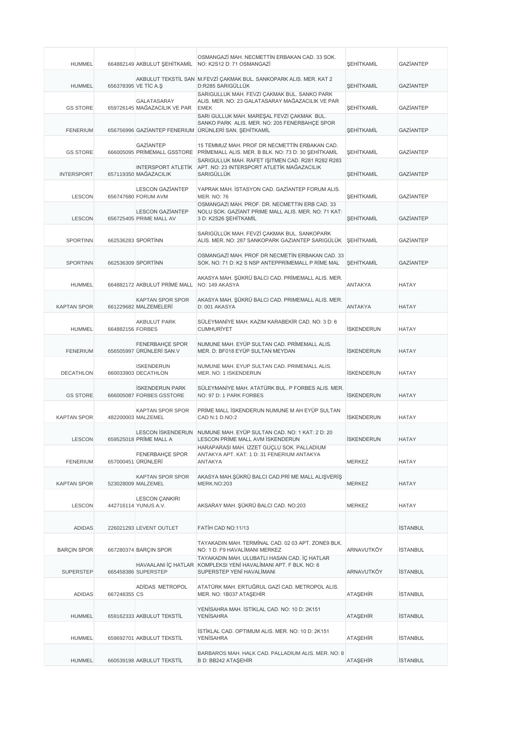| | | | | | |
|---|---|---|---|---|---|
| HUMMEL | 664882149 | AKBULUT ŞEHİTKAMİL | OSMANGAZİ MAH. NECMETTİN ERBAKAN CAD. 33 SOK. NO: K2S12 D: 71 OSMANGAZİ | ŞEHİTKAMİL | GAZİANTEP |
| HUMMEL | 656378395 | AKBULUT TEKSTİL SAN VE TİC A.Ş | M.FEVZİ ÇAKMAK BUL. SANKOPARK ALIS. MER. KAT 2 D:R285 SARIGÜLLÜK | ŞEHİTKAMİL | GAZİANTEP |
| GS STORE | 659726145 | GALATASARAY MAĞAZACILIK VE PAR | SARIGULLUK MAH. FEVZI ÇAKMAK BUL. SANKO PARK ALIS. MER. NO: 23 GALATASARAY MAĞAZACILIK VE PAR EMEK | ŞEHİTKAMİL | GAZİANTEP |
| FENERIUM | 656756996 | GAZİANTEP FENERIUM | SARI GULLUK MAH. MAREŞAL FEVZI ÇAKMAK BUL. SANKO PARK ALIS. MER. NO: 205 FENERBAHÇE SPOR ÜRÜNLERİ SAN. ŞEHİTKAMİL | ŞEHİTKAMİL | GAZİANTEP |
| GS STORE | 666005095 | GAZİANTEP PRİMEMALL GSSTORE | 15 TEMMUZ MAH. PROF DR NECMETTİN ERBAKAN CAD. PRİMEMALL ALIS. MER. B BLK. NO: 73 D: 30 ŞEHİTKAMİL | ŞEHİTKAMİL | GAZİANTEP |
| INTERSPORT | 657119350 | INTERSPORT ATLETİK MAĞAZACILIK | SARIGULLUK MAH. RAFET IŞITMEN CAD. R281 R282 R283 APT. NO: 23 INTERSPORT ATLETİK MAĞAZACILIK SARIGÜLLÜK | ŞEHİTKAMİL | GAZİANTEP |
| LESCON | 656747680 | LESCON GAZİANTEP FORUM AVM | YAPRAK MAH. İSTASYON CAD. GAZİANTEP FORUM ALIS. MER. NO: 76 | ŞEHİTKAMİL | GAZİANTEP |
| LESCON | 656725405 | LESCON GAZİANTEP PRIME MALL AV | OSMANGAZI MAH. PROF. DR. NECMETTIN ERB CAD. 33 NOLU SOK. GAZİANT PRIME MALL ALIS. MER. NO: 71 KAT: 3 D: K2S26 ŞEHİTKAMİL | ŞEHİTKAMİL | GAZİANTEP |
| SPORTINN | 662536283 | SPORTİNN | SARIGÜLLÜK MAH. FEVZI ÇAKMAK BUL. SANKOPARK ALIS. MER. NO: 287 SANKOPARK GAZIANTEP SARIGÜLÜK | ŞEHİTKAMİL | GAZİANTEP |
| SPORTINN | 662536309 | SPORTİNN | OSMANGAZİ MAH. PROF DR NECMETİN ERBAKAN CAD. 33 SOK. NO: 71 D: K2 S NSP ANTEPPRİMEMALL P RİME MAL | ŞEHİTKAMİL | GAZİANTEP |
| HUMMEL | 664882172 | AKBULUT PRİME MALL | AKASYA MAH. ŞÜKRÜ BALCI CAD. PRİMEMALL ALIS. MER. NO: 149 AKASYA | ANTAKYA | HATAY |
| KAPTAN SPOR | 661229682 | KAPTAN SPOR SPOR MALZEMELERİ | AKASYA MAH. ŞÜKRÜ BALCI CAD. PRIMEMALL ALIS. MER. D: 001 AKASYA | ANTAKYA | HATAY |
| HUMMEL | 664882156 | AKBULUT PARK FORBES | SÜLEYMANİYE MAH. KAZIM KARABEKİR CAD. NO: 3 D: 6 CUMHURİYET | İSKENDERUN | HATAY |
| FENERIUM | 656505997 | FENERBAHÇE SPOR ÜRÜNLERİ SAN.V | NUMUNE MAH. EYÜP SULTAN CAD. PRİMEMALL ALIS. MER. D: BF018 EYÜP SULTAN MEYDAN | İSKENDERUN | HATAY |
| DECATHLON | 660033903 | ISKENDERUN DECATHLON | NUMUNE MAH. EYUP SULTAN CAD. PRIMEMALL ALIS. MER. NO: 1 ISKENDERUN | İSKENDERUN | HATAY |
| GS STORE | 666005087 | İSKENDERUN PARK FORBES GSSTORE | SÜLEYMANİYE MAH. ATATÜRK BUL. P FORBES ALIS. MER. NO: 97 D: 1 PARK FORBES | İSKENDERUN | HATAY |
| KAPTAN SPOR | 482200003 | KAPTAN SPOR SPOR MALZEMEL | PRİME MALL İSKENDERUN NUMUNE M AH EYÜP SULTAN CAD N:1 D.NO:2 | İSKENDERUN | HATAY |
| LESCON | 659525018 | LESCON İSKENDERUN PRİME MALL A | NUMUNE MAH. EYÜP SULTAN CAD. NO: 1 KAT: 2 D: 20 LESCON PRİME MALL AVM İSKENDERUN | İSKENDERUN | HATAY |
| FENERIUM | 657000451 | FENERBAHÇE SPOR ÜRÜNLERİ | HARAPARASI MAH. IZZET GUÇLU SOK. PALLADIUM ANTAKYA APT. KAT: 1 D: 31 FENERIUM ANTAKYA ANTAKYA | MERKEZ | HATAY |
| KAPTAN SPOR | 523028009 | KAPTAN SPOR SPOR MALZEMEL | AKASYA MAH.ŞÜKRÜ BALCI CAD.PRİ ME MALL ALIŞVERİŞ MERK.NO:203 | MERKEZ | HATAY |
| LESCON | 442716114 | LESCON ÇANKIRI YUNUS A.V. | AKSARAY MAH. ŞÜKRÜ BALCI CAD. NO:203 | MERKEZ | HATAY |
| ADIDAS | 226021293 | LEVENT OUTLET | FATİH CAD NO:11/13 | | İSTANBUL |
| BARÇIN SPOR | 667280374 | BARÇIN SPOR | TAYAKADIN MAH. TERMİNAL CAD. 02 03 APT. ZONE9 BLK. NO: 1 D: F9 HAVALİMANI MERKEZ | ARNAVUTKÖY | İSTANBUL |
| SUPERSTEP | 665458386 | HAVAALANI İÇ HATLAR SUPERSTEP | TAYAKADIN MAH. ULUBATLI HASAN CAD. İÇ HATLAR KOMPLEKSI YENİ HAVALİMANI APT. F BLK. NO: 6 SUPERSTEP YENİ HAVALİMANI | ARNAVUTKÖY | İSTANBUL |
| ADIDAS | 667248355 | ADİDAS METROPOL CS | ATATÜRK MAH. ERTUĞRUL GAZİ CAD. METROPOL ALIS. MER. NO: 1B037 ATAŞEHİR | ATAŞEHİR | İSTANBUL |
| HUMMEL | 659162333 | AKBULUT TEKSTİL | YENİSAHRA MAH. İSTİKLAL CAD. NO: 10 D: 2K151 YENİSAHRA | ATAŞEHİR | İSTANBUL |
| HUMMEL | 659692701 | AKBULUT TEKSTİL | İSTİKLAL CAD. OPTIMUM ALIS. MER. NO: 10 D: 2K151 YENİSAHRA | ATAŞEHİR | İSTANBUL |
| HUMMEL | 660539198 | AKBULUT TEKSTİL | BARBAROS MAH. HALK CAD. PALLADIUM ALIS. MER. NO: 8 B D: BB242 ATAŞEHİR | ATAŞEHİR | İSTANBUL |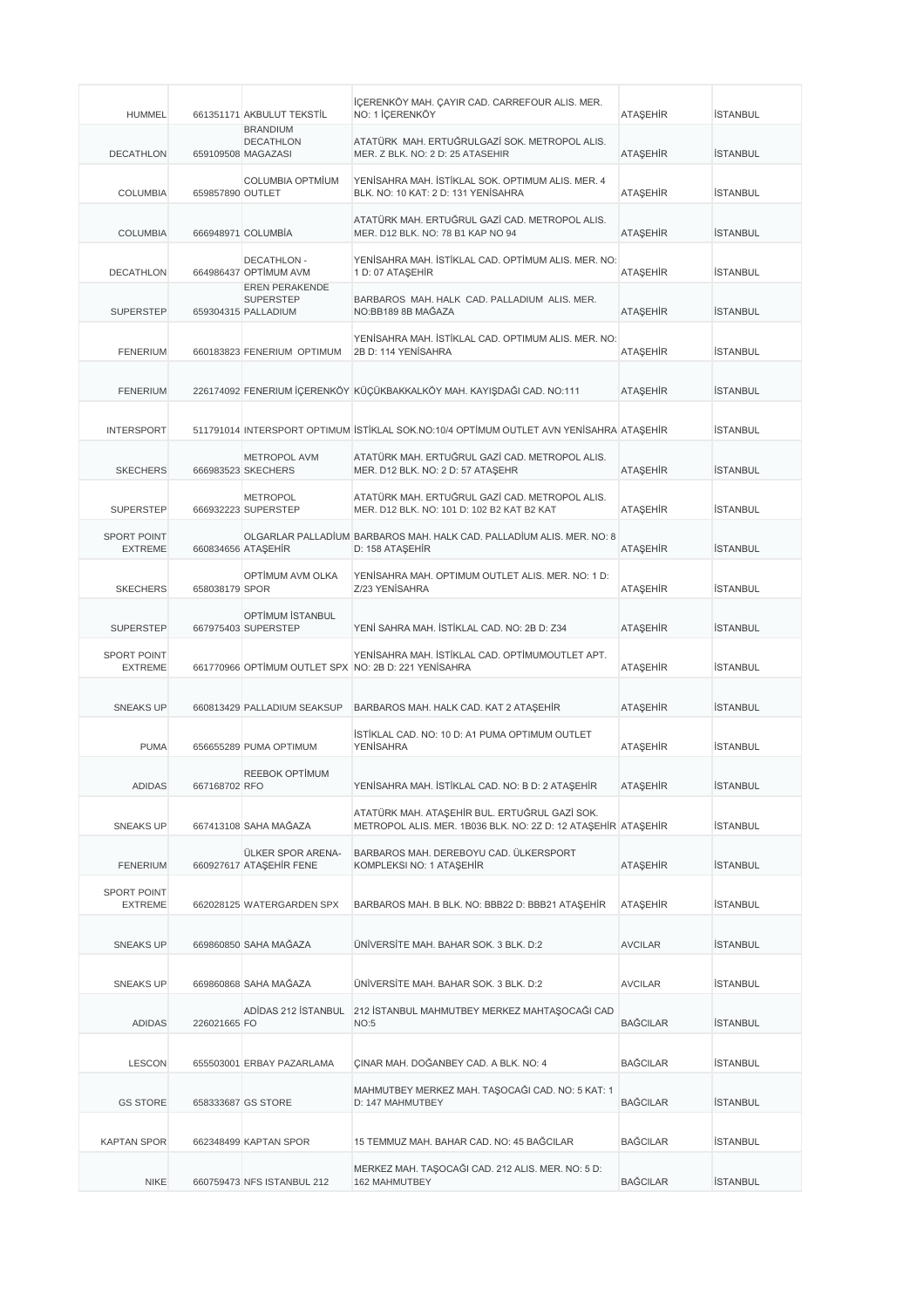| | | | | | |
|---|---|---|---|---|---|
| HUMMEL | 661351171 | AKBULUT TEKSTİL | İÇERENKÖY MAH. ÇAYIR CAD. CARREFOUR ALIS. MER. NO: 1 İÇERENKÖY | ATAŞEHİR | İSTANBUL |
| DECATHLON | 659109508 | BRANDIUM DECATHLON MAGAZASI | ATATÜRK MAH. ERTUĞRULGAZİ SOK. METROPOL ALIS. MER. Z BLK. NO: 2 D: 25 ATASEHIR | ATAŞEHİR | İSTANBUL |
| COLUMBIA | 659857890 | COLUMBIA OPTMİUM OUTLET | YENİSAHRA MAH. İSTİKLAL SOK. OPTIMUM ALIS. MER. 4 BLK. NO: 10 KAT: 2 D: 131 YENİSAHRA | ATAŞEHİR | İSTANBUL |
| COLUMBIA | 666948971 | COLUMBİA | ATATÜRK MAH. ERTUĞRUL GAZİ CAD. METROPOL ALIS. MER. D12 BLK. NO: 78 B1 KAP NO 94 | ATAŞEHİR | İSTANBUL |
| DECATHLON | 664986437 | DECATHLON - OPTİMUM AVM | YENİSAHRA MAH. İSTİKLAL CAD. OPTİMUM ALIS. MER. NO: 1 D: 07 ATAŞEHİR | ATAŞEHİR | İSTANBUL |
| SUPERSTEP | 659304315 | EREN PERAKENDE SUPERSTEP PALLADIUM | BARBAROS MAH. HALK CAD. PALLADIUM ALIS. MER. NO:BB189 8B MAĞAZA | ATAŞEHİR | İSTANBUL |
| FENERIUM | 660183823 | FENERIUM OPTIMUM | YENİSAHRA MAH. İSTİKLAL CAD. OPTIMUM ALIS. MER. NO: 2B D: 114 YENİSAHRA | ATAŞEHİR | İSTANBUL |
| FENERIUM | 226174092 | FENERIUM İÇERENKÖY | KÜÇÜKBAKKALKÖY MAH. KAYIŞDAĞI CAD. NO:111 | ATAŞEHİR | İSTANBUL |
| INTERSPORT | 511791014 | INTERSPORT OPTIMUM | İSTİKLAL SOK.NO:10/4 OPTİMUM OUTLET AVN YENİSAHRA | ATAŞEHİR | İSTANBUL |
| SKECHERS | 666983523 | METROPOL AVM SKECHERS | ATATÜRK MAH. ERTUĞRUL GAZİ CAD. METROPOL ALIS. MER. D12 BLK. NO: 2 D: 57 ATAŞEHR | ATAŞEHİR | İSTANBUL |
| SUPERSTEP | 666932223 | METROPOL SUPERSTEP | ATATÜRK MAH. ERTUĞRUL GAZİ CAD. METROPOL ALIS. MER. D12 BLK. NO: 101 D: 102 B2 KAT B2 KAT | ATAŞEHİR | İSTANBUL |
| SPORT POINT EXTREME | 660834656 | OLGARLAR PALLADİUM ATAŞEHİR | BARBAROS MAH. HALK CAD. PALLADİUM ALIS. MER. NO: 8 D: 158 ATAŞEHİR | ATAŞEHİR | İSTANBUL |
| SKECHERS | 658038179 | OPTİMUM AVM OLKA SPOR | YENİSAHRA MAH. OPTIMUM OUTLET ALIS. MER. NO: 1 D: Z/23 YENİSAHRA | ATAŞEHİR | İSTANBUL |
| SUPERSTEP | 667975403 | OPTİMUM İSTANBUL SUPERSTEP | YENİ SAHRA MAH. İSTİKLAL CAD. NO: 2B D: Z34 | ATAŞEHİR | İSTANBUL |
| SPORT POINT EXTREME | 661770966 | OPTİMUM OUTLET SPX | YENİSAHRA MAH. İSTİKLAL CAD. OPTİMUMOUTLET APT. NO: 2B D: 221 YENİSAHRA | ATAŞEHİR | İSTANBUL |
| SNEAKS UP | 660813429 | PALLADIUM SEAKSUP | BARBAROS MAH. HALK CAD. KAT 2 ATAŞEHİR | ATAŞEHİR | İSTANBUL |
| PUMA | 656655289 | PUMA OPTIMUM | İSTİKLAL CAD. NO: 10 D: A1 PUMA OPTIMUM OUTLET YENİSAHRA | ATAŞEHİR | İSTANBUL |
| ADIDAS | 667168702 | REEBOK OPTİMUM RFO | YENİSAHRA MAH. İSTİKLAL CAD. NO: B D: 2 ATAŞEHİR | ATAŞEHİR | İSTANBUL |
| SNEAKS UP | 667413108 | SAHA MAĞAZA | ATATÜRK MAH. ATAŞEHİR BUL. ERTUĞRUL GAZİ SOK. METROPOL ALIS. MER. 1B036 BLK. NO: 2Z D: 12 ATAŞEHİR | ATAŞEHİR | İSTANBUL |
| FENERIUM | 660927617 | ÜLKER SPOR ARENA- ATAŞEHİR FENE | BARBAROS MAH. DEREBOYU CAD. ÜLKERSPORT KOMPLEKSI NO: 1 ATAŞEHİR | ATAŞEHİR | İSTANBUL |
| SPORT POINT EXTREME | 662028125 | WATERGARDEN SPX | BARBAROS MAH. B BLK. NO: BBB22 D: BBB21 ATAŞEHİR | ATAŞEHİR | İSTANBUL |
| SNEAKS UP | 669860850 | SAHA MAĞAZA | ÜNİVERSİTE MAH. BAHAR SOK. 3 BLK. D:2 | AVCILAR | İSTANBUL |
| SNEAKS UP | 669860868 | SAHA MAĞAZA | ÜNİVERSİTE MAH. BAHAR SOK. 3 BLK. D:2 | AVCILAR | İSTANBUL |
| ADIDAS | 226021665 | ADİDAS 212 İSTANBUL FO | 212 İSTANBUL MAHMUTBEY MERKEZ MAHTAŞOCAĞI CAD NO:5 | BAĞCILAR | İSTANBUL |
| LESCON | 655503001 | ERBAY PAZARLAMA | ÇINAR MAH. DOĞANBEY CAD. A BLK. NO: 4 | BAĞCILAR | İSTANBUL |
| GS STORE | 658333687 | GS STORE | MAHMUTBEY MERKEZ MAH. TAŞOCAĞI CAD. NO: 5 KAT: 1 D: 147 MAHMUTBEY | BAĞCILAR | İSTANBUL |
| KAPTAN SPOR | 662348499 | KAPTAN SPOR | 15 TEMMUZ MAH. BAHAR CAD. NO: 45 BAĞCILAR | BAĞCILAR | İSTANBUL |
| NIKE | 660759473 | NFS ISTANBUL 212 | MERKEZ MAH. TAŞOCAĞI CAD. 212 ALIS. MER. NO: 5 D: 162 MAHMUTBEY | BAĞCILAR | İSTANBUL |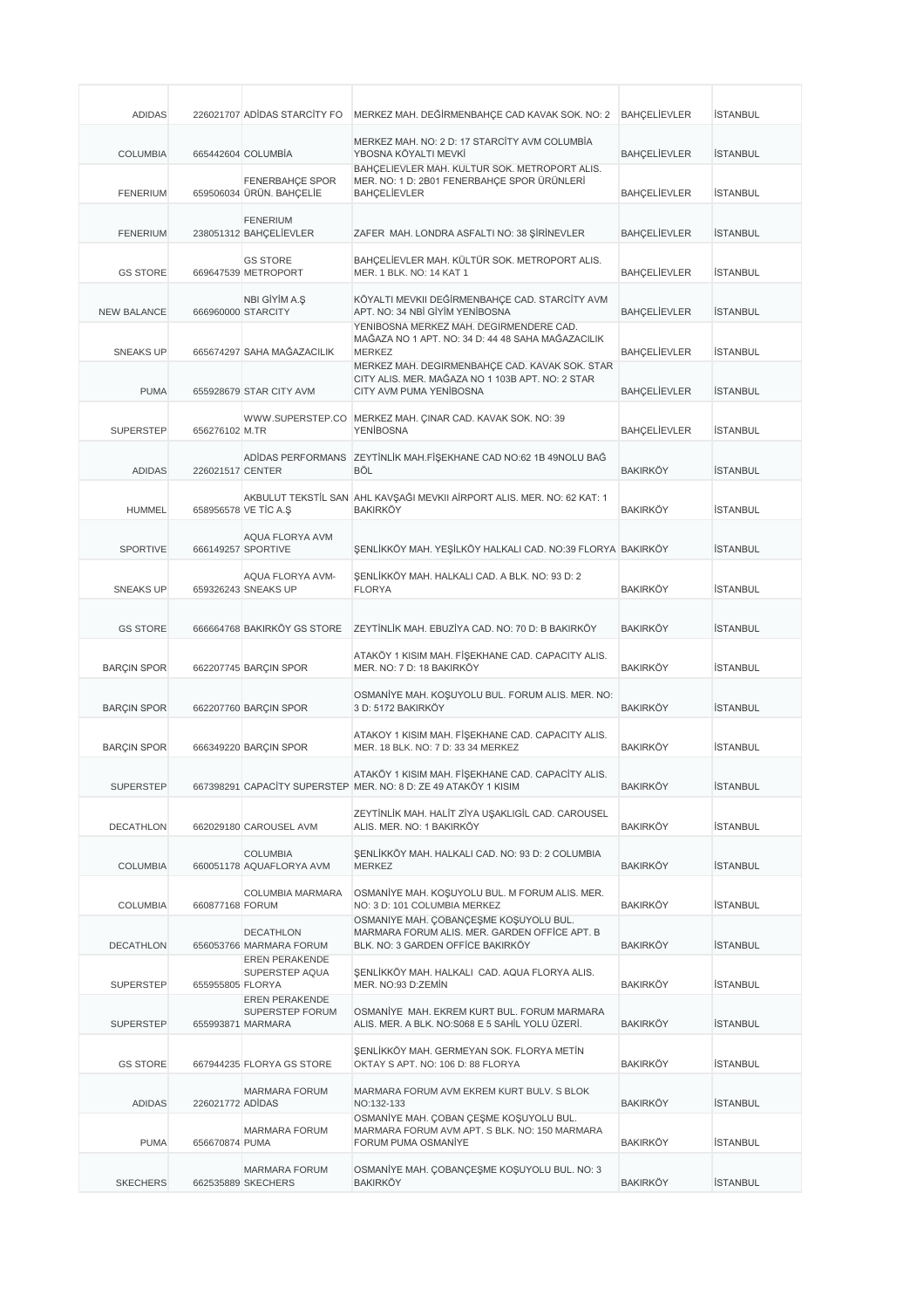| ADIDAS | 226021707 | ADİDAS STARCİTY FO | MERKEZ MAH. DEĞİRMENBAHÇE CAD KAVAK SOK. NO: 2 | BAHÇELİEVLER | İSTANBUL |
|---|---|---|---|---|---|
| COLUMBIA | 665442604 | COLUMBİA | MERKEZ MAH. NO: 2 D: 17 STARCİTY AVM COLUMBİA YBOSNA KÖYALTI MEVKİ | BAHÇELİEVLER | İSTANBUL |
| FENERIUM | 659506034 | FENERBAHÇE SPOR ÜRÜN. BAHÇELİE | BAHÇELIEVLER MAH. KULTUR SOK. METROPORT ALIS. MER. NO: 1 D: 2B01 FENERBAHÇE SPOR ÜRÜNLERİ BAHÇELİEVLER | BAHÇELİEVLER | İSTANBUL |
| FENERIUM | 238051312 | FENERIUM BAHÇELİEVLER | ZAFER MAH. LONDRA ASFALTI NO: 38 ŞİRİNEVLER | BAHÇELİEVLER | İSTANBUL |
| GS STORE | 669647539 | GS STORE METROPORT | BAHÇELİEVLER MAH. KÜLTÜR SOK. METROPORT ALIS. MER. 1 BLK. NO: 14 KAT 1 | BAHÇELİEVLER | İSTANBUL |
| NEW BALANCE | 666960000 | NBI GİYİM A.Ş STARCITY | KÖYALTI MEVKII DEĞİRMENBAHÇE CAD. STARCİTY AVM APT. NO: 34 NBİ GİYİM YENİBOSNA | BAHÇELİEVLER | İSTANBUL |
| SNEAKS UP | 665674297 | SAHA MAĞAZACILIK | YENIBOSNA MERKEZ MAH. DEGIRMENDERE CAD. MAĞAZA NO 1 APT. NO: 34 D: 44 48 SAHA MAĞAZACILIK MERKEZ | BAHÇELİEVLER | İSTANBUL |
| PUMA | 655928679 | STAR CITY AVM | MERKEZ MAH. DEGIRMENBAHÇE CAD. KAVAK SOK. STAR CITY ALIS. MER. MAĞAZA NO 1 103B APT. NO: 2 STAR CITY AVM PUMA YENİBOSNA | BAHÇELİEVLER | İSTANBUL |
| SUPERSTEP | 656276102 | WWW.SUPERSTEP.CO M.TR | MERKEZ MAH. ÇINAR CAD. KAVAK SOK. NO: 39 YENİBOSNA | BAHÇELİEVLER | İSTANBUL |
| ADIDAS | 226021517 | ADİDAS PERFORMANS CENTER | ZEYTİNLİK MAH.FİŞEKHANE CAD NO:62 1B 49NOLU BAĞ BÖL | BAKIRKÖY | İSTANBUL |
| HUMMEL | 658956578 | AKBULUT TEKSTİL SAN VE TİC A.Ş | AHL KAVŞAĞI MEVKII AİRPORT ALIS. MER. NO: 62 KAT: 1 BAKIRKÖY | BAKIRKÖY | İSTANBUL |
| SPORTIVE | 666149257 | AQUA FLORYA AVM SPORTIVE | ŞENLİKKÖY MAH. YEŞİLKÖY HALKALI CAD. NO:39 FLORYA | BAKIRKÖY | İSTANBUL |
| SNEAKS UP | 659326243 | AQUA FLORYA AVM-SNEAKS UP | ŞENLİKKÖY MAH. HALKALI CAD. A BLK. NO: 93 D: 2 FLORYA | BAKIRKÖY | İSTANBUL |
| GS STORE | 666664768 | BAKIRKÖY GS STORE | ZEYTİNLİK MAH. EBUZİYA CAD. NO: 70 D: B BAKIRKÖY | BAKIRKÖY | İSTANBUL |
| BARÇIN SPOR | 662207745 | BARÇIN SPOR | ATAKÖY 1 KISIM MAH. FİŞEKHANE CAD. CAPACITY ALIS. MER. NO: 7 D: 18 BAKIRKÖY | BAKIRKÖY | İSTANBUL |
| BARÇIN SPOR | 662207760 | BARÇIN SPOR | OSMANİYE MAH. KOŞUYOLU BUL. FORUM ALIS. MER. NO: 3 D: 5172 BAKIRKÖY | BAKIRKÖY | İSTANBUL |
| BARÇIN SPOR | 666349220 | BARÇIN SPOR | ATAKOY 1 KISIM MAH. FİŞEKHANE CAD. CAPACITY ALIS. MER. 18 BLK. NO: 7 D: 33 34 MERKEZ | BAKIRKÖY | İSTANBUL |
| SUPERSTEP | 667398291 | CAPACİTY SUPERSTEP | ATAKÖY 1 KISIM MAH. FİŞEKHANE CAD. CAPACİTY ALIS. MER. NO: 8 D: ZE 49 ATAKÖY 1 KISIM | BAKIRKÖY | İSTANBUL |
| DECATHLON | 662029180 | CAROUSEL AVM | ZEYTİNLİK MAH. HALİT ZİYA UŞAKLIGİL CAD. CAROUSEL ALIS. MER. NO: 1 BAKIRKÖY | BAKIRKÖY | İSTANBUL |
| COLUMBIA | 660051178 | COLUMBIA AQUAFLORYA AVM | ŞENLİKKÖY MAH. HALKALI CAD. NO: 93 D: 2 COLUMBIA MERKEZ | BAKIRKÖY | İSTANBUL |
| COLUMBIA | 660877168 | COLUMBIA MARMARA FORUM | OSMANİYE MAH. KOŞUYOLU BUL. M FORUM ALIS. MER. NO: 3 D: 101 COLUMBIA MERKEZ | BAKIRKÖY | İSTANBUL |
| DECATHLON | 656053766 | DECATHLON MARMARA FORUM | OSMANIYE MAH. ÇOBANÇEŞME KOŞUYOLU BUL. MARMARA FORUM ALIS. MER. GARDEN OFFİCE APT. B BLK. NO: 3 GARDEN OFFİCE BAKIRKÖY | BAKIRKÖY | İSTANBUL |
| SUPERSTEP | 655955805 | EREN PERAKENDE SUPERSTEP AQUA FLORYA | ŞENLİKKÖY MAH. HALKALI CAD. AQUA FLORYA ALIS. MER. NO:93 D:ZEMİN | BAKIRKÖY | İSTANBUL |
| SUPERSTEP | 655993871 | EREN PERAKENDE SUPERSTEP FORUM MARMARA | OSMANİYE MAH. EKREM KURT BUL. FORUM MARMARA ALIS. MER. A BLK. NO:S068 E 5 SAHİL YOLU ÜZERİ. | BAKIRKÖY | İSTANBUL |
| GS STORE | 667944235 | FLORYA GS STORE | ŞENLİKKÖY MAH. GERMEYAN SOK. FLORYA METİN OKTAY S APT. NO: 106 D: 88 FLORYA | BAKIRKÖY | İSTANBUL |
| ADIDAS | 226021772 | MARMARA FORUM ADİDAS | MARMARA FORUM AVM EKREM KURT BULV. S BLOK NO:132-133 | BAKIRKÖY | İSTANBUL |
| PUMA | 656670874 | MARMARA FORUM PUMA | OSMANİYE MAH. ÇOBAN ÇEŞME KOŞUYOLU BUL. MARMARA FORUM AVM APT. S BLK. NO: 150 MARMARA FORUM PUMA OSMANİYE | BAKIRKÖY | İSTANBUL |
| SKECHERS | 662535889 | MARMARA FORUM SKECHERS | OSMANİYE MAH. ÇOBANÇEŞME KOŞUYOLU BUL. NO: 3 BAKIRKÖY | BAKIRKÖY | İSTANBUL |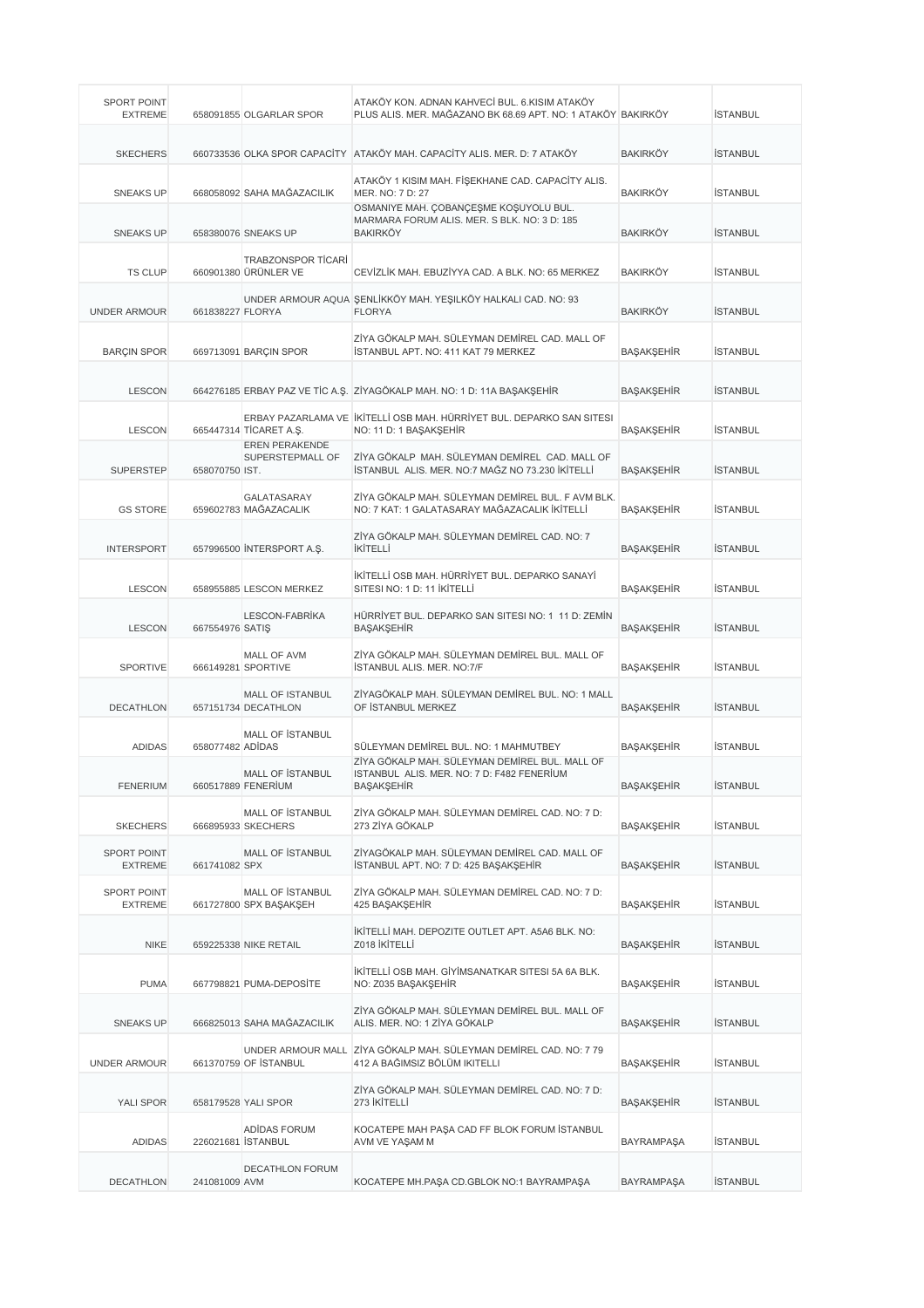| | | | | | |
|---|---|---|---|---|---|
| SPORT POINT EXTREME | 658091855 | OLGARLAR SPOR | ATAKÖY KON. ADNAN KAHVECİ BUL. 6.KISIM ATAKÖY PLUS ALIS. MER. MAĞAZANO BK 68.69 APT. NO: 1 ATAKÖY | BAKIRKÖY | İSTANBUL |
| SKECHERS | 660733536 | OLKA SPOR CAPACİTY | ATAKÖY MAH. CAPACİTY ALIS. MER. D: 7 ATAKÖY | BAKIRKÖY | İSTANBUL |
| SNEAKS UP | 668058092 | SAHA MAĞAZACILIK | ATAKÖY 1 KISIM MAH. FİŞEKHANE CAD. CAPACİTY ALIS. MER. NO: 7 D: 27 | BAKIRKÖY | İSTANBUL |
| SNEAKS UP | 658380076 | SNEAKS UP | OSMANIYE MAH. ÇOBANÇEŞME KOŞUYOLU BUL. MARMARA FORUM ALIS. MER. S BLK. NO: 3 D: 185 BAKIRKÖY | BAKIRKÖY | İSTANBUL |
| TS CLUP | 660901380 | TRABZONSPOR TİCARİ ÜRÜNLER VE | CEVİZLİK MAH. EBUZİYYA CAD. A BLK. NO: 65 MERKEZ | BAKIRKÖY | İSTANBUL |
| UNDER ARMOUR | 661838227 | UNDER ARMOUR AQUA FLORYA | ŞENLİKKÖY MAH. YEŞILKÖY HALKALI CAD. NO: 93 FLORYA | BAKIRKÖY | İSTANBUL |
| BARÇIN SPOR | 669713091 | BARÇIN SPOR | ZİYA GÖKALP MAH. SÜLEYMAN DEMİREL CAD. MALL OF İSTANBUL APT. NO: 411 KAT 79 MERKEZ | BAŞAKŞEHİR | İSTANBUL |
| LESCON | 664276185 | ERBAY PAZ VE TİC A.Ş. | ZİYAGÖKALP MAH. NO: 1 D: 11A BAŞAKŞEHİR | BAŞAKŞEHİR | İSTANBUL |
| LESCON | 665447314 | ERBAY PAZARLAMA VE TİCARET A.Ş. | İKİTELLİ OSB MAH. HÜRRİYET BUL. DEPARKO SAN SITESI NO: 11 D: 1 BAŞAKŞEHİR | BAŞAKŞEHİR | İSTANBUL |
| SUPERSTEP | 658070750 | EREN PERAKENDE SUPERSTEPMALL OF IST. | ZİYA GÖKALP MAH. SÜLEYMAN DEMİREL CAD. MALL OF İSTANBUL ALIS. MER. NO:7 MAĞZ NO 73.230 İKİTELLİ | BAŞAKŞEHİR | İSTANBUL |
| GS STORE | 659602783 | GALATASARAY MAĞAZACALIK | ZİYA GÖKALP MAH. SÜLEYMAN DEMİREL BUL. F AVM BLK. NO: 7 KAT: 1 GALATASARAY MAĞAZACALIK İKİTELLİ | BAŞAKŞEHİR | İSTANBUL |
| INTERSPORT | 657996500 | İNTERSPORT A.Ş. | ZİYA GÖKALP MAH. SÜLEYMAN DEMİREL CAD. NO: 7 İKİTELLİ | BAŞAKŞEHİR | İSTANBUL |
| LESCON | 658955885 | LESCON MERKEZ | İKİTELLİ OSB MAH. HÜRRİYET BUL. DEPARKO SANAYİ SITESI NO: 1 D: 11 İKİTELLİ | BAŞAKŞEHİR | İSTANBUL |
| LESCON | 667554976 | LESCON-FABRİKA SATIŞ | HÜRRİYET BUL. DEPARKO SAN SITESI NO: 1 11 D: ZEMİN BAŞAKŞEHİR | BAŞAKŞEHİR | İSTANBUL |
| SPORTIVE | 666149281 | MALL OF AVM SPORTIVE | ZİYA GÖKALP MAH. SÜLEYMAN DEMİREL BUL. MALL OF İSTANBUL ALIS. MER. NO:7/F | BAŞAKŞEHİR | İSTANBUL |
| DECATHLON | 657151734 | MALL OF ISTANBUL DECATHLON | ZİYAGÖKALP MAH. SÜLEYMAN DEMİREL BUL. NO: 1 MALL OF İSTANBUL MERKEZ | BAŞAKŞEHİR | İSTANBUL |
| ADIDAS | 658077482 | MALL OF İSTANBUL ADİDAS | SÜLEYMAN DEMİREL BUL. NO: 1 MAHMUTBEY | BAŞAKŞEHİR | İSTANBUL |
| FENERIUM | 660517889 | MALL OF İSTANBUL FENERİUM | ZİYA GÖKALP MAH. SÜLEYMAN DEMİREL BUL. MALL OF ISTANBUL ALIS. MER. NO: 7 D: F482 FENERİUM BAŞAKŞEHİR | BAŞAKŞEHİR | İSTANBUL |
| SKECHERS | 666895933 | MALL OF İSTANBUL SKECHERS | ZİYA GÖKALP MAH. SÜLEYMAN DEMİREL CAD. NO: 7 D: 273 ZİYA GÖKALP | BAŞAKŞEHİR | İSTANBUL |
| SPORT POINT EXTREME | 661741082 | MALL OF İSTANBUL SPX | ZİYAGÖKALP MAH. SÜLEYMAN DEMİREL CAD. MALL OF İSTANBUL APT. NO: 7 D: 425 BAŞAKŞEHİR | BAŞAKŞEHİR | İSTANBUL |
| SPORT POINT EXTREME | 661727800 | MALL OF İSTANBUL SPX BAŞAKŞEH | ZİYA GÖKALP MAH. SÜLEYMAN DEMİREL CAD. NO: 7 D: 425 BAŞAKŞEHİR | BAŞAKŞEHİR | İSTANBUL |
| NIKE | 659225338 | NIKE RETAIL | İKİTELLİ MAH. DEPOZITE OUTLET APT. A5A6 BLK. NO: Z018 İKİTELLİ | BAŞAKŞEHİR | İSTANBUL |
| PUMA | 667798821 | PUMA-DEPOSİTE | İKİTELLİ OSB MAH. GİYİMSANATKAR SITESI 5A 6A BLK. NO: Z035 BAŞAKŞEHİR | BAŞAKŞEHİR | İSTANBUL |
| SNEAKS UP | 666825013 | SAHA MAĞAZACILIK | ZİYA GÖKALP MAH. SÜLEYMAN DEMİREL BUL. MALL OF ALIS. MER. NO: 1 ZİYA GÖKALP | BAŞAKŞEHİR | İSTANBUL |
| UNDER ARMOUR | 661370759 | UNDER ARMOUR MALL OF İSTANBUL | ZİYA GÖKALP MAH. SÜLEYMAN DEMİREL CAD. NO: 7 79 412 A BAĞIMSIZ BÖLÜM IKITELLI | BAŞAKŞEHİR | İSTANBUL |
| YALI SPOR | 658179528 | YALI SPOR | ZİYA GÖKALP MAH. SÜLEYMAN DEMİREL CAD. NO: 7 D: 273 İKİTELLİ | BAŞAKŞEHİR | İSTANBUL |
| ADIDAS | 226021681 | ADİDAS FORUM İSTANBUL | KOCATEPE MAH PAŞA CAD FF BLOK FORUM İSTANBUL AVM VE YAŞAM M | BAYRAMPAŞA | İSTANBUL |
| DECATHLON | 241081009 | DECATHLON FORUM AVM | KOCATEPE MH.PAŞA CD.GBLOK NO:1 BAYRAMPAŞA | BAYRAMPAŞA | İSTANBUL |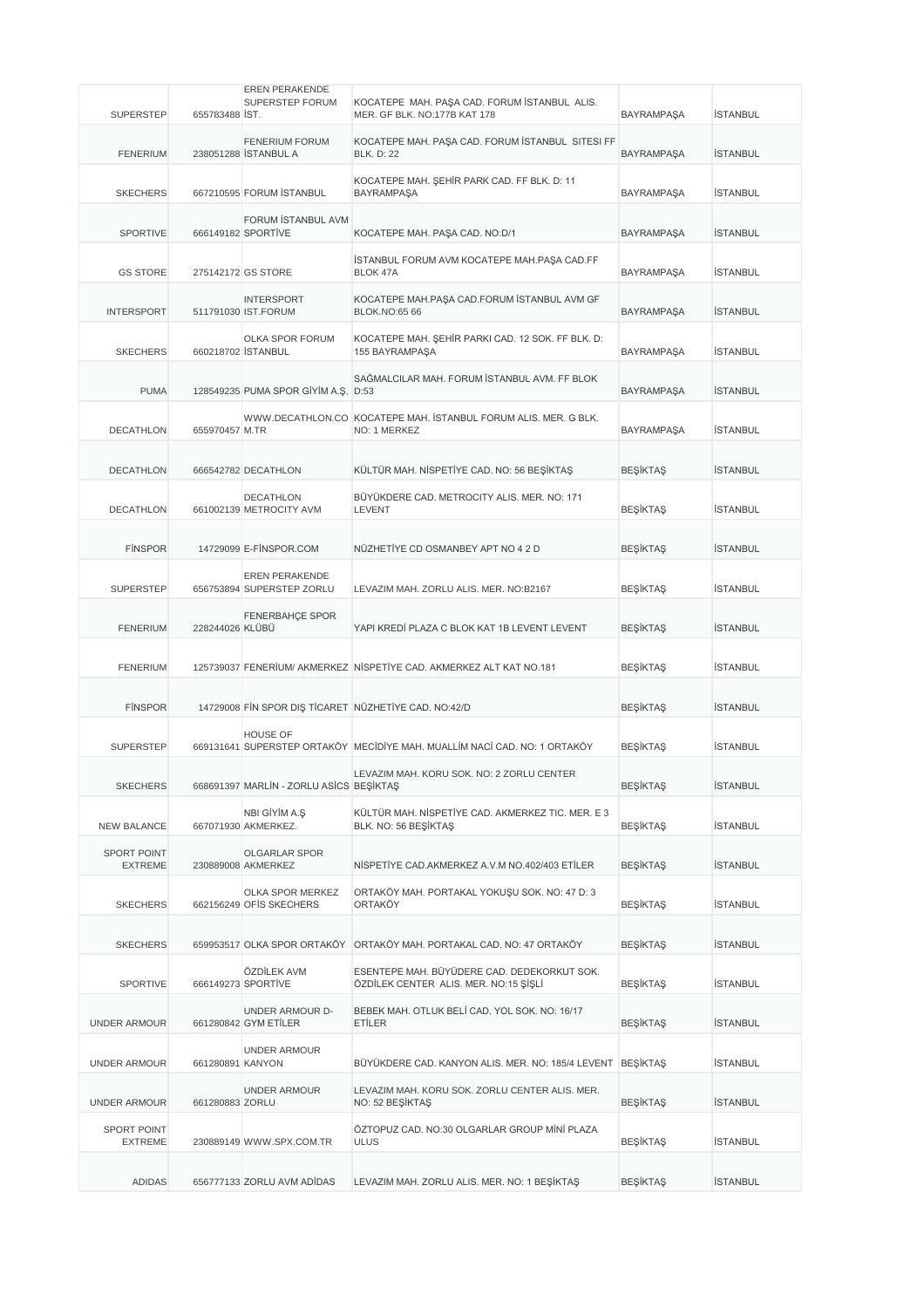| | | | | | |
|---|---|---|---|---|---|
| SUPERSTEP | 655783488 | EREN PERAKENDE SUPERSTEP FORUM İST. | KOCATEPE MAH. PAŞA CAD. FORUM İSTANBUL ALIS. MER. GF BLK. NO:177B KAT 178 | BAYRAMPAŞA | İSTANBUL |
| FENERIUM | 238051288 | FENERIUM FORUM İSTANBUL A | KOCATEPE MAH. PAŞA CAD. FORUM İSTANBUL SITESI FF BLK. D: 22 | BAYRAMPAŞA | İSTANBUL |
| SKECHERS | 667210595 | FORUM İSTANBUL | KOCATEPE MAH. ŞEHİR PARK CAD. FF BLK. D: 11 BAYRAMPAŞA | BAYRAMPAŞA | İSTANBUL |
| SPORTIVE | 666149182 | FORUM İSTANBUL AVM SPORTİVE | KOCATEPE MAH. PAŞA CAD. NO:D/1 | BAYRAMPAŞA | İSTANBUL |
| GS STORE | 275142172 | GS STORE | İSTANBUL FORUM AVM KOCATEPE MAH.PAŞA CAD.FF BLOK 47A | BAYRAMPAŞA | İSTANBUL |
| INTERSPORT | 511791030 | INTERSPORT IST.FORUM | KOCATEPE MAH.PAŞA CAD.FORUM İSTANBUL AVM GF BLOK.NO:65 66 | BAYRAMPAŞA | İSTANBUL |
| SKECHERS | 660218702 | OLKA SPOR FORUM İSTANBUL | KOCATEPE MAH. ŞEHİR PARKI CAD. 12 SOK. FF BLK. D: 155 BAYRAMPAŞA | BAYRAMPAŞA | İSTANBUL |
| PUMA | 128549235 | PUMA SPOR GİYİM A.Ş. | SAĞMALCILAR MAH. FORUM İSTANBUL AVM. FF BLOK D:53 | BAYRAMPAŞA | İSTANBUL |
| DECATHLON | 655970457 | WWW.DECATHLON.CO M.TR | KOCATEPE MAH. İSTANBUL FORUM ALIS. MER. G BLK. NO: 1 MERKEZ | BAYRAMPAŞA | İSTANBUL |
| DECATHLON | 666542782 | DECATHLON | KÜLTÜR MAH. NİSPETİYE CAD. NO: 56 BEŞİKTAŞ | BEŞİKTAŞ | İSTANBUL |
| DECATHLON | 661002139 | DECATHLON METROCITY AVM | BÜYÜKDERE CAD. METROCITY ALIS. MER. NO: 171 LEVENT | BEŞİKTAŞ | İSTANBUL |
| FİNSPOR | 14729099 | E-FİNSPOR.COM | NÜZHETİYE CD OSMANBEY APT NO 4 2 D | BEŞİKTAŞ | İSTANBUL |
| SUPERSTEP | 656753894 | EREN PERAKENDE SUPERSTEP ZORLU | LEVAZIM MAH. ZORLU ALIS. MER. NO:B2167 | BEŞİKTAŞ | İSTANBUL |
| FENERIUM | 228244026 | FENERBAHÇE SPOR KLÜBÜ | YAPI KREDİ PLAZA C BLOK KAT 1B LEVENT LEVENT | BEŞİKTAŞ | İSTANBUL |
| FENERIUM | 125739037 | FENERİUM/ AKMERKEZ | NİSPETİYE CAD. AKMERKEZ ALT KAT NO.181 | BEŞİKTAŞ | İSTANBUL |
| FİNSPOR | 14729008 | FİN SPOR DIŞ TİCARET | NÜZHETİYE CAD. NO:42/D | BEŞİKTAŞ | İSTANBUL |
| SUPERSTEP | 669131641 | HOUSE OF SUPERSTEP ORTAKÖY | MECİDİYE MAH. MUALLİM NACİ CAD. NO: 1 ORTAKÖY | BEŞİKTAŞ | İSTANBUL |
| SKECHERS | 668691397 | MARLİN - ZORLU ASİCS | LEVAZIM MAH. KORU SOK. NO: 2 ZORLU CENTER BEŞİKTAŞ | BEŞİKTAŞ | İSTANBUL |
| NEW BALANCE | 667071930 | NBI GİYİM A.Ş AKMERKEZ. | KÜLTÜR MAH. NİSPETİYE CAD. AKMERKEZ TIC. MER. E 3 BLK. NO: 56 BEŞİKTAŞ | BEŞİKTAŞ | İSTANBUL |
| SPORT POINT EXTREME | 230889008 | OLGARLAR SPOR AKMERKEZ | NİSPETİYE CAD.AKMERKEZ A.V.M NO.402/403 ETİLER | BEŞİKTAŞ | İSTANBUL |
| SKECHERS | 662156249 | OLKA SPOR MERKEZ OFİS SKECHERS | ORTAKÖY MAH. PORTAKAL YOKUŞU SOK. NO: 47 D: 3 ORTAKÖY | BEŞİKTAŞ | İSTANBUL |
| SKECHERS | 659953517 | OLKA SPOR ORTAKÖY | ORTAKÖY MAH. PORTAKAL CAD. NO: 47 ORTAKÖY | BEŞİKTAŞ | İSTANBUL |
| SPORTIVE | 666149273 | ÖZDİLEK AVM SPORTİVE | ESENTEPE MAH. BÜYÜDERE CAD. DEDEKORKUT SOK. ÖZDİLEK CENTER ALIS. MER. NO:15 ŞİŞLİ | BEŞİKTAŞ | İSTANBUL |
| UNDER ARMOUR | 661280842 | UNDER ARMOUR D-GYM ETİLER | BEBEK MAH. OTLUK BELİ CAD. YOL SOK. NO: 16/17 ETİLER | BEŞİKTAŞ | İSTANBUL |
| UNDER ARMOUR | 661280891 | UNDER ARMOUR KANYON | BÜYÜKDERE CAD. KANYON ALIS. MER. NO: 185/4 LEVENT | BEŞİKTAŞ | İSTANBUL |
| UNDER ARMOUR | 661280883 | UNDER ARMOUR ZORLU | LEVAZIM MAH. KORU SOK. ZORLU CENTER ALIS. MER. NO: 52 BEŞİKTAŞ | BEŞİKTAŞ | İSTANBUL |
| SPORT POINT EXTREME | 230889149 | WWW.SPX.COM.TR | ÖZTOPUZ CAD. NO:30 OLGARLAR GROUP MİNİ PLAZA ULUS | BEŞİKTAŞ | İSTANBUL |
| ADIDAS | 656777133 | ZORLU AVM ADİDAS | LEVAZIM MAH. ZORLU ALIS. MER. NO: 1 BEŞİKTAŞ | BEŞİKTAŞ | İSTANBUL |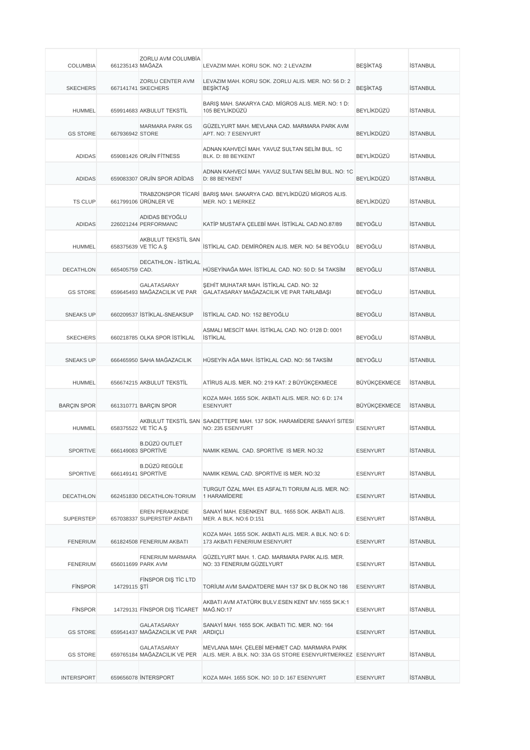| COLUMBIA | 661235143 | ZORLU AVM COLUMBİA MAĞAZA | LEVAZIM MAH. KORU SOK. NO: 2 LEVAZIM | BEŞİKTAŞ | İSTANBUL |
|---|---|---|---|---|---|
| SKECHERS | 667141741 | ZORLU CENTER AVM SKECHERS | LEVAZIM MAH. KORU SOK. ZORLU ALIS. MER. NO: 56 D: 2 BEŞİKTAŞ | BEŞİKTAŞ | İSTANBUL |
| HUMMEL | 659914683 | AKBULUT TEKSTİL | BARIŞ MAH. SAKARYA CAD. MİGROS ALIS. MER. NO: 1 D: 105 BEYLİKDÜZÜ | BEYLİKDÜZÜ | İSTANBUL |
| GS STORE | 667936942 | MARMARA PARK GS STORE | GÜZELYURT MAH. MEVLANA CAD. MARMARA PARK AVM APT. NO: 7 ESENYURT | BEYLİKDÜZÜ | İSTANBUL |
| ADIDAS | 659081426 | ORJİN FİTNESS | ADNAN KAHVECİ MAH. YAVUZ SULTAN SELİM BUL. 1C BLK. D: 88 BEYKENT | BEYLİKDÜZÜ | İSTANBUL |
| ADIDAS | 659083307 | ORJİN SPOR ADİDAS | ADNAN KAHVECİ MAH. YAVUZ SULTAN SELİM BUL. NO: 1C D: 88 BEYKENT | BEYLİKDÜZÜ | İSTANBUL |
| TS CLUP | 661799106 | TRABZONSPOR TİCARİ ÜRÜNLER VE | BARIŞ MAH. SAKARYA CAD. BEYLİKDÜZÜ MİGROS ALIS. MER. NO: 1 MERKEZ | BEYLİKDÜZÜ | İSTANBUL |
| ADIDAS | 226021244 | ADIDAS BEYOĞLU PERFORMANC | KATİP MUSTAFA ÇELEBİ MAH. İSTİKLAL CAD.NO.87/89 | BEYOĞLU | İSTANBUL |
| HUMMEL | 658375639 | AKBULUT TEKSTİL SAN VE TİC A.Ş | İSTİKLAL CAD. DEMİRÖREN ALIS. MER. NO: 54 BEYOĞLU | BEYOĞLU | İSTANBUL |
| DECATHLON | 665405759 | DECATHLON - İSTİKLAL CAD. | HÜSEYİNAĞA MAH. İSTİKLAL CAD. NO: 50 D: 54 TAKSİM | BEYOĞLU | İSTANBUL |
| GS STORE | 659645493 | GALATASARAY MAĞAZACILIK VE PAR | ŞEHİT MUHATAR MAH. İSTİKLAL CAD. NO: 32 GALATASARAY MAĞAZACILIK VE PAR TARLABAŞI | BEYOĞLU | İSTANBUL |
| SNEAKS UP | 660209537 | İSTİKLAL-SNEAKSUP | İSTİKLAL CAD. NO: 152 BEYOĞLU | BEYOĞLU | İSTANBUL |
| SKECHERS | 660218785 | OLKA SPOR İSTİKLAL | ASMALI MESCİT MAH. İSTİKLAL CAD. NO: 0128 D: 0001 İSTİKLAL | BEYOĞLU | İSTANBUL |
| SNEAKS UP | 666465950 | SAHA MAĞAZACILIK | HÜSEYİN AĞA MAH. İSTİKLAL CAD. NO: 56 TAKSİM | BEYOĞLU | İSTANBUL |
| HUMMEL | 656674215 | AKBULUT TEKSTİL | ATİRUS ALIS. MER. NO: 219 KAT: 2 BÜYÜKÇEKMECE | BÜYÜKÇEKMECE | İSTANBUL |
| BARÇIN SPOR | 661310771 | BARÇIN SPOR | KOZA MAH. 1655 SOK. AKBATI ALIS. MER. NO: 6 D: 174 ESENYURT | BÜYÜKÇEKMECE | İSTANBUL |
| HUMMEL | 658375522 | AKBULUT TEKSTİL SAN VE TİC A.Ş | SAADETTEPE MAH. 137 SOK. HARAMİDERE SANAYİ SITESI NO: 235 ESENYURT | ESENYURT | İSTANBUL |
| SPORTIVE | 666149083 | B.DÜZÜ OUTLET SPORTİVE | NAMIK KEMAL CAD. SPORTİVE IS MER. NO:32 | ESENYURT | İSTANBUL |
| SPORTIVE | 666149141 | B.DÜZÜ REGÜLE SPORTİVE | NAMIK KEMAL CAD. SPORTİVE IS MER. NO:32 | ESENYURT | İSTANBUL |
| DECATHLON | 662451830 | DECATHLON-TORIUM | TURGUT ÖZAL MAH. E5 ASFALTI TORIUM ALIS. MER. NO: 1 HARAMİDERE | ESENYURT | İSTANBUL |
| SUPERSTEP | 657038337 | EREN PERAKENDE SUPERSTEP AKBATI | SANAYİ MAH. ESENKENT BUL. 1655 SOK. AKBATI ALIS. MER. A BLK. NO:6 D:151 | ESENYURT | İSTANBUL |
| FENERIUM | 661824508 | FENERIUM AKBATI | KOZA MAH. 1655 SOK. AKBATI ALIS. MER. A BLK. NO: 6 D: 173 AKBATI FENERIUM ESENYURT | ESENYURT | İSTANBUL |
| FENERIUM | 656011699 | FENERIUM MARMARA PARK AVM | GÜZELYURT MAH. 1. CAD. MARMARA PARK ALIS. MER. NO: 33 FENERIUM GÜZELYURT | ESENYURT | İSTANBUL |
| FİNSPOR | 14729115 | FİNSPOR DIŞ TİC LTD ŞTİ | TORİUM AVM SAADATDERE MAH 137 SK D BLOK NO 186 | ESENYURT | İSTANBUL |
| FİNSPOR | 14729131 | FİNSPOR DIŞ TİCARET | AKBATI AVM ATATÜRK BULV.ESEN KENT MV.1655 SK.K:1 MAĞ.NO:17 | ESENYURT | İSTANBUL |
| GS STORE | 659541437 | GALATASARAY MAĞAZACILIK VE PAR | SANAYİ MAH. 1655 SOK. AKBATI TIC. MER. NO: 164 ARDIÇLI | ESENYURT | İSTANBUL |
| GS STORE | 659765184 | GALATASARAY MAĞAZACILIK VE PER | MEVLANA MAH. ÇELEBİ MEHMET CAD. MARMARA PARK ALIS. MER. A BLK. NO: 33A GS STORE ESENYURTMERKEZ | ESENYURT | İSTANBUL |
| INTERSPORT | 659656078 | İNTERSPORT | KOZA MAH. 1655 SOK. NO: 10 D: 167 ESENYURT | ESENYURT | İSTANBUL |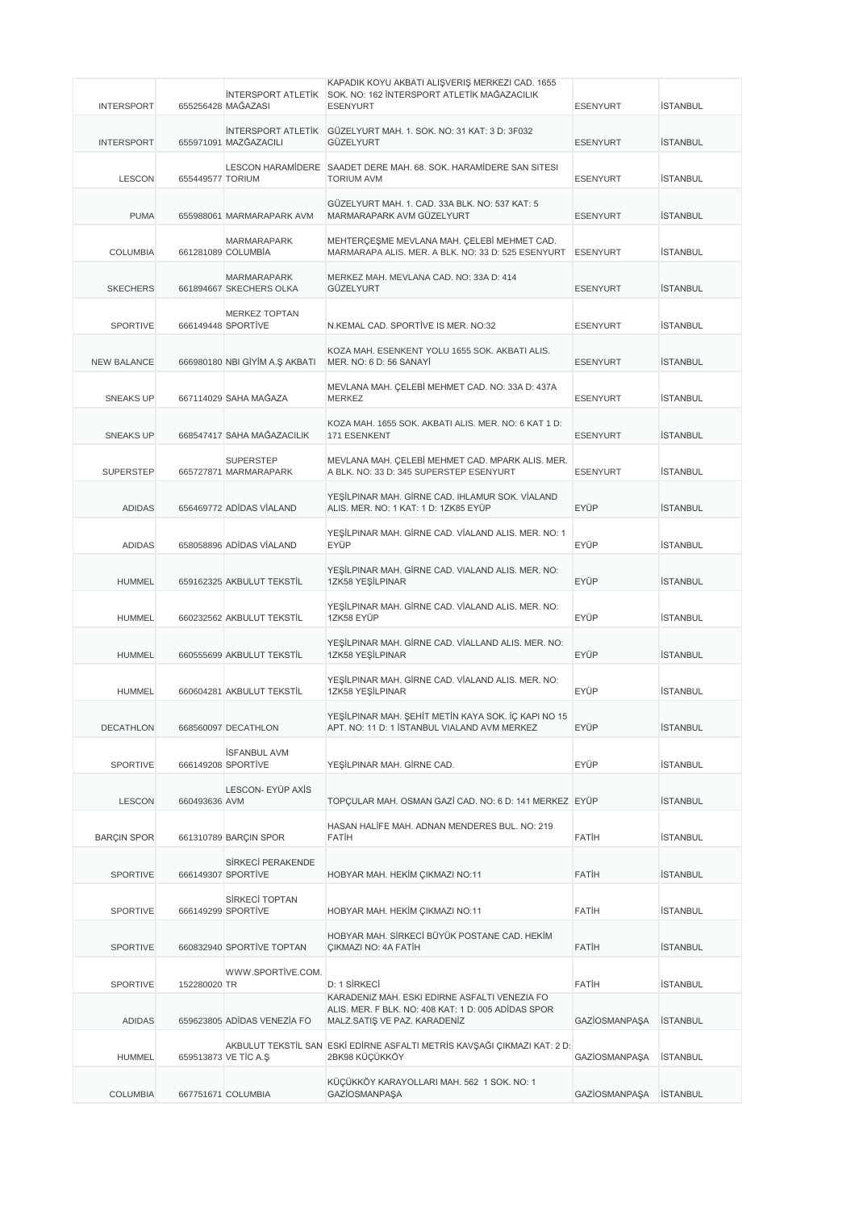| | | | | | |
|---|---|---|---|---|---|
| INTERSPORT | 655256428 | İNTERSPORT ATLETİK MAĞAZASI | KAPADIK KOYU AKBATI ALIŞVERIŞ MERKEZI CAD. 1655 SOK. NO: 162 İNTERSPORT ATLETİK MAĞAZACILIK ESENYURT | ESENYURT | İSTANBUL |
| INTERSPORT | 655971091 | İNTERSPORT ATLETİK MAZĞAZACILI | GÜZELYURT MAH. 1. SOK. NO: 31 KAT: 3 D: 3F032 GÜZELYURT | ESENYURT | İSTANBUL |
| LESCON | 655449577 | LESCON HARAMİDERE TORIUM | SAADET DERE MAH. 68. SOK. HARAMİDERE SAN SITESI TORIUM AVM | ESENYURT | İSTANBUL |
| PUMA | 655988061 | MARMARAPARK AVM | GÜZELYURT MAH. 1. CAD. 33A BLK. NO: 537 KAT: 5 MARMARAPARK AVM GÜZELYURT | ESENYURT | İSTANBUL |
| COLUMBIA | 661281089 | MARMARAPARK COLUMBİA | MEHTERÇEŞME MEVLANA MAH. ÇELEBİ MEHMET CAD. MARMARAPA ALIS. MER. A BLK. NO: 33 D: 525 ESENYURT | ESENYURT | İSTANBUL |
| SKECHERS | 661894667 | MARMARAPARK SKECHERS OLKA | MERKEZ MAH. MEVLANA CAD. NO: 33A D: 414 GÜZELYURT | ESENYURT | İSTANBUL |
| SPORTIVE | 666149448 | MERKEZ TOPTAN SPORTİVE | N.KEMAL CAD. SPORTİVE IS MER. NO:32 | ESENYURT | İSTANBUL |
| NEW BALANCE | 666980180 | NBI GİYİM A.Ş AKBATI | KOZA MAH. ESENKENT YOLU 1655 SOK. AKBATI ALIS. MER. NO: 6 D: 56 SANAYİ | ESENYURT | İSTANBUL |
| SNEAKS UP | 667114029 | SAHA MAĞAZA | MEVLANA MAH. ÇELEBİ MEHMET CAD. NO: 33A D: 437A MERKEZ | ESENYURT | İSTANBUL |
| SNEAKS UP | 668547417 | SAHA MAĞAZACILIK | KOZA MAH. 1655 SOK. AKBATI ALIS. MER. NO: 6 KAT 1 D: 171 ESENKENT | ESENYURT | İSTANBUL |
| SUPERSTEP | 665727871 | SUPERSTEP MARMARAPARK | MEVLANA MAH. ÇELEBİ MEHMET CAD. MPARK ALIS. MER. A BLK. NO: 33 D: 345 SUPERSTEP ESENYURT | ESENYURT | İSTANBUL |
| ADIDAS | 656469772 | ADİDAS VİALAND | YEŞİLPINAR MAH. GİRNE CAD. IHLAMUR SOK. VİALAND ALIS. MER. NO: 1 KAT: 1 D: 1ZK85 EYÜP | EYÜP | İSTANBUL |
| ADIDAS | 658058896 | ADİDAS VİALAND | YEŞİLPINAR MAH. GİRNE CAD. VİALAND ALIS. MER. NO: 1 EYÜP | EYÜP | İSTANBUL |
| HUMMEL | 659162325 | AKBULUT TEKSTİL | YEŞİLPINAR MAH. GİRNE CAD. VIALAND ALIS. MER. NO: 1ZK58 YEŞİLPINAR | EYÜP | İSTANBUL |
| HUMMEL | 660232562 | AKBULUT TEKSTİL | YEŞİLPINAR MAH. GİRNE CAD. VİALAND ALIS. MER. NO: 1ZK58 EYÜP | EYÜP | İSTANBUL |
| HUMMEL | 660555699 | AKBULUT TEKSTİL | YEŞİLPINAR MAH. GİRNE CAD. VİALLAND ALIS. MER. NO: 1ZK58 YEŞİLPINAR | EYÜP | İSTANBUL |
| HUMMEL | 660604281 | AKBULUT TEKSTİL | YEŞİLPINAR MAH. GİRNE CAD. VİALAND ALIS. MER. NO: 1ZK58 YEŞİLPINAR | EYÜP | İSTANBUL |
| DECATHLON | 668560097 | DECATHLON | YEŞİLPINAR MAH. ŞEHİT METİN KAYA SOK. İÇ KAPI NO 15 APT. NO: 11 D: 1 İSTANBUL VIALAND AVM MERKEZ | EYÜP | İSTANBUL |
| SPORTIVE | 666149208 | İSFANBUL AVM SPORTİVE | YEŞİLPINAR MAH. GİRNE CAD. | EYÜP | İSTANBUL |
| LESCON | 660493636 | LESCON- EYÜP AXİS AVM | TOPÇULAR MAH. OSMAN GAZİ CAD. NO: 6 D: 141 MERKEZ | EYÜP | İSTANBUL |
| BARÇIN SPOR | 661310789 | BARÇIN SPOR | HASAN HALİFE MAH. ADNAN MENDERES BUL. NO: 219 FATİH | FATİH | İSTANBUL |
| SPORTIVE | 666149307 | SİRKECİ PERAKENDE SPORTİVE | HOBYAR MAH. HEKİM ÇIKMAZI NO:11 | FATİH | İSTANBUL |
| SPORTIVE | 666149299 | SİRKECİ TOPTAN SPORTİVE | HOBYAR MAH. HEKİM ÇIKMAZI NO:11 | FATİH | İSTANBUL |
| SPORTIVE | 660832940 | SPORTİVE TOPTAN | HOBYAR MAH. SİRKECİ BÜYÜK POSTANE CAD. HEKİM ÇIKMAZI NO: 4A FATİH | FATİH | İSTANBUL |
| SPORTIVE | 152280020 | WWW.SPORTİVE.COM.TR | D: 1 SİRKECİ | FATİH | İSTANBUL |
| ADIDAS | 659623805 | ADİDAS VENEZİA FO | KARADENIZ MAH. ESKI EDIRNE ASFALTI VENEZIA FO ALIS. MER. F BLK. NO: 408 KAT: 1 D: 005 ADİDAS SPOR MALZ.SATIŞ VE PAZ. KARADENİZ | GAZİOSMANPAŞA | İSTANBUL |
| HUMMEL | 659513873 | AKBULUT TEKSTİL SAN VE TİC A.Ş | ESKİ EDİRNE ASFALTI METRİS KAVŞAĞI ÇIKMAZI KAT: 2 D: 2BK98 KÜÇÜKKÖY | GAZİOSMANPAŞA | İSTANBUL |
| COLUMBIA | 667751671 | COLUMBIA | KÜÇÜKKÖY KARAYOLLARI MAH. 562 1 SOK. NO: 1 GAZİOSMANPAŞA | GAZİOSMANPAŞA | İSTANBUL |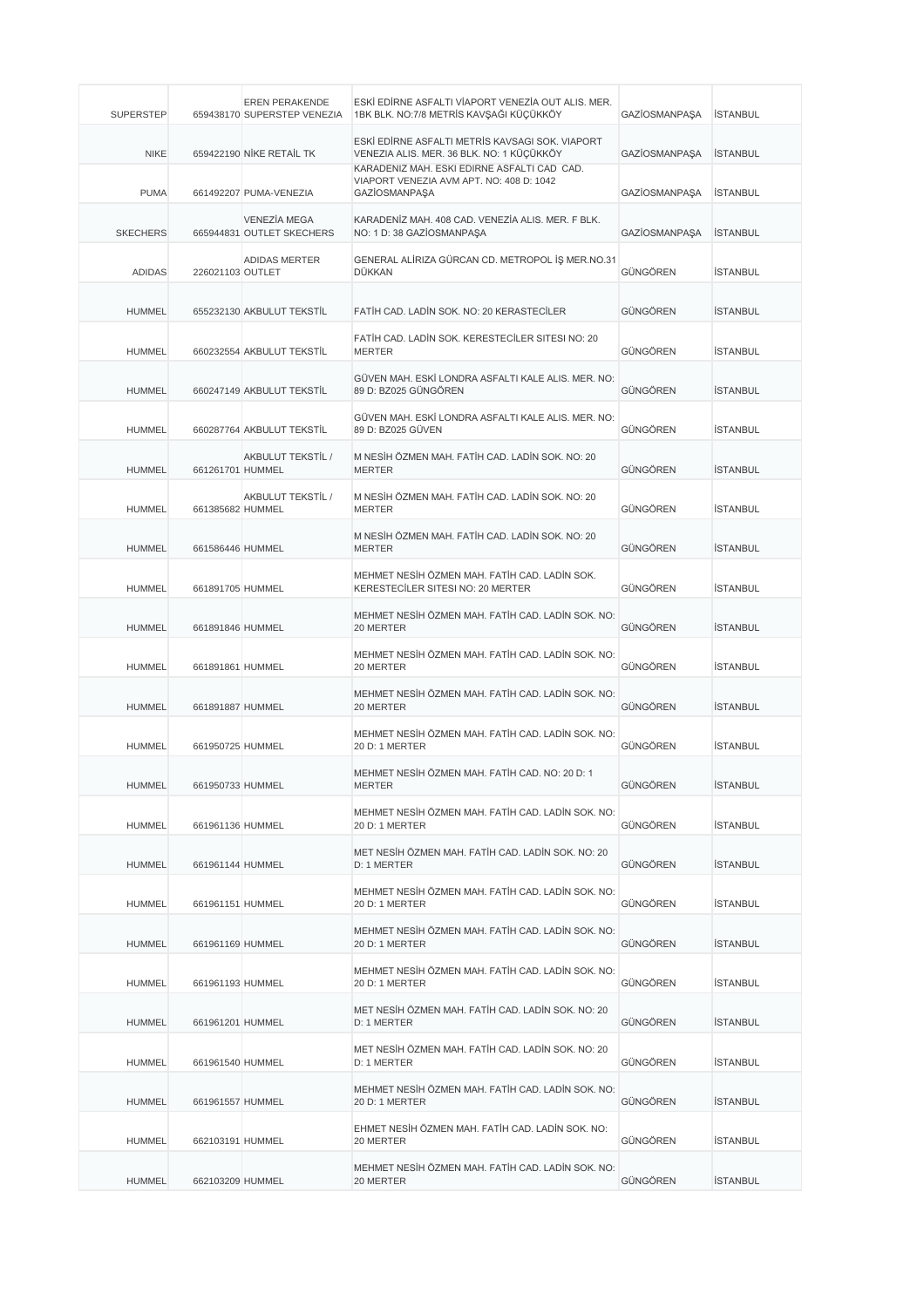| SUPERSTEP | 659438170 | EREN PERAKENDE SUPERSTEP VENEZIA | ESKİ EDİRNE ASFALTI VİAPORT VENEZİA OUT ALIS. MER. 1BK BLK. NO:7/8 METRİS KAVŞAĞI KÜÇÜKKÖY | GAZİOSMANPAŞA | İSTANBUL |
|---|---|---|---|---|---|
| NIKE | 659422190 | NİKE RETAİL TK | ESKİ EDİRNE ASFALTI METRİS KAVSAGI SOK. VIAPORT VENEZIA ALIS. MER. 36 BLK. NO: 1 KÜÇÜKKÖY | GAZİOSMANPAŞA | İSTANBUL |
| PUMA | 661492207 | PUMA-VENEZIA | KARADENIZ MAH. ESKI EDIRNE ASFALTI CAD CAD. VIAPORT VENEZIA AVM APT. NO: 408 D: 1042 GAZİOSMANPAŞA | GAZİOSMANPAŞA | İSTANBUL |
| SKECHERS | 665944831 | VENEZİA MEGA OUTLET SKECHERS | KARADENİZ MAH. 408 CAD. VENEZİA ALIS. MER. F BLK. NO: 1 D: 38 GAZİOSMANPAŞA | GAZİOSMANPAŞA | İSTANBUL |
| ADIDAS | 226021103 | ADIDAS MERTER OUTLET | GENERAL ALİRIZA GÜRCAN CD. METROPOL İŞ MER.NO.31 DÜKKAN | GÜNGÖREN | İSTANBUL |
| HUMMEL | 655232130 | AKBULUT TEKSTİL | FATİH CAD. LADİN SOK. NO: 20 KERASTECİLER | GÜNGÖREN | İSTANBUL |
| HUMMEL | 660232554 | AKBULUT TEKSTİL | FATİH CAD. LADİN SOK. KERESTECİLER SITESI NO: 20 MERTER | GÜNGÖREN | İSTANBUL |
| HUMMEL | 660247149 | AKBULUT TEKSTİL | GÜVEN MAH. ESKİ LONDRA ASFALTI KALE ALIS. MER. NO: 89 D: BZ025 GÜNGÖREN | GÜNGÖREN | İSTANBUL |
| HUMMEL | 660287764 | AKBULUT TEKSTİL | GÜVEN MAH. ESKİ LONDRA ASFALTI KALE ALIS. MER. NO: 89 D: BZ025 GÜVEN | GÜNGÖREN | İSTANBUL |
| HUMMEL | 661261701 | AKBULUT TEKSTİL / HUMMEL | M NESİH ÖZMEN MAH. FATİH CAD. LADİN SOK. NO: 20 MERTER | GÜNGÖREN | İSTANBUL |
| HUMMEL | 661385682 | AKBULUT TEKSTİL / HUMMEL | M NESİH ÖZMEN MAH. FATİH CAD. LADİN SOK. NO: 20 MERTER | GÜNGÖREN | İSTANBUL |
| HUMMEL | 661586446 | HUMMEL | M NESİH ÖZMEN MAH. FATİH CAD. LADİN SOK. NO: 20 MERTER | GÜNGÖREN | İSTANBUL |
| HUMMEL | 661891705 | HUMMEL | MEHMET NESİH ÖZMEN MAH. FATİH CAD. LADİN SOK. KERESTECİLER SITESI NO: 20 MERTER | GÜNGÖREN | İSTANBUL |
| HUMMEL | 661891846 | HUMMEL | MEHMET NESİH ÖZMEN MAH. FATİH CAD. LADİN SOK. NO: 20 MERTER | GÜNGÖREN | İSTANBUL |
| HUMMEL | 661891861 | HUMMEL | MEHMET NESİH ÖZMEN MAH. FATİH CAD. LADİN SOK. NO: 20 MERTER | GÜNGÖREN | İSTANBUL |
| HUMMEL | 661891887 | HUMMEL | MEHMET NESİH ÖZMEN MAH. FATİH CAD. LADİN SOK. NO: 20 MERTER | GÜNGÖREN | İSTANBUL |
| HUMMEL | 661950725 | HUMMEL | MEHMET NESİH ÖZMEN MAH. FATİH CAD. LADİN SOK. NO: 20 D: 1 MERTER | GÜNGÖREN | İSTANBUL |
| HUMMEL | 661950733 | HUMMEL | MEHMET NESİH ÖZMEN MAH. FATİH CAD. NO: 20 D: 1 MERTER | GÜNGÖREN | İSTANBUL |
| HUMMEL | 661961136 | HUMMEL | MEHMET NESİH ÖZMEN MAH. FATİH CAD. LADİN SOK. NO: 20 D: 1 MERTER | GÜNGÖREN | İSTANBUL |
| HUMMEL | 661961144 | HUMMEL | MET NESİH ÖZMEN MAH. FATİH CAD. LADİN SOK. NO: 20 D: 1 MERTER | GÜNGÖREN | İSTANBUL |
| HUMMEL | 661961151 | HUMMEL | MEHMET NESİH ÖZMEN MAH. FATİH CAD. LADİN SOK. NO: 20 D: 1 MERTER | GÜNGÖREN | İSTANBUL |
| HUMMEL | 661961169 | HUMMEL | MEHMET NESİH ÖZMEN MAH. FATİH CAD. LADİN SOK. NO: 20 D: 1 MERTER | GÜNGÖREN | İSTANBUL |
| HUMMEL | 661961193 | HUMMEL | MEHMET NESİH ÖZMEN MAH. FATİH CAD. LADİN SOK. NO: 20 D: 1 MERTER | GÜNGÖREN | İSTANBUL |
| HUMMEL | 661961201 | HUMMEL | MET NESİH ÖZMEN MAH. FATİH CAD. LADİN SOK. NO: 20 D: 1 MERTER | GÜNGÖREN | İSTANBUL |
| HUMMEL | 661961540 | HUMMEL | MET NESİH ÖZMEN MAH. FATİH CAD. LADİN SOK. NO: 20 D: 1 MERTER | GÜNGÖREN | İSTANBUL |
| HUMMEL | 661961557 | HUMMEL | MEHMET NESİH ÖZMEN MAH. FATİH CAD. LADİN SOK. NO: 20 D: 1 MERTER | GÜNGÖREN | İSTANBUL |
| HUMMEL | 662103191 | HUMMEL | EHMET NESİH ÖZMEN MAH. FATİH CAD. LADİN SOK. NO: 20 MERTER | GÜNGÖREN | İSTANBUL |
| HUMMEL | 662103209 | HUMMEL | MEHMET NESİH ÖZMEN MAH. FATİH CAD. LADİN SOK. NO: 20 MERTER | GÜNGÖREN | İSTANBUL |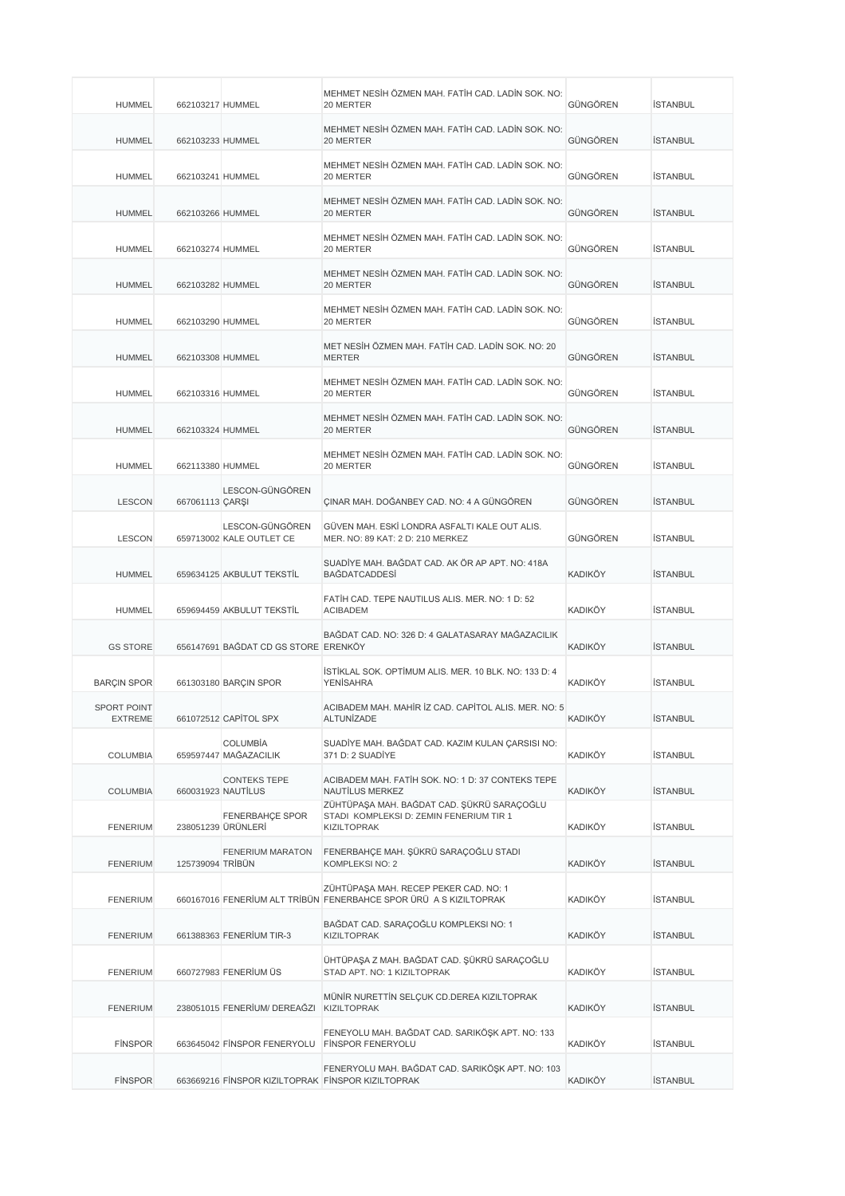| | | | | | |
|---|---|---|---|---|---|
| HUMMEL | 662103217 | HUMMEL | MEHMET NESİH ÖZMEN MAH. FATİH CAD. LADİN SOK. NO: 20 MERTER | GÜNGÖREN | İSTANBUL |
| HUMMEL | 662103233 | HUMMEL | MEHMET NESİH ÖZMEN MAH. FATİH CAD. LADİN SOK. NO: 20 MERTER | GÜNGÖREN | İSTANBUL |
| HUMMEL | 662103241 | HUMMEL | MEHMET NESİH ÖZMEN MAH. FATİH CAD. LADİN SOK. NO: 20 MERTER | GÜNGÖREN | İSTANBUL |
| HUMMEL | 662103266 | HUMMEL | MEHMET NESİH ÖZMEN MAH. FATİH CAD. LADİN SOK. NO: 20 MERTER | GÜNGÖREN | İSTANBUL |
| HUMMEL | 662103274 | HUMMEL | MEHMET NESİH ÖZMEN MAH. FATİH CAD. LADİN SOK. NO: 20 MERTER | GÜNGÖREN | İSTANBUL |
| HUMMEL | 662103282 | HUMMEL | MEHMET NESİH ÖZMEN MAH. FATİH CAD. LADİN SOK. NO: 20 MERTER | GÜNGÖREN | İSTANBUL |
| HUMMEL | 662103290 | HUMMEL | MEHMET NESİH ÖZMEN MAH. FATİH CAD. LADİN SOK. NO: 20 MERTER | GÜNGÖREN | İSTANBUL |
| HUMMEL | 662103308 | HUMMEL | MET NESİH ÖZMEN MAH. FATİH CAD. LADİN SOK. NO: 20 MERTER | GÜNGÖREN | İSTANBUL |
| HUMMEL | 662103316 | HUMMEL | MEHMET NESİH ÖZMEN MAH. FATİH CAD. LADİN SOK. NO: 20 MERTER | GÜNGÖREN | İSTANBUL |
| HUMMEL | 662103324 | HUMMEL | MEHMET NESİH ÖZMEN MAH. FATİH CAD. LADİN SOK. NO: 20 MERTER | GÜNGÖREN | İSTANBUL |
| HUMMEL | 662113380 | HUMMEL | MEHMET NESİH ÖZMEN MAH. FATİH CAD. LADİN SOK. NO: 20 MERTER | GÜNGÖREN | İSTANBUL |
| LESCON | 667061113 | LESCON-GÜNGÖREN ÇARŞI | ÇINAR MAH. DOĞANBEY CAD. NO: 4 A GÜNGÖREN | GÜNGÖREN | İSTANBUL |
| LESCON | 659713002 | LESCON-GÜNGÖREN KALE OUTLET CE | GÜVEN MAH. ESKİ LONDRA ASFALTI KALE OUT ALIS. MER. NO: 89 KAT: 2 D: 210 MERKEZ | GÜNGÖREN | İSTANBUL |
| HUMMEL | 659634125 | AKBULUT TEKSTİL | SUADİYE MAH. BAĞDAT CAD. AK ÖR AP APT. NO: 418A BAĞDATCADDESİ | KADIKÖY | İSTANBUL |
| HUMMEL | 659694459 | AKBULUT TEKSTİL | FATİH CAD. TEPE NAUTILUS ALIS. MER. NO: 1 D: 52 ACIBADEM | KADIKÖY | İSTANBUL |
| GS STORE | 656147691 | BAĞDAT CD GS STORE | BAĞDAT CAD. NO: 326 D: 4 GALATASARAY MAĞAZACILIK ERENKÖY | KADIKÖY | İSTANBUL |
| BARÇIN SPOR | 661303180 | BARÇIN SPOR | İSTİKLAL SOK. OPTİMUM ALIS. MER. 10 BLK. NO: 133 D: 4 YENİSAHRA | KADIKÖY | İSTANBUL |
| SPORT POINT EXTREME | 661072512 | CAPİTOL SPX | ACIBADEM MAH. MAHİR İZ CAD. CAPİTOL ALIS. MER. NO: 5 ALTUNİZADE | KADIKÖY | İSTANBUL |
| COLUMBIA | 659597447 | COLUMBİA MAĞAZACILIK | SUADİYE MAH. BAĞDAT CAD. KAZIM KULAN ÇARSISI NO: 371 D: 2 SUADİYE | KADIKÖY | İSTANBUL |
| COLUMBIA | 660031923 | CONTEKS TEPE NAUTİLUS | ACIBADEM MAH. FATİH SOK. NO: 1 D: 37 CONTEKS TEPE NAUTİLUS MERKEZ | KADIKÖY | İSTANBUL |
| FENERIUM | 238051239 | FENERBAHÇE SPOR ÜRÜNLERİ | ZÜHTÜPAŞA MAH. BAĞDAT CAD. ŞÜKRÜ SARAÇOĞLU STADI KOMPLEKSI D: ZEMIN FENERIUM TIR 1 KIZILTOPRAK | KADIKÖY | İSTANBUL |
| FENERIUM | 125739094 | FENERIUM MARATON TRİBÜN | FENERBAHÇE MAH. ŞÜKRÜ SARAÇOĞLU STADI KOMPLEKSI NO: 2 | KADIKÖY | İSTANBUL |
| FENERIUM | 660167016 | FENERİUM ALT TRİBÜN | ZÜHTÜPAŞA MAH. RECEP PEKER CAD. NO: 1 FENERBAHCE SPOR ÜRÜ A S KIZILTOPRAK | KADIKÖY | İSTANBUL |
| FENERIUM | 661388363 | FENERİUM TIR-3 | BAĞDAT CAD. SARAÇOĞLU KOMPLEKSI NO: 1 KIZILTOPRAK | KADIKÖY | İSTANBUL |
| FENERIUM | 660727983 | FENERİUM ÜS | ÜHTÜPAŞA Z MAH. BAĞDAT CAD. ŞÜKRÜ SARAÇOĞLU STAD APT. NO: 1 KIZILTOPRAK | KADIKÖY | İSTANBUL |
| FENERIUM | 238051015 | FENERİUM/ DEREAĞZI | MÜNİR NURETTİN SELÇUK CD.DEREA KIZILTOPRAK KIZILTOPRAK | KADIKÖY | İSTANBUL |
| FİNSPOR | 663645042 | FİNSPOR FENERYOLU | FENEYOLU MAH. BAĞDAT CAD. SARIKÖŞK APT. NO: 133 FİNSPOR FENERYOLU | KADIKÖY | İSTANBUL |
| FİNSPOR | 663669216 | FİNSPOR KIZILTOPRAK | FENERYOLU MAH. BAĞDAT CAD. SARIKÖŞK APT. NO: 103 FİNSPOR KIZILTOPRAK | KADIKÖY | İSTANBUL |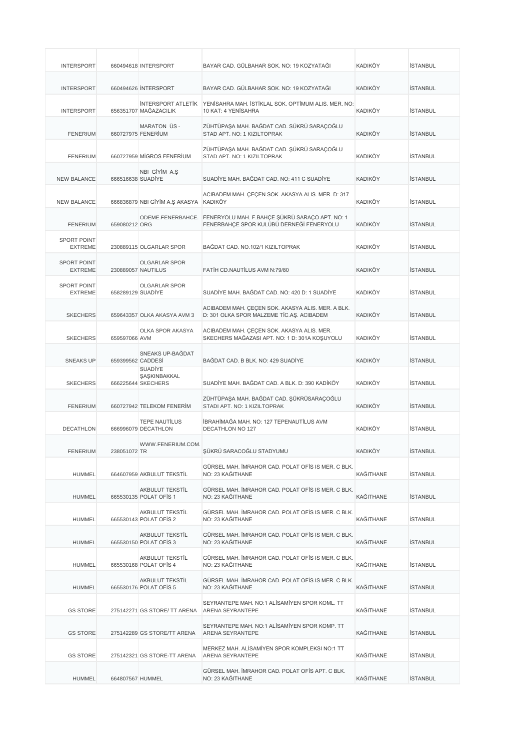| | | | | | |
|---|---|---|---|---|---|
| INTERSPORT | 660494618 | INTERSPORT | BAYAR CAD. GÜLBAHAR SOK. NO: 19 KOZYATAĞI | KADIKÖY | İSTANBUL |
| INTERSPORT | 660494626 | İNTERSPORT | BAYAR CAD. GÜLBAHAR SOK. NO: 19 KOZYATAĞI | KADIKÖY | İSTANBUL |
| INTERSPORT | 656351707 | İNTERSPORT ATLETİK MAĞAZACILIK | YENİSAHRA MAH. İSTİKLAL SOK. OPTİMUM ALIS. MER. NO: 10 KAT: 4 YENİSAHRA | KADIKÖY | İSTANBUL |
| FENERIUM | 660727975 | MARATON ÜS - FENERİUM | ZÜHTÜPAŞA MAH. BAĞDAT CAD. SÜKRÜ SARAÇOĞLU STAD APT. NO: 1 KIZILTOPRAK | KADIKÖY | İSTANBUL |
| FENERIUM | 660727959 | MİGROS FENERİUM | ZÜHTÜPAŞA MAH. BAĞDAT CAD. ŞÜKRÜ SARAÇOĞLU STAD APT. NO: 1 KIZILTOPRAK | KADIKÖY | İSTANBUL |
| NEW BALANCE | 666516638 | NBI GİYİM A.Ş SUADİYE | SUADİYE MAH. BAĞDAT CAD. NO: 411 C SUADİYE | KADIKÖY | İSTANBUL |
| NEW BALANCE | 666836879 | NBI GİYİM A.Ş AKASYA | ACIBADEM MAH. ÇEÇEN SOK. AKASYA ALIS. MER. D: 317 KADIKÖY | KADIKÖY | İSTANBUL |
| FENERIUM | 659080212 | ODEME.FENERBAHCE. ORG | FENERYOLU MAH. F.BAHÇE ŞÜKRÜ SARAÇO APT. NO: 1 FENERBAHÇE SPOR KULÜBÜ DERNEĞİ FENERYOLU | KADIKÖY | İSTANBUL |
| SPORT POINT EXTREME | 230889115 | OLGARLAR SPOR | BAĞDAT CAD. NO.102/1 KIZILTOPRAK | KADIKÖY | İSTANBUL |
| SPORT POINT EXTREME | 230889057 | OLGARLAR SPOR NAUTILUS | FATİH CD.NAUTİLUS AVM N:79/80 | KADIKÖY | İSTANBUL |
| SPORT POINT EXTREME | 658289129 | OLGARLAR SPOR SUADİYE | SUADİYE MAH. BAĞDAT CAD. NO: 420 D: 1 SUADİYE | KADIKÖY | İSTANBUL |
| SKECHERS | 659643357 | OLKA AKASYA AVM 3 | ACIBADEM MAH. ÇEÇEN SOK. AKASYA ALIS. MER. A BLK. D: 301 OLKA SPOR MALZEME TİC.AŞ. ACIBADEM | KADIKÖY | İSTANBUL |
| SKECHERS | 659597066 | OLKA SPOR AKASYA AVM | ACIBADEM MAH. ÇEÇEN SOK. AKASYA ALIS. MER. SKECHERS MAĞAZASI APT. NO: 1 D: 301A KOŞUYOLU | KADIKÖY | İSTANBUL |
| SNEAKS UP | 659399562 | SNEAKS UP-BAĞDAT CADDESİ | BAĞDAT CAD. B BLK. NO: 429 SUADİYE | KADIKÖY | İSTANBUL |
| SKECHERS | 666225644 | SUADİYE ŞAŞKINBAKKAL SKECHERS | SUADİYE MAH. BAĞDAT CAD. A BLK. D: 390 KADİKÖY | KADIKÖY | İSTANBUL |
| FENERIUM | 660727942 | TELEKOM FENERİM | ZÜHTÜPAŞA MAH. BAĞDAT CAD. ŞÜKRÜSARAÇOĞLU STADI APT. NO: 1 KIZILTOPRAK | KADIKÖY | İSTANBUL |
| DECATHLON | 666996079 | TEPE NAUTİLUS DECATHLON | İBRAHİMAĞA MAH. NO: 127 TEPENAUTİLUS AVM DECATHLON NO 127 | KADIKÖY | İSTANBUL |
| FENERIUM | 238051072 | WWW.FENERIUM.COM. TR | ŞÜKRÜ SARACOĞLU STADYUMU | KADIKÖY | İSTANBUL |
| HUMMEL | 664607959 | AKBULUT TEKSTİL | GÜRSEL MAH. İMRAHOR CAD. POLAT OFİS IS MER. C BLK. NO: 23 KAĞİTHANE | KAĞITHANE | İSTANBUL |
| HUMMEL | 665530135 | AKBULUT TEKSTİL POLAT OFİS 1 | GÜRSEL MAH. İMRAHOR CAD. POLAT OFİS IS MER. C BLK. NO: 23 KAĞİTHANE | KAĞITHANE | İSTANBUL |
| HUMMEL | 665530143 | AKBULUT TEKSTİL POLAT OFİS 2 | GÜRSEL MAH. İMRAHOR CAD. POLAT OFİS IS MER. C BLK. NO: 23 KAĞİTHANE | KAĞITHANE | İSTANBUL |
| HUMMEL | 665530150 | AKBULUT TEKSTİL POLAT OFİS 3 | GÜRSEL MAH. İMRAHOR CAD. POLAT OFİS IS MER. C BLK. NO: 23 KAĞİTHANE | KAĞITHANE | İSTANBUL |
| HUMMEL | 665530168 | AKBULUT TEKSTİL POLAT OFİS 4 | GÜRSEL MAH. İMRAHOR CAD. POLAT OFİS IS MER. C BLK. NO: 23 KAĞİTHANE | KAĞITHANE | İSTANBUL |
| HUMMEL | 665530176 | AKBULUT TEKSTİL POLAT OFİS 5 | GÜRSEL MAH. İMRAHOR CAD. POLAT OFİS IS MER. C BLK. NO: 23 KAĞİTHANE | KAĞITHANE | İSTANBUL |
| GS STORE | 275142271 | GS STORE/ TT ARENA | SEYRANTEPE MAH. NO:1 ALİSAMİYEN SPOR KOML. TT ARENA SEYRANTEPE | KAĞITHANE | İSTANBUL |
| GS STORE | 275142289 | GS STORE/TT ARENA | SEYRANTEPE MAH. NO:1 ALİSAMİYEN SPOR KOMP. TT ARENA SEYRANTEPE | KAĞITHANE | İSTANBUL |
| GS STORE | 275142321 | GS STORE-TT ARENA | MERKEZ MAH. ALİSAMİYEN SPOR KOMPLEKSI NO:1 TT ARENA SEYRANTEPE | KAĞITHANE | İSTANBUL |
| HUMMEL | 664807567 | HUMMEL | GÜRSEL MAH. İMRAHOR CAD. POLAT OFİS APT. C BLK. NO: 23 KAĞİTHANE | KAĞITHANE | İSTANBUL |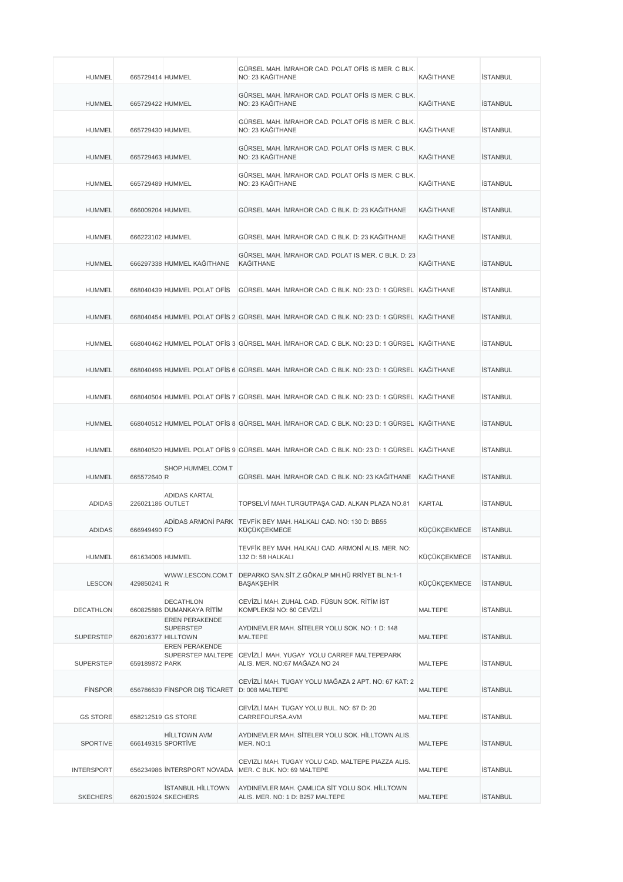| | | | | | |
|---|---|---|---|---|---|
| HUMMEL | 665729414 | HUMMEL | GÜRSEL MAH. İMRAHOR CAD. POLAT OFİS IS MER. C BLK. NO: 23 KAĞITHANE | KAĞITHANE | İSTANBUL |
| HUMMEL | 665729422 | HUMMEL | GÜRSEL MAH. İMRAHOR CAD. POLAT OFİS IS MER. C BLK. NO: 23 KAĞITHANE | KAĞITHANE | İSTANBUL |
| HUMMEL | 665729430 | HUMMEL | GÜRSEL MAH. İMRAHOR CAD. POLAT OFİS IS MER. C BLK. NO: 23 KAĞITHANE | KAĞITHANE | İSTANBUL |
| HUMMEL | 665729463 | HUMMEL | GÜRSEL MAH. İMRAHOR CAD. POLAT OFİS IS MER. C BLK. NO: 23 KAĞITHANE | KAĞITHANE | İSTANBUL |
| HUMMEL | 665729489 | HUMMEL | GÜRSEL MAH. İMRAHOR CAD. POLAT OFİS IS MER. C BLK. NO: 23 KAĞITHANE | KAĞITHANE | İSTANBUL |
| HUMMEL | 666009204 | HUMMEL | GÜRSEL MAH. İMRAHOR CAD. C BLK. D: 23 KAĞITHANE | KAĞITHANE | İSTANBUL |
| HUMMEL | 666223102 | HUMMEL | GÜRSEL MAH. İMRAHOR CAD. C BLK. D: 23 KAĞITHANE | KAĞITHANE | İSTANBUL |
| HUMMEL | 666297338 | HUMMEL KAĞITHANE | GÜRSEL MAH. İMRAHOR CAD. POLAT IS MER. C BLK. D: 23 KAĞITHANE | KAĞITHANE | İSTANBUL |
| HUMMEL | 668040439 | HUMMEL POLAT OFİS | GÜRSEL MAH. İMRAHOR CAD. C BLK. NO: 23 D: 1 GÜRSEL | KAĞITHANE | İSTANBUL |
| HUMMEL | 668040454 | HUMMEL POLAT OFİS 2 | GÜRSEL MAH. İMRAHOR CAD. C BLK. NO: 23 D: 1 GÜRSEL | KAĞITHANE | İSTANBUL |
| HUMMEL | 668040462 | HUMMEL POLAT OFİS 3 | GÜRSEL MAH. İMRAHOR CAD. C BLK. NO: 23 D: 1 GÜRSEL | KAĞITHANE | İSTANBUL |
| HUMMEL | 668040496 | HUMMEL POLAT OFİS 6 | GÜRSEL MAH. İMRAHOR CAD. C BLK. NO: 23 D: 1 GÜRSEL | KAĞITHANE | İSTANBUL |
| HUMMEL | 668040504 | HUMMEL POLAT OFİS 7 | GÜRSEL MAH. İMRAHOR CAD. C BLK. NO: 23 D: 1 GÜRSEL | KAĞITHANE | İSTANBUL |
| HUMMEL | 668040512 | HUMMEL POLAT OFİS 8 | GÜRSEL MAH. İMRAHOR CAD. C BLK. NO: 23 D: 1 GÜRSEL | KAĞITHANE | İSTANBUL |
| HUMMEL | 668040520 | HUMMEL POLAT OFİS 9 | GÜRSEL MAH. İMRAHOR CAD. C BLK. NO: 23 D: 1 GÜRSEL | KAĞITHANE | İSTANBUL |
| HUMMEL | 665572640 | SHOP.HUMMEL.COM.TR | GÜRSEL MAH. İMRAHOR CAD. C BLK. NO: 23 KAĞITHANE | KAĞITHANE | İSTANBUL |
| ADIDAS | 226021186 | ADIDAS KARTAL OUTLET | TOPSELVİ MAH.TURGUTPAŞA CAD. ALKAN PLAZA NO.81 | KARTAL | İSTANBUL |
| ADIDAS | 666949490 | ADİDAS ARMONİ PARK FO | TEVFİK BEY MAH. HALKALI CAD. NO: 130 D: BB55 KÜÇÜKÇEKMECE | KÜÇÜKÇEKMECE | İSTANBUL |
| HUMMEL | 661634006 | HUMMEL | TEVFİK BEY MAH. HALKALI CAD. ARMONİ ALIS. MER. NO: 132 D: 58 HALKALI | KÜÇÜKÇEKMECE | İSTANBUL |
| LESCON | 429850241 | WWW.LESCON.COM.TR | DEPARKO SAN.SİT.Z.GÖKALP MH.HÜ RRİYET BL.N:1-1 BAŞAKŞEHİR | KÜÇÜKÇEKMECE | İSTANBUL |
| DECATHLON | 660825886 | DECATHLON DUMANKAYA RİTİM | CEVİZLİ MAH. ZUHAL CAD. FÜSUN SOK. RİTİM İST KOMPLEKSI NO: 60 CEVİZLİ | MALTEPE | İSTANBUL |
| SUPERSTEP | 662016377 | EREN PERAKENDE SUPERSTEP HILLTOWN | AYDINEVLER MAH. SİTELER YOLU SOK. NO: 1 D: 148 MALTEPE | MALTEPE | İSTANBUL |
| SUPERSTEP | 659189872 | EREN PERAKENDE SUPERSTEP MALTEPE PARK | CEVİZLİ MAH. YUGAY YOLU CARREF MALTEPEPARK ALIS. MER. NO:67 MAĞAZA NO 24 | MALTEPE | İSTANBUL |
| FİNSPOR | 656786639 | FİNSPOR DIŞ TİCARET | CEVİZLİ MAH. TUGAY YOLU MAĞAZA 2 APT. NO: 67 KAT: 2 D: 008 MALTEPE | MALTEPE | İSTANBUL |
| GS STORE | 658212519 | GS STORE | CEVİZLİ MAH. TUGAY YOLU BUL. NO: 67 D: 20 CARREFOURSA.AVM | MALTEPE | İSTANBUL |
| SPORTIVE | 666149315 | HİLLTOWN AVM SPORTİVE | AYDINEVLER MAH. SİTELER YOLU SOK. HİLLTOWN ALIS. MER. NO:1 | MALTEPE | İSTANBUL |
| INTERSPORT | 656234986 | İNTERSPORT NOVADA | CEVIZLI MAH. TUGAY YOLU CAD. MALTEPE PIAZZA ALIS. MER. C BLK. NO: 69 MALTEPE | MALTEPE | İSTANBUL |
| SKECHERS | 662015924 | İSTANBUL HİLLTOWN SKECHERS | AYDINEVLER MAH. ÇAMLICA SİT YOLU SOK. HİLLTOWN ALIS. MER. NO: 1 D: B257 MALTEPE | MALTEPE | İSTANBUL |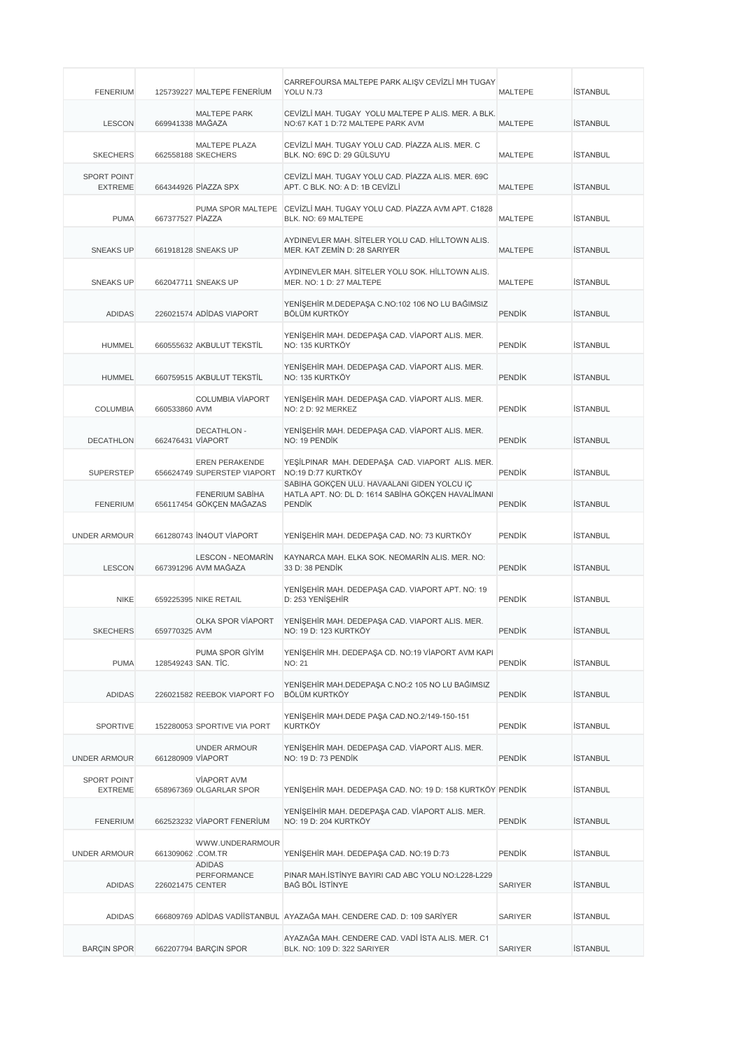| | | | | | |
|---|---|---|---|---|---|
| FENERIUM | 125739227 | MALTEPE FENERİUM | CARREFOURSA MALTEPE PARK ALIŞV CEVİZLİ MH TUGAY YOLU N.73 | MALTEPE | İSTANBUL |
| LESCON | 669941338 | MALTEPE PARK MAĞAZA | CEVİZLİ MAH. TUGAY YOLU MALTEPE P ALIS. MER. A BLK. NO:67 KAT 1 D:72 MALTEPE PARK AVM | MALTEPE | İSTANBUL |
| SKECHERS | 662558188 | MALTEPE PLAZA SKECHERS | CEVİZLİ MAH. TUGAY YOLU CAD. PİAZZA ALIS. MER. C BLK. NO: 69C D: 29 GÜLSUYU | MALTEPE | İSTANBUL |
| SPORT POINT EXTREME | 664344926 | PİAZZA SPX | CEVİZLİ MAH. TUGAY YOLU CAD. PİAZZA ALIS. MER. 69C APT. C BLK. NO: A D: 1B CEVİZLİ | MALTEPE | İSTANBUL |
| PUMA | 667377527 | PUMA SPOR MALTEPE PİAZZA | CEVİZLİ MAH. TUGAY YOLU CAD. PİAZZA AVM APT. C1828 BLK. NO: 69 MALTEPE | MALTEPE | İSTANBUL |
| SNEAKS UP | 661918128 | SNEAKS UP | AYDINEVLER MAH. SİTELER YOLU CAD. HİLLTOWN ALIS. MER. KAT ZEMİN D: 28 SARIYER | MALTEPE | İSTANBUL |
| SNEAKS UP | 662047711 | SNEAKS UP | AYDINEVLER MAH. SİTELER YOLU SOK. HİLLTOWN ALIS. MER. NO: 1 D: 27 MALTEPE | MALTEPE | İSTANBUL |
| ADIDAS | 226021574 | ADİDAS VIAPORT | YENİŞEHİR M.DEDEPAŞA C.NO:102 106 NO LU BAĞIMSIZ BÖLÜM KURTKÖY | PENDİK | İSTANBUL |
| HUMMEL | 660555632 | AKBULUT TEKSTİL | YENİŞEHİR MAH. DEDEPAŞA CAD. VİAPORT ALIS. MER. NO: 135 KURTKÖY | PENDİK | İSTANBUL |
| HUMMEL | 660759515 | AKBULUT TEKSTİL | YENİŞEHİR MAH. DEDEPAŞA CAD. VİAPORT ALIS. MER. NO: 135 KURTKÖY | PENDİK | İSTANBUL |
| COLUMBIA | 660533860 | COLUMBIA VİAPORT AVM | YENİŞEHİR MAH. DEDEPAŞA CAD. VİAPORT ALIS. MER. NO: 2 D: 92 MERKEZ | PENDİK | İSTANBUL |
| DECATHLON | 662476431 | DECATHLON - VİAPORT | YENİŞEHİR MAH. DEDEPAŞA CAD. VİAPORT ALIS. MER. NO: 19 PENDİK | PENDİK | İSTANBUL |
| SUPERSTEP | 656624749 | EREN PERAKENDE SUPERSTEP VIAPORT | YEŞİLPINAR MAH. DEDEPAŞA CAD. VIAPORT ALIS. MER. NO:19 D:77 KURTKÖY | PENDİK | İSTANBUL |
| FENERIUM | 656117454 | FENERIUM SABİHA GÖKÇEN MAĞAZAS | SABİHA GÖKÇEN ULU. HAVAALANI GIDEN YOLCU İÇ HATLA APT. NO: DL D: 1614 SABİHA GÖKÇEN HAVALİMANI PENDİK | PENDİK | İSTANBUL |
| UNDER ARMOUR | 661280743 | İN4OUT VİAPORT | YENİŞEHİR MAH. DEDEPAŞA CAD. NO: 73 KURTKÖY | PENDİK | İSTANBUL |
| LESCON | 667391296 | LESCON - NEOMARİN AVM MAĞAZA | KAYNARCA MAH. ELKA SOK. NEOMARİN ALIS. MER. NO: 33 D: 38 PENDİK | PENDİK | İSTANBUL |
| NIKE | 659225395 | NIKE RETAIL | YENİŞEHİR MAH. DEDEPAŞA CAD. VIAPORT APT. NO: 19 D: 253 YENİŞEHİR | PENDİK | İSTANBUL |
| SKECHERS | 659770325 | OLKA SPOR VİAPORT AVM | YENİŞEHİR MAH. DEDEPAŞA CAD. VIAPORT ALIS. MER. NO: 19 D: 123 KURTKÖY | PENDİK | İSTANBUL |
| PUMA | 128549243 | PUMA SPOR GİYİM SAN. TİC. | YENİŞEHİR MH. DEDEPAŞA CD. NO:19 VİAPORT AVM KAPI NO: 21 | PENDİK | İSTANBUL |
| ADIDAS | 226021582 | REEBOK VIAPORT FO | YENİŞEHİR MAH.DEDEPAŞA C.NO:2 105 NO LU BAĞIMSIZ BÖLÜM KURTKÖY | PENDİK | İSTANBUL |
| SPORTIVE | 152280053 | SPORTIVE VIA PORT | YENİŞEHİR MAH.DEDE PAŞA CAD.NO.2/149-150-151 KURTKÖY | PENDİK | İSTANBUL |
| UNDER ARMOUR | 661280909 | UNDER ARMOUR VİAPORT | YENİŞEHİR MAH. DEDEPAŞA CAD. VİAPORT ALIS. MER. NO: 19 D: 73 PENDİK | PENDİK | İSTANBUL |
| SPORT POINT EXTREME | 658967369 | VİAPORT AVM OLGARLAR SPOR | YENİŞEHİR MAH. DEDEPAŞA CAD. NO: 19 D: 158 KURTKÖY | PENDİK | İSTANBUL |
| FENERIUM | 662523232 | VİAPORT FENERİUM | YENİŞEİHİR MAH. DEDEPAŞA CAD. VİAPORT ALIS. MER. NO: 19 D: 204 KURTKÖY | PENDİK | İSTANBUL |
| UNDER ARMOUR | 661309062 | WWW.UNDERARMOUR .COM.TR | YENİŞEHİR MAH. DEDEPAŞA CAD. NO:19 D:73 | PENDİK | İSTANBUL |
| ADIDAS | 226021475 | ADIDAS PERFORMANCE CENTER | PINAR MAH.İSTİNYE BAYIRI CAD ABC YOLU NO:L228-L229 BAĞ BÖL İSTİNYE | SARIYER | İSTANBUL |
| ADIDAS | 666809769 | ADİDAS VADİİSTANBUL | AYAZAĞA MAH. CENDERE CAD. D: 109 SARİYER | SARIYER | İSTANBUL |
| BARÇIN SPOR | 662207794 | BARÇIN SPOR | AYAZAĞA MAH. CENDERE CAD. VADİ İSTA ALIS. MER. C1 BLK. NO: 109 D: 322 SARIYER | SARIYER | İSTANBUL |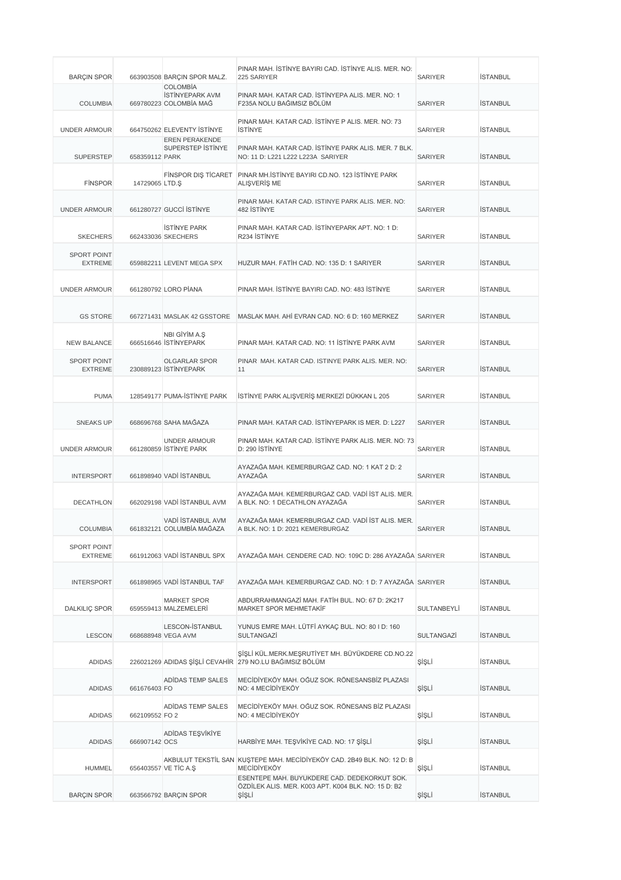| | | | | | |
|---|---|---|---|---|---|
| BARÇIN SPOR | 663903508 | BARÇIN SPOR MALZ. | PINAR MAH. İSTİNYE BAYIRI CAD. İSTİNYE ALIS. MER. NO: 225 SARIYER | SARIYER | İSTANBUL |
| COLUMBIA | 669780223 | COLOMBİA İSTİNYEPARK AVM COLOMBİA MAĞ | PINAR MAH. KATAR CAD. İSTİNYEPA ALIS. MER. NO: 1 F235A NOLU BAĞIMSIZ BÖLÜM | SARIYER | İSTANBUL |
| UNDER ARMOUR | 664750262 | ELEVENTY İSTİNYE | PINAR MAH. KATAR CAD. İSTİNYE P ALIS. MER. NO: 73 İSTİNYE | SARIYER | İSTANBUL |
| SUPERSTEP | 658359112 | EREN PERAKENDE SUPERSTEP İSTİNYE PARK | PINAR MAH. KATAR CAD. İSTİNYE PARK ALIS. MER. 7 BLK. NO: 11 D: L221 L222 L223A SARIYER | SARIYER | İSTANBUL |
| FİNSPOR | 14729065 | FİNSPOR DIŞ TİCARET LTD.Ş | PINAR MH.İSTİNYE BAYIRI CD.NO. 123 İSTİNYE PARK ALIŞVERİŞ ME | SARIYER | İSTANBUL |
| UNDER ARMOUR | 661280727 | GUCCİ İSTİNYE | PINAR MAH. KATAR CAD. ISTINYE PARK ALIS. MER. NO: 482 İSTİNYE | SARIYER | İSTANBUL |
| SKECHERS | 662433036 | İSTİNYE PARK SKECHERS | PINAR MAH. KATAR CAD. İSTİNYEPARK APT. NO: 1 D: R234 İSTİNYE | SARIYER | İSTANBUL |
| SPORT POINT EXTREME | 659882211 | LEVENT MEGA SPX | HUZUR MAH. FATİH CAD. NO: 135 D: 1 SARIYER | SARIYER | İSTANBUL |
| UNDER ARMOUR | 661280792 | LORO PİANA | PINAR MAH. İSTİNYE BAYIRI CAD. NO: 483 İSTİNYE | SARIYER | İSTANBUL |
| GS STORE | 667271431 | MASLAK 42 GSSTORE | MASLAK MAH. AHİ EVRAN CAD. NO: 6 D: 160 MERKEZ | SARIYER | İSTANBUL |
| NEW BALANCE | 666516646 | NBI GİYİM A.Ş İSTİNYEPARK | PINAR MAH. KATAR CAD. NO: 11 İSTİNYE PARK AVM | SARIYER | İSTANBUL |
| SPORT POINT EXTREME | 230889123 | OLGARLAR SPOR İSTİNYEPARK | PINAR MAH. KATAR CAD. ISTINYE PARK ALIS. MER. NO: 11 | SARIYER | İSTANBUL |
| PUMA | 128549177 | PUMA-İSTİNYE PARK | İSTİNYE PARK ALIŞVERİŞ MERKEZİ DÜKKAN L 205 | SARIYER | İSTANBUL |
| SNEAKS UP | 668696768 | SAHA MAĞAZA | PINAR MAH. KATAR CAD. İSTİNYEPARK IS MER. D: L227 | SARIYER | İSTANBUL |
| UNDER ARMOUR | 661280859 | UNDER ARMOUR İSTİNYE PARK | PINAR MAH. KATAR CAD. İSTİNYE PARK ALIS. MER. NO: 73 D: 290 İSTİNYE | SARIYER | İSTANBUL |
| INTERSPORT | 661898940 | VADİ İSTANBUL | AYAZAĞA MAH. KEMERBURGAZ CAD. NO: 1 KAT 2 D: 2 AYAZAĞA | SARIYER | İSTANBUL |
| DECATHLON | 662029198 | VADİ İSTANBUL AVM | AYAZAĞA MAH. KEMERBURGAZ CAD. VADİ İST ALIS. MER. A BLK. NO: 1 DECATHLON AYAZAĞA | SARIYER | İSTANBUL |
| COLUMBIA | 661832121 | VADİ İSTANBUL AVM COLUMBİA MAĞAZA | AYAZAĞA MAH. KEMERBURGAZ CAD. VADİ İST ALIS. MER. A BLK. NO: 1 D: 2021 KEMERBURGAZ | SARIYER | İSTANBUL |
| SPORT POINT EXTREME | 661912063 | VADİ İSTANBUL SPX | AYAZAĞA MAH. CENDERE CAD. NO: 109C D: 286 AYAZAĞA | SARIYER | İSTANBUL |
| INTERSPORT | 661898965 | VADİ İSTANBUL TAF | AYAZAĞA MAH. KEMERBURGAZ CAD. NO: 1 D: 7 AYAZAĞA | SARIYER | İSTANBUL |
| DALKILIÇ SPOR | 659559413 | MARKET SPOR MALZEMELERİ | ABDURRAHMANGAZİ MAH. FATİH BUL. NO: 67 D: 2K217 MARKET SPOR MEHMETAKİF | SULTANBEYLİ | İSTANBUL |
| LESCON | 668688948 | LESCON-İSTANBUL VEGA AVM | YUNUS EMRE MAH. LÜTFİ AYKAÇ BUL. NO: 80 I D: 160 SULTANGAZİ | SULTANGAZİ | İSTANBUL |
| ADIDAS | 226021269 | ADIDAS ŞİŞLİ CEVAHİR | ŞİŞLİ KÜL.MERK.MEŞRUTİYET MH. BÜYÜKDERE CD.NO.22 279 NO.LU BAĞIMSIZ BÖLÜM | ŞİŞLİ | İSTANBUL |
| ADIDAS | 661676403 | ADİDAS TEMP SALES FO | MECİDİYEKÖY MAH. OĞUZ SOK. RÖNESANSBİZ PLAZASI NO: 4 MECİDİYEKÖY | ŞİŞLİ | İSTANBUL |
| ADIDAS | 662109552 | ADİDAS TEMP SALES FO 2 | MECİDİYEKÖY MAH. OĞUZ SOK. RÖNESANS BİZ PLAZASI NO: 4 MECİDİYEKÖY | ŞİŞLİ | İSTANBUL |
| ADIDAS | 666907142 | ADİDAS TEŞVİKİYE OCS | HARBİYE MAH. TEŞVİKİYE CAD. NO: 17 ŞİŞLİ | ŞİŞLİ | İSTANBUL |
| HUMMEL | 656403557 | AKBULUT TEKSTİL SAN VE TİC A.Ş | KUŞTEPE MAH. MECİDİYEKÖY CAD. 2B49 BLK. NO: 12 D: B MECİDİYEKÖY | ŞİŞLİ | İSTANBUL |
| BARÇIN SPOR | 663566792 | BARÇIN SPOR | ESENTEPE MAH. BUYUKDERE CAD. DEDEKORKUT SOK. ÖZDİLEK ALIS. MER. K003 APT. K004 BLK. NO: 15 D: B2 ŞİŞLİ | ŞİŞLİ | İSTANBUL |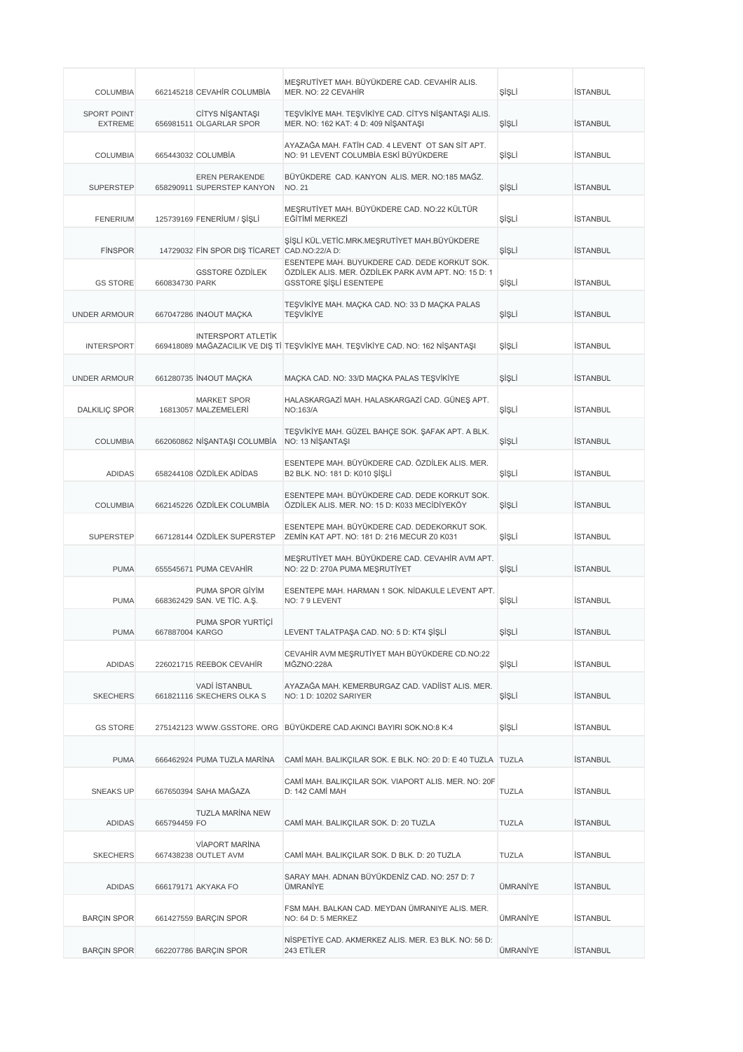| | | | | | |
|---|---|---|---|---|---|
| COLUMBIA | 662145218 | CEVAHİR COLUMBİA | MEŞRUTİYET MAH. BÜYÜKDERE CAD. CEVAHİR ALIS. MER. NO: 22 CEVAHİR | ŞİŞLİ | İSTANBUL |
| SPORT POINT EXTREME | 656981511 | CİTYS NİŞANTAŞI OLGARLAR SPOR | TEŞVİKİYE MAH. TEŞVİKİYE CAD. CİTYS NİŞANTAŞI ALIS. MER. NO: 162 KAT: 4 D: 409 NİŞANTAŞI | ŞİŞLİ | İSTANBUL |
| COLUMBIA | 665443032 | COLUMBİA | AYAZAĞA MAH. FATİH CAD. 4 LEVENT OT SAN SİT APT. NO: 91 LEVENT COLUMBİA ESKİ BÜYÜKDERE | ŞİŞLİ | İSTANBUL |
| SUPERSTEP | 658290911 | EREN PERAKENDE SUPERSTEP KANYON | BÜYÜKDERE CAD. KANYON ALIS. MER. NO:185 MAĞZ. NO. 21 | ŞİŞLİ | İSTANBUL |
| FENERIUM | 125739169 | FENERİUM / ŞİŞLİ | MEŞRUTİYET MAH. BÜYÜKDERE CAD. NO:22 KÜLTÜR EĞİTİMİ MERKEZİ | ŞİŞLİ | İSTANBUL |
| FİNSPOR | 14729032 | FİN SPOR DIŞ TİCARET | ŞİŞLİ KÜL.VETİC.MRK.MEŞRUTİYET MAH.BÜYÜKDERE CAD.NO:22/A D: | ŞİŞLİ | İSTANBUL |
| GS STORE | 660834730 | GSSTORE ÖZDİLEK PARK | ESENTEPE MAH. BUYUKDERE CAD. DEDE KORKUT SOK. ÖZDİLEK ALIS. MER. ÖZDİLEK PARK AVM APT. NO: 15 D: 1 GSSTORE ŞİŞLİ ESENTEPE | ŞİŞLİ | İSTANBUL |
| UNDER ARMOUR | 667047286 | IN4OUT MAÇKA | TEŞVİKİYE MAH. MAÇKA CAD. NO: 33 D MAÇKA PALAS TEŞVİKİYE | ŞİŞLİ | İSTANBUL |
| INTERSPORT | 669418089 | INTERSPORT ATLETİK MAĞAZACILIK VE DIŞ Tİ | TEŞVİKİYE MAH. TEŞVİKİYE CAD. NO: 162 NİŞANTAŞI | ŞİŞLİ | İSTANBUL |
| UNDER ARMOUR | 661280735 | İN4OUT MAÇKA | MAÇKA CAD. NO: 33/D MAÇKA PALAS TEŞVİKİYE | ŞİŞLİ | İSTANBUL |
| DALKILIÇ SPOR | 16813057 | MARKET SPOR MALZEMELERİ | HALASKARGAZİ MAH. HALASKARGAZİ CAD. GÜNEŞ APT. NO:163/A | ŞİŞLİ | İSTANBUL |
| COLUMBIA | 662060862 | NİŞANTAŞI COLUMBİA | TEŞVİKİYE MAH. GÜZEL BAHÇE SOK. ŞAFAK APT. A BLK. NO: 13 NİŞANTAŞI | ŞİŞLİ | İSTANBUL |
| ADIDAS | 658244108 | ÖZDİLEK ADİDAS | ESENTEPE MAH. BÜYÜKDERE CAD. ÖZDİLEK ALIS. MER. B2 BLK. NO: 181 D: K010 ŞİŞLİ | ŞİŞLİ | İSTANBUL |
| COLUMBIA | 662145226 | ÖZDİLEK COLUMBİA | ESENTEPE MAH. BÜYÜKDERE CAD. DEDE KORKUT SOK. ÖZDİLEK ALIS. MER. NO: 15 D: K033 MECİDİYEKÖY | ŞİŞLİ | İSTANBUL |
| SUPERSTEP | 667128144 | ÖZDİLEK SUPERSTEP | ESENTEPE MAH. BÜYÜKDERE CAD. DEDEKORKUT SOK. ZEMİN KAT APT. NO: 181 D: 216 MECUR Z0 K031 | ŞİŞLİ | İSTANBUL |
| PUMA | 655545671 | PUMA CEVAHİR | MEŞRUTİYET MAH. BÜYÜKDERE CAD. CEVAHİR AVM APT. NO: 22 D: 270A PUMA MEŞRUTİYET | ŞİŞLİ | İSTANBUL |
| PUMA | 668362429 | PUMA SPOR GİYİM SAN. VE TİC. A.Ş. | ESENTEPE MAH. HARMAN 1 SOK. NİDAKULE LEVENT APT. NO: 7 9 LEVENT | ŞİŞLİ | İSTANBUL |
| PUMA | 667887004 | PUMA SPOR YURTİÇİ KARGO | LEVENT TALATPAŞA CAD. NO: 5 D: KT4 ŞİŞLİ | ŞİŞLİ | İSTANBUL |
| ADIDAS | 226021715 | REEBOK CEVAHİR | CEVAHİR AVM MEŞRUTİYET MAH BÜYÜKDERE CD.NO:22 MĞZNO:228A | ŞİŞLİ | İSTANBUL |
| SKECHERS | 661821116 | VADİ İSTANBUL SKECHERS OLKA S | AYAZAĞA MAH. KEMERBURGAZ CAD. VADİİST ALIS. MER. NO: 1 D: 10202 SARIYER | ŞİŞLİ | İSTANBUL |
| GS STORE | 275142123 | WWW.GSSTORE. ORG | BÜYÜKDERE CAD.AKINCI BAYIRI SOK.NO:8 K:4 | ŞİŞLİ | İSTANBUL |
| PUMA | 666462924 | PUMA TUZLA MARİNA | CAMİ MAH. BALIKÇILAR SOK. E BLK. NO: 20 D: E 40 TUZLA | TUZLA | İSTANBUL |
| SNEAKS UP | 667650394 | SAHA MAĞAZA | CAMİ MAH. BALIKÇILAR SOK. VIAPORT ALIS. MER. NO: 20F D: 142 CAMİ MAH | TUZLA | İSTANBUL |
| ADIDAS | 665794459 | TUZLA MARİNA NEW FO | CAMİ MAH. BALIKÇILAR SOK. D: 20 TUZLA | TUZLA | İSTANBUL |
| SKECHERS | 667438238 | VİAPORT MARİNA OUTLET AVM | CAMİ MAH. BALIKÇILAR SOK. D BLK. D: 20 TUZLA | TUZLA | İSTANBUL |
| ADIDAS | 666179171 | AKYAKA FO | SARAY MAH. ADNAN BÜYÜKDENİZ CAD. NO: 257 D: 7 ÜMRANİYE | ÜMRANİYE | İSTANBUL |
| BARÇIN SPOR | 661427559 | BARÇIN SPOR | FSM MAH. BALKAN CAD. MEYDAN ÜMRANIYE ALIS. MER. NO: 64 D: 5 MERKEZ | ÜMRANİYE | İSTANBUL |
| BARÇIN SPOR | 662207786 | BARÇIN SPOR | NİSPETİYE CAD. AKMERKEZ ALIS. MER. E3 BLK. NO: 56 D: 243 ETİLER | ÜMRANİYE | İSTANBUL |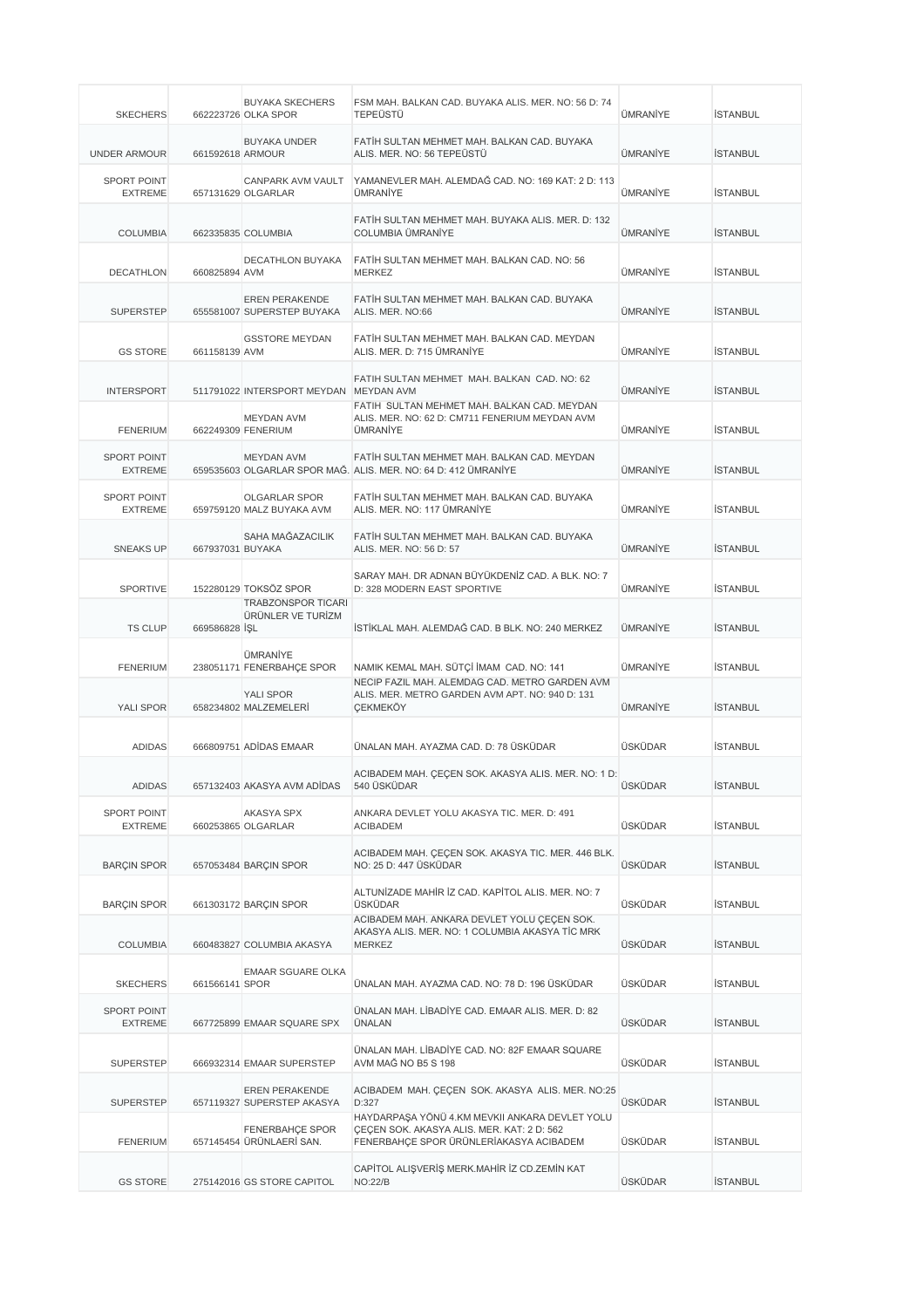| SKECHERS | 662223726 | BUYAKA SKECHERS OLKA SPOR | FSM MAH. BALKAN CAD. BUYAKA ALIS. MER. NO: 56 D: 74 TEPEÜSTÜ | ÜMRANİYE | İSTANBUL |
|---|---|---|---|---|---|
| UNDER ARMOUR | 661592618 | BUYAKA UNDER ARMOUR | FATİH SULTAN MEHMET MAH. BALKAN CAD. BUYAKA ALIS. MER. NO: 56 TEPEÜSTÜ | ÜMRANİYE | İSTANBUL |
| SPORT POINT EXTREME | 657131629 | CANPARK AVM VAULT OLGARLAR | YAMANEVLER MAH. ALEMDAĞ CAD. NO: 169 KAT: 2 D: 113 ÜMRANİYE | ÜMRANİYE | İSTANBUL |
| COLUMBIA | 662335835 | COLUMBIA | FATİH SULTAN MEHMET MAH. BUYAKA ALIS. MER. D: 132 COLUMBIA ÜMRANİYE | ÜMRANİYE | İSTANBUL |
| DECATHLON | 660825894 | DECATHLON BUYAKA AVM | FATİH SULTAN MEHMET MAH. BALKAN CAD. NO: 56 MERKEZ | ÜMRANİYE | İSTANBUL |
| SUPERSTEP | 655581007 | EREN PERAKENDE SUPERSTEP BUYAKA | FATİH SULTAN MEHMET MAH. BALKAN CAD. BUYAKA ALIS. MER. NO:66 | ÜMRANİYE | İSTANBUL |
| GS STORE | 661158139 | GSSTORE MEYDAN AVM | FATİH SULTAN MEHMET MAH. BALKAN CAD. MEYDAN ALIS. MER. D: 715 ÜMRANİYE | ÜMRANİYE | İSTANBUL |
| INTERSPORT | 511791022 | INTERSPORT MEYDAN | FATIH SULTAN MEHMET MAH. BALKAN CAD. NO: 62 MEYDAN AVM | ÜMRANİYE | İSTANBUL |
| FENERIUM | 662249309 | MEYDAN AVM FENERIUM | FATIH SULTAN MEHMET MAH. BALKAN CAD. MEYDAN ALIS. MER. NO: 62 D: CM711 FENERIUM MEYDAN AVM ÜMRANİYE | ÜMRANİYE | İSTANBUL |
| SPORT POINT EXTREME | 659535603 | MEYDAN AVM OLGARLAR SPOR MAĞ. | FATİH SULTAN MEHMET MAH. BALKAN CAD. MEYDAN ALIS. MER. NO: 64 D: 412 ÜMRANİYE | ÜMRANİYE | İSTANBUL |
| SPORT POINT EXTREME | 659759120 | OLGARLAR SPOR MALZ BUYAKA AVM | FATİH SULTAN MEHMET MAH. BALKAN CAD. BUYAKA ALIS. MER. NO: 117 ÜMRANİYE | ÜMRANİYE | İSTANBUL |
| SNEAKS UP | 667937031 | SAHA MAĞAZACILIK BUYAKA | FATİH SULTAN MEHMET MAH. BALKAN CAD. BUYAKA ALIS. MER. NO: 56 D: 57 | ÜMRANİYE | İSTANBUL |
| SPORTIVE | 152280129 | TOKSÖZ SPOR | SARAY MAH. DR ADNAN BÜYÜKDENİZ CAD. A BLK. NO: 7 D: 328 MODERN EAST SPORTIVE | ÜMRANİYE | İSTANBUL |
| TS CLUP | 669586828 | TRABZONSPOR TICARI ÜRÜNLER VE TURİZM İŞL | İSTİKLAL MAH. ALEMDAĞ CAD. B BLK. NO: 240 MERKEZ | ÜMRANİYE | İSTANBUL |
| FENERIUM | 238051171 | ÜMRANİYE FENERBAHÇE SPOR | NAMIK KEMAL MAH. SÜTÇİ İMAM CAD. NO: 141 | ÜMRANİYE | İSTANBUL |
| YALI SPOR | 658234802 | YALI SPOR MALZEMELERİ | NECIP FAZIL MAH. ALEMDAG CAD. METRO GARDEN AVM ALIS. MER. METRO GARDEN AVM APT. NO: 940 D: 131 ÇEKMEKÖY | ÜMRANİYE | İSTANBUL |
| ADIDAS | 666809751 | ADİDAS EMAAR | ÜNALAN MAH. AYAZMA CAD. D: 78 ÜSKÜDAR | ÜSKÜDAR | İSTANBUL |
| ADIDAS | 657132403 | AKASYA AVM ADİDAS | ACIBADEM MAH. ÇEÇEN SOK. AKASYA ALIS. MER. NO: 1 D: 540 ÜSKÜDAR | ÜSKÜDAR | İSTANBUL |
| SPORT POINT EXTREME | 660253865 | AKASYA SPX OLGARLAR | ANKARA DEVLET YOLU AKASYA TIC. MER. D: 491 ACIBADEM | ÜSKÜDAR | İSTANBUL |
| BARÇIN SPOR | 657053484 | BARÇIN SPOR | ACIBADEM MAH. ÇEÇEN SOK. AKASYA TIC. MER. 446 BLK. NO: 25 D: 447 ÜSKÜDAR | ÜSKÜDAR | İSTANBUL |
| BARÇIN SPOR | 661303172 | BARÇIN SPOR | ALTUNİZADE MAHİR İZ CAD. KAPİTOL ALIS. MER. NO: 7 ÜSKÜDAR | ÜSKÜDAR | İSTANBUL |
| COLUMBIA | 660483827 | COLUMBIA AKASYA | ACIBADEM MAH. ANKARA DEVLET YOLU ÇEÇEN SOK. AKASYA ALIS. MER. NO: 1 COLUMBIA AKASYA TİC MRK MERKEZ | ÜSKÜDAR | İSTANBUL |
| SKECHERS | 661566141 | EMAAR SGUARE OLKA SPOR | ÜNALAN MAH. AYAZMA CAD. NO: 78 D: 196 ÜSKÜDAR | ÜSKÜDAR | İSTANBUL |
| SPORT POINT EXTREME | 667725899 | EMAAR SQUARE SPX | ÜNALAN MAH. LİBADİYE CAD. EMAAR ALIS. MER. D: 82 ÜNALAN | ÜSKÜDAR | İSTANBUL |
| SUPERSTEP | 666932314 | EMAAR SUPERSTEP | ÜNALAN MAH. LİBADİYE CAD. NO: 82F EMAAR SQUARE AVM MAĞ NO B5 S 198 | ÜSKÜDAR | İSTANBUL |
| SUPERSTEP | 657119327 | EREN PERAKENDE SUPERSTEP AKASYA | ACIBADEM MAH. ÇEÇEN SOK. AKASYA ALIS. MER. NO:25 D:327 | ÜSKÜDAR | İSTANBUL |
| FENERIUM | 657145454 | FENERBAHÇE SPOR ÜRÜNLERİ SAN. | HAYDARPAŞA YÖNÜ 4.KM MEVKII ANKARA DEVLET YOLU ÇEÇEN SOK. AKASYA ALIS. MER. KAT: 2 D: 562 FENERBAHÇE SPOR ÜRÜNLERİAKASYA ACIBADEM | ÜSKÜDAR | İSTANBUL |
| GS STORE | 275142016 | GS STORE CAPITOL | CAPİTOL ALIŞVERİŞ MERK.MAHİR İZ CD.ZEMİN KAT NO:22/B | ÜSKÜDAR | İSTANBUL |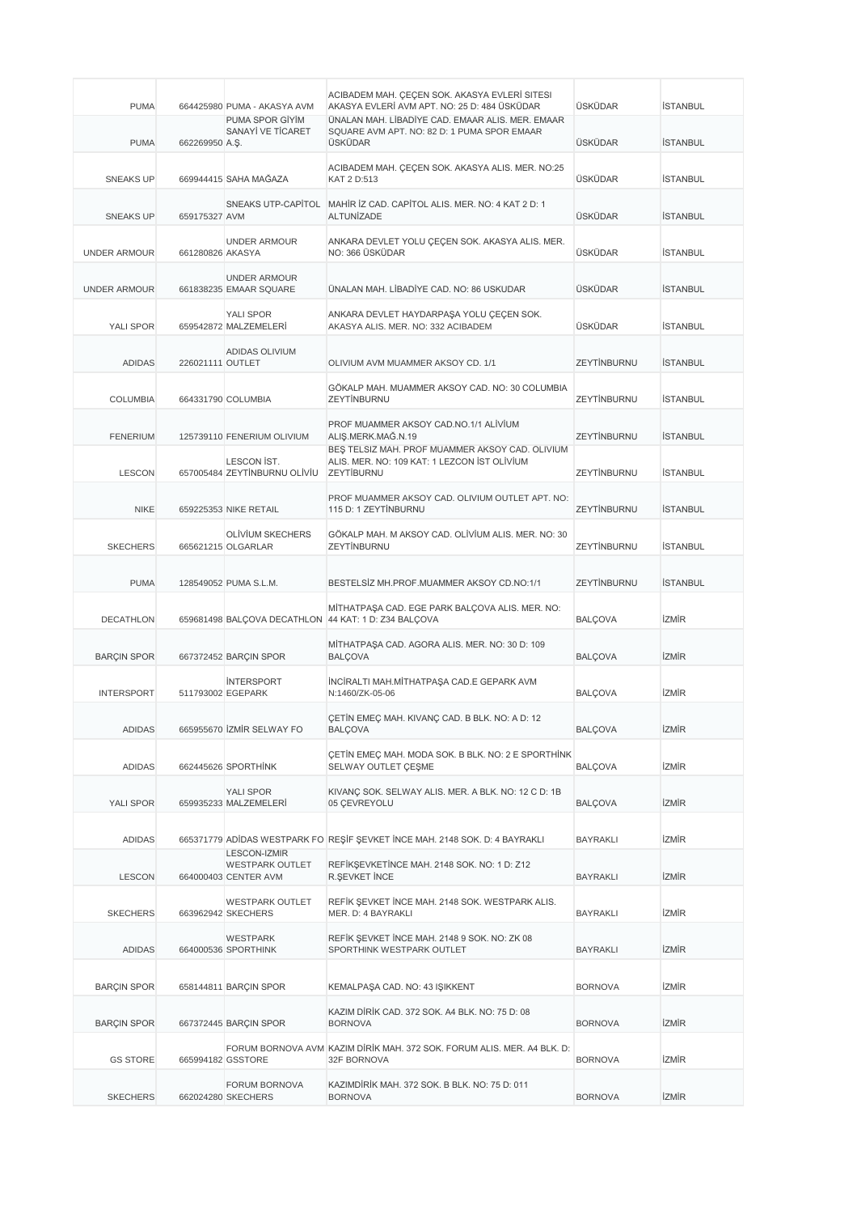| | | | | | |
|---|---|---|---|---|---|
| PUMA | 664425980 | PUMA - AKASYA AVM | ACIBADEM MAH. ÇEÇEN SOK. AKASYA EVLERİ SITESI AKASYA EVLERİ AVM APT. NO: 25 D: 484 ÜSKÜDAR | ÜSKÜDAR | İSTANBUL |
| PUMA | 662269950 | PUMA SPOR GİYİM SANAYİ VE TİCARET A.Ş. | ÜNALAN MAH. LİBADİYE CAD. EMAAR ALIS. MER. EMAAR SQUARE AVM APT. NO: 82 D: 1 PUMA SPOR EMAAR ÜSKÜDAR | ÜSKÜDAR | İSTANBUL |
| SNEAKS UP | 669944415 | SAHA MAĞAZA | ACIBADEM MAH. ÇEÇEN SOK. AKASYA ALIS. MER. NO:25 KAT 2 D:513 | ÜSKÜDAR | İSTANBUL |
| SNEAKS UP | 659175327 | SNEAKS UTP-CAPİTOL AVM | MAHİR İZ CAD. CAPİTOL ALIS. MER. NO: 4 KAT 2 D: 1 ALTUNİZADE | ÜSKÜDAR | İSTANBUL |
| UNDER ARMOUR | 661280826 | UNDER ARMOUR AKASYA | ANKARA DEVLET YOLU ÇEÇEN SOK. AKASYA ALIS. MER. NO: 366 ÜSKÜDAR | ÜSKÜDAR | İSTANBUL |
| UNDER ARMOUR | 661838235 | UNDER ARMOUR EMAAR SQUARE | ÜNALAN MAH. LİBADİYE CAD. NO: 86 USKUDAR | ÜSKÜDAR | İSTANBUL |
| YALI SPOR | 659542872 | YALI SPOR MALZEMELERİ | ANKARA DEVLET HAYDARPAŞA YOLU ÇEÇEN SOK. AKASYA ALIS. MER. NO: 332 ACIBADEM | ÜSKÜDAR | İSTANBUL |
| ADIDAS | 226021111 | ADIDAS OLIVIUM OUTLET | OLIVIUM AVM MUAMMER AKSOY CD. 1/1 | ZEYTİNBURNU | İSTANBUL |
| COLUMBIA | 664331790 | COLUMBIA | GÖKALP MAH. MUAMMER AKSOY CAD. NO: 30 COLUMBIA ZEYTİNBURNU | ZEYTİNBURNU | İSTANBUL |
| FENERIUM | 125739110 | FENERIUM OLIVIUM | PROF MUAMMER AKSOY CAD.NO.1/1 ALİVİUM ALIŞ.MERK.MAĞ.N.19 | ZEYTİNBURNU | İSTANBUL |
| LESCON | 657005484 | LESCON İST. ZEYTİNBURNU OLİVİU | BEŞ TELSIZ MAH. PROF MUAMMER AKSOY CAD. OLIVIUM ALIS. MER. NO: 109 KAT: 1 LEZCON İST OLİVİUM ZEYTİBURNU | ZEYTİNBURNU | İSTANBUL |
| NIKE | 659225353 | NIKE RETAIL | PROF MUAMMER AKSOY CAD. OLIVIUM OUTLET APT. NO: 115 D: 1 ZEYTİNBURNU | ZEYTİNBURNU | İSTANBUL |
| SKECHERS | 665621215 | OLİVİUM SKECHERS OLGARLAR | GÖKALP MAH. M AKSOY CAD. OLİVİUM ALIS. MER. NO: 30 ZEYTİNBURNU | ZEYTİNBURNU | İSTANBUL |
| PUMA | 128549052 | PUMA S.L.M. | BESTELSİZ MH.PROF.MUAMMER AKSOY CD.NO:1/1 | ZEYTİNBURNU | İSTANBUL |
| DECATHLON | 659681498 | BALÇOVA DECATHLON | MİTHATPAŞA CAD. EGE PARK BALÇOVA ALIS. MER. NO: 44 KAT: 1 D: Z34 BALÇOVA | BALÇOVA | İZMİR |
| BARÇIN SPOR | 667372452 | BARÇIN SPOR | MİTHATPAŞA CAD. AGORA ALIS. MER. NO: 30 D: 109 BALÇOVA | BALÇOVA | İZMİR |
| INTERSPORT | 511793002 | İNTERSPORT EGEPARK | İNCİRALTI MAH.MİTHATPAŞA CAD.E GEPARK AVM N:1460/ZK-05-06 | BALÇOVA | İZMİR |
| ADIDAS | 665955670 | İZMİR SELWAY FO | ÇETİN EMEÇ MAH. KIVANÇ CAD. B BLK. NO: A D: 12 BALÇOVA | BALÇOVA | İZMİR |
| ADIDAS | 662445626 | SPORTHİNK | ÇETİN EMEÇ MAH. MODA SOK. B BLK. NO: 2 E SPORTHİNK SELWAY OUTLET ÇEŞME | BALÇOVA | İZMİR |
| YALI SPOR | 659935233 | YALI SPOR MALZEMELERİ | KIVANÇ SOK. SELWAY ALIS. MER. A BLK. NO: 12 C D: 1B 05 ÇEVREYOLU | BALÇOVA | İZMİR |
| ADIDAS | 665371779 | ADİDAS WESTPARK FO | REŞİF ŞEVKET İNCE MAH. 2148 SOK. D: 4 BAYRAKLI | BAYRAKLI | İZMİR |
| LESCON | 664000403 | LESCON-IZMIR WESTPARK OUTLET CENTER AVM | REFİKŞEVKETİNCE MAH. 2148 SOK. NO: 1 D: Z12 R.ŞEVKET İNCE | BAYRAKLI | İZMİR |
| SKECHERS | 663962942 | WESTPARK OUTLET SKECHERS | REFİK ŞEVKET İNCE MAH. 2148 SOK. WESTPARK ALIS. MER. D: 4 BAYRAKLI | BAYRAKLI | İZMİR |
| ADIDAS | 664000536 | WESTPARK SPORTHINK | REFİK ŞEVKET İNCE MAH. 2148 9 SOK. NO: ZK 08 SPORTHINK WESTPARK OUTLET | BAYRAKLI | İZMİR |
| BARÇIN SPOR | 658144811 | BARÇIN SPOR | KEMALPAŞA CAD. NO: 43 IŞIKKENT | BORNOVA | İZMİR |
| BARÇIN SPOR | 667372445 | BARÇIN SPOR | KAZIM DİRİK CAD. 372 SOK. A4 BLK. NO: 75 D: 08 BORNOVA | BORNOVA | İZMİR |
| GS STORE | 665994182 | FORUM BORNOVA AVM GSSTORE | KAZIM DİRİK MAH. 372 SOK. FORUM ALIS. MER. A4 BLK. D: 32F BORNOVA | BORNOVA | İZMİR |
| SKECHERS | 662024280 | FORUM BORNOVA SKECHERS | KAZIMDİRİK MAH. 372 SOK. B BLK. NO: 75 D: 011 BORNOVA | BORNOVA | İZMİR |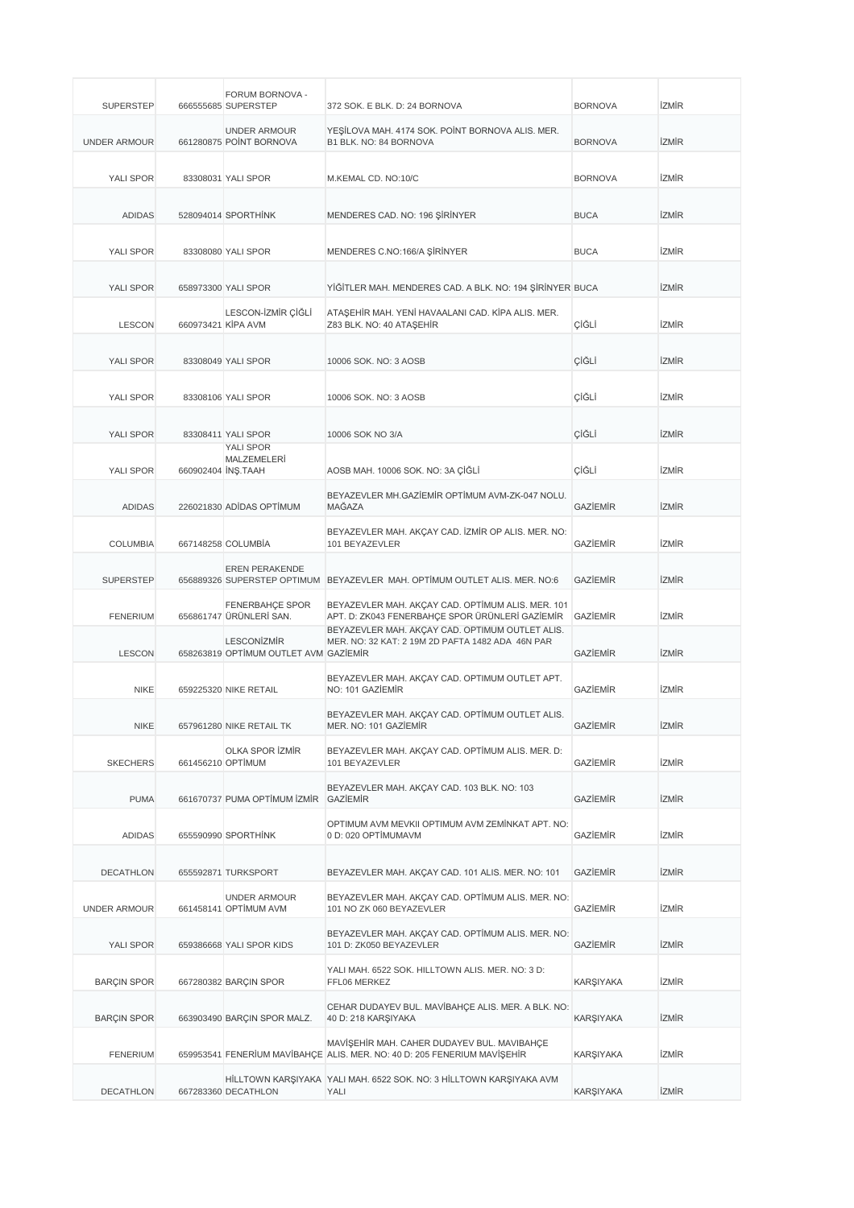| | | | | | |
|---|---|---|---|---|---|
| SUPERSTEP | 666555685 | FORUM BORNOVA - SUPERSTEP | 372 SOK. E BLK. D: 24 BORNOVA | BORNOVA | İZMİR |
| UNDER ARMOUR | 661280875 | UNDER ARMOUR POİNT BORNOVA | YEŞİLOVA MAH. 4174 SOK. POİNT BORNOVA ALIS. MER. B1 BLK. NO: 84 BORNOVA | BORNOVA | İZMİR |
| YALI SPOR | 83308031 | YALI SPOR | M.KEMAL CD. NO:10/C | BORNOVA | İZMİR |
| ADIDAS | 528094014 | SPORTHİNK | MENDERES CAD. NO: 196 ŞİRİNYER | BUCA | İZMİR |
| YALI SPOR | 83308080 | YALI SPOR | MENDERES C.NO:166/A ŞİRİNYER | BUCA | İZMİR |
| YALI SPOR | 658973300 | YALI SPOR | YİĞİTLER MAH. MENDERES CAD. A BLK. NO: 194 ŞİRİNYER | BUCA | İZMİR |
| LESCON | 660973421 | LESCON-İZMİR ÇİĞLİ KİPA AVM | ATAŞEHİR MAH. YENİ HAVAALANI CAD. KİPA ALIS. MER. Z83 BLK. NO: 40 ATAŞEHİR | ÇİĞLİ | İZMİR |
| YALI SPOR | 83308049 | YALI SPOR | 10006 SOK. NO: 3 AOSB | ÇİĞLİ | İZMİR |
| YALI SPOR | 83308106 | YALI SPOR | 10006 SOK. NO: 3 AOSB | ÇİĞLİ | İZMİR |
| YALI SPOR | 83308411 | YALI SPOR | 10006 SOK NO 3/A | ÇİĞLİ | İZMİR |
| YALI SPOR | 660902404 | YALI SPOR MALZEMELERİ İNŞ.TAAH | AOSB MAH. 10006 SOK. NO: 3A ÇİĞLİ | ÇİĞLİ | İZMİR |
| ADIDAS | 226021830 | ADİDAS OPTİMUM | BEYAZEVLER MH.GAZİEMİR OPTİMUM AVM-ZK-047 NOLU. MAĞAZA | GAZİEMİR | İZMİR |
| COLUMBIA | 667148258 | COLUMBİA | BEYAZEVLER MAH. AKÇAY CAD. İZMİR OP ALIS. MER. NO: 101 BEYAZEVLER | GAZİEMİR | İZMİR |
| SUPERSTEP | 656889326 | EREN PERAKENDE SUPERSTEP OPTIMUM | BEYAZEVLER MAH. OPTİMUM OUTLET ALIS. MER. NO:6 | GAZİEMİR | İZMİR |
| FENERIUM | 656861747 | FENERBAHÇE SPOR ÜRÜNLERİ SAN. | BEYAZEVLER MAH. AKÇAY CAD. OPTİMUM ALIS. MER. 101 APT. D: ZK043 FENERBAHÇE SPOR ÜRÜNLERİ GAZİEMİR | GAZİEMİR | İZMİR |
| LESCON | 658263819 | LESCONİZMİR OPTİMUM OUTLET AVM | BEYAZEVLER MAH. AKÇAY CAD. OPTIMUM OUTLET ALIS. MER. NO: 32 KAT: 2 19M 2D PAFTA 1482 ADA 46N PAR GAZİEMİR | GAZİEMİR | İZMİR |
| NIKE | 659225320 | NIKE RETAIL | BEYAZEVLER MAH. AKÇAY CAD. OPTIMUM OUTLET APT. NO: 101 GAZİEMİR | GAZİEMİR | İZMİR |
| NIKE | 657961280 | NIKE RETAIL TK | BEYAZEVLER MAH. AKÇAY CAD. OPTİMUM OUTLET ALIS. MER. NO: 101 GAZİEMİR | GAZİEMİR | İZMİR |
| SKECHERS | 661456210 | OLKA SPOR İZMİR OPTİMUM | BEYAZEVLER MAH. AKÇAY CAD. OPTİMUM ALIS. MER. D: 101 BEYAZEVLER | GAZİEMİR | İZMİR |
| PUMA | 661670737 | PUMA OPTİMUM İZMİR | BEYAZEVLER MAH. AKÇAY CAD. 103 BLK. NO: 103 GAZİEMİR | GAZİEMİR | İZMİR |
| ADIDAS | 655590990 | SPORTHİNK | OPTIMUM AVM MEVKII OPTIMUM AVM ZEMİNKAT APT. NO: 0 D: 020 OPTİMUMAVM | GAZİEMİR | İZMİR |
| DECATHLON | 655592871 | TURKSPORT | BEYAZEVLER MAH. AKÇAY CAD. 101 ALIS. MER. NO: 101 | GAZİEMİR | İZMİR |
| UNDER ARMOUR | 661458141 | UNDER ARMOUR OPTİMUM AVM | BEYAZEVLER MAH. AKÇAY CAD. OPTİMUM ALIS. MER. NO: 101 NO ZK 060 BEYAZEVLER | GAZİEMİR | İZMİR |
| YALI SPOR | 659386668 | YALI SPOR KIDS | BEYAZEVLER MAH. AKÇAY CAD. OPTİMUM ALIS. MER. NO: 101 D: ZK050 BEYAZEVLER | GAZİEMİR | İZMİR |
| BARÇIN SPOR | 667280382 | BARÇIN SPOR | YALI MAH. 6522 SOK. HILLTOWN ALIS. MER. NO: 3 D: FFL06 MERKEZ | KARŞIYAKA | İZMİR |
| BARÇIN SPOR | 663903490 | BARÇIN SPOR MALZ. | CEHAR DUDAYEV BUL. MAVİBAHÇE ALIS. MER. A BLK. NO: 40 D: 218 KARŞIYAKA | KARŞIYAKA | İZMİR |
| FENERIUM | 659953541 | FENERİUM MAVİBAHÇE | MAVİŞEHİR MAH. CAHER DUDAYEV BUL. MAVIBAHÇE ALIS. MER. NO: 40 D: 205 FENERIUM MAVİŞEHİR | KARŞIYAKA | İZMİR |
| DECATHLON | 667283360 | HİLLTOWN KARŞIYAKA DECATHLON | YALI MAH. 6522 SOK. NO: 3 HİLLTOWN KARŞIYAKA AVM YALI | KARŞIYAKA | İZMİR |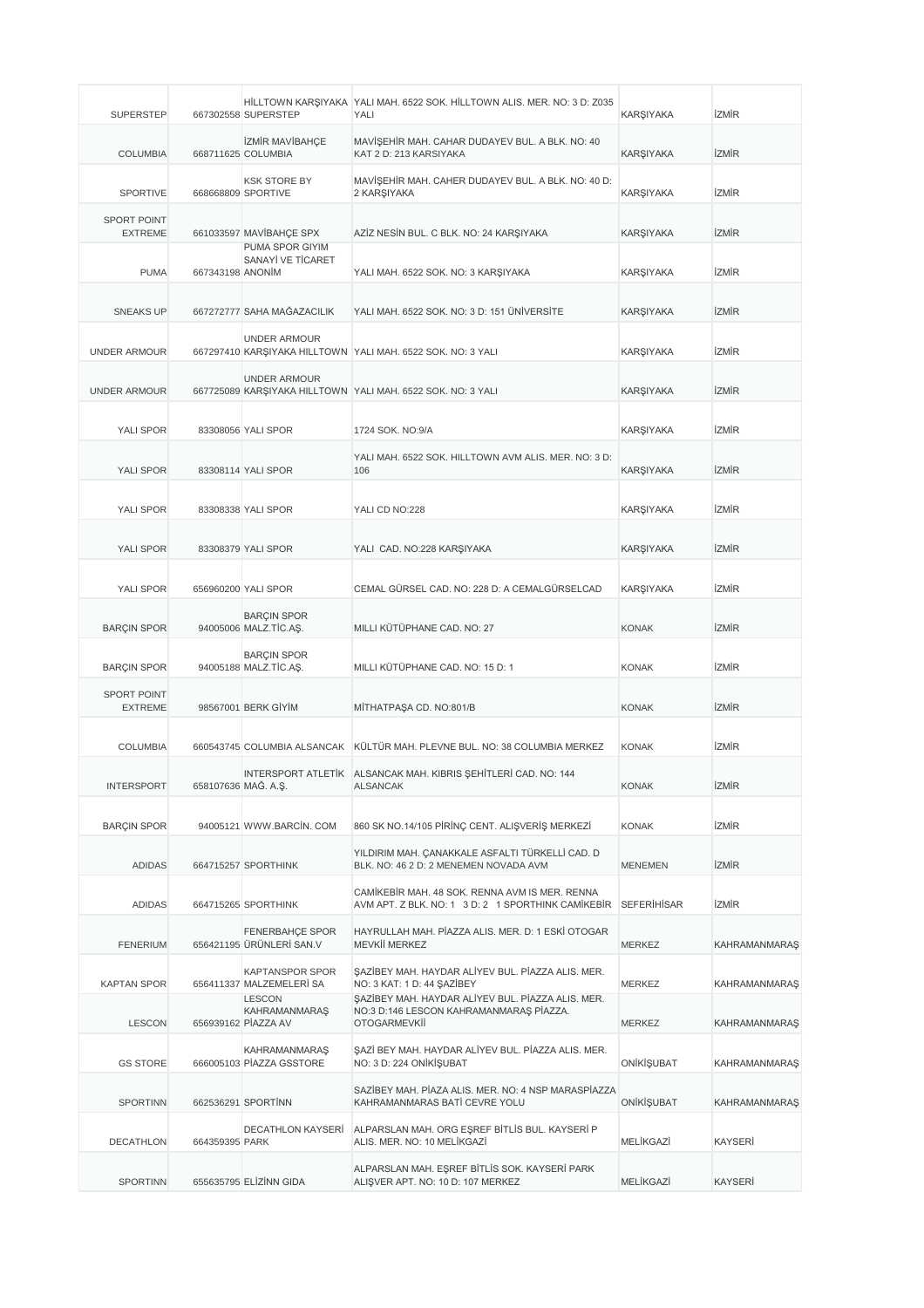| | | | | | |
|---|---|---|---|---|---|
| SUPERSTEP | 667302558 | HİLLTOWN KARŞIYAKA SUPERSTEP | YALI MAH. 6522 SOK. HİLLTOWN ALIS. MER. NO: 3 D: Z035 YALI | KARŞIYAKA | İZMİR |
| COLUMBIA | 668711625 | İZMİR MAVİBAHÇE COLUMBIA | MAVİŞEHİR MAH. CAHAR DUDAYEV BUL. A BLK. NO: 40 KAT 2 D: 213 KARSIYAKA | KARŞIYAKA | İZMİR |
| SPORTIVE | 668668809 | KSK STORE BY SPORTIVE | MAVİŞEHİR MAH. CAHER DUDAYEV BUL. A BLK. NO: 40 D: 2 KARŞIYAKA | KARŞIYAKA | İZMİR |
| SPORT POINT EXTREME | 661033597 | MAVİBAHÇE SPX | AZİZ NESİN BUL. C BLK. NO: 24 KARŞIYAKA | KARŞIYAKA | İZMİR |
| PUMA | 667343198 | PUMA SPOR GIYIM SANAYİ VE TİCARET ANONİM | YALI MAH. 6522 SOK. NO: 3 KARŞIYAKA | KARŞIYAKA | İZMİR |
| SNEAKS UP | 667272777 | SAHA MAĞAZACILIK | YALI MAH. 6522 SOK. NO: 3 D: 151 ÜNİVERSİTE | KARŞIYAKA | İZMİR |
| UNDER ARMOUR | 667297410 | UNDER ARMOUR KARŞIYAKA HILLTOWN | YALI MAH. 6522 SOK. NO: 3 YALI | KARŞIYAKA | İZMİR |
| UNDER ARMOUR | 667725089 | UNDER ARMOUR KARŞIYAKA HILLTOWN | YALI MAH. 6522 SOK. NO: 3 YALI | KARŞIYAKA | İZMİR |
| YALI SPOR | 83308056 | YALI SPOR | 1724 SOK. NO:9/A | KARŞIYAKA | İZMİR |
| YALI SPOR | 83308114 | YALI SPOR | YALI MAH. 6522 SOK. HILLTOWN AVM ALIS. MER. NO: 3 D: 106 | KARŞIYAKA | İZMİR |
| YALI SPOR | 83308338 | YALI SPOR | YALI CD NO:228 | KARŞIYAKA | İZMİR |
| YALI SPOR | 83308379 | YALI SPOR | YALI CAD. NO:228 KARŞIYAKA | KARŞIYAKA | İZMİR |
| YALI SPOR | 656960200 | YALI SPOR | CEMAL GÜRSEL CAD. NO: 228 D: A CEMALGÜRSELCAD | KARŞIYAKA | İZMİR |
| BARÇIN SPOR | 94005006 | BARÇIN SPOR MALZ.TİC.AŞ. | MILLI KÜTÜPHANE CAD. NO: 27 | KONAK | İZMİR |
| BARÇIN SPOR | 94005188 | BARÇIN SPOR MALZ.TİC.AŞ. | MILLI KÜTÜPHANE CAD. NO: 15 D: 1 | KONAK | İZMİR |
| SPORT POINT EXTREME | 98567001 | BERK GİYİM | MİTHATPAŞA CD. NO:801/B | KONAK | İZMİR |
| COLUMBIA | 660543745 | COLUMBIA ALSANCAK | KÜLTÜR MAH. PLEVNE BUL. NO: 38 COLUMBIA MERKEZ | KONAK | İZMİR |
| INTERSPORT | 658107636 | INTERSPORT ATLETİK MAĞ. A.Ş. | ALSANCAK MAH. KIBRIS ŞEHİTLERİ CAD. NO: 144 ALSANCAK | KONAK | İZMİR |
| BARÇIN SPOR | 94005121 | WWW.BARCİN. COM | 860 SK NO.14/105 PİRİNÇ CENT. ALIŞVERİŞ MERKEZİ | KONAK | İZMİR |
| ADIDAS | 664715257 | SPORTHINK | YILDIRIM MAH. ÇANAKKALE ASFALTI TÜRKELLİ CAD. D BLK. NO: 46 2 D: 2 MENEMEN NOVADA AVM | MENEMEN | İZMİR |
| ADIDAS | 664715265 | SPORTHINK | CAMİKEBİR MAH. 48 SOK. RENNA AVM IS MER. RENNA AVM APT. Z BLK. NO: 1 3 D: 2 1 SPORTHINK CAMİKEBİR | SEFERİHİSAR | İZMİR |
| FENERIUM | 656421195 | FENERBAHÇE SPOR ÜRÜNLERİ SAN.V | HAYRULLAH MAH. PİAZZA ALIS. MER. D: 1 ESKİ OTOGAR MEVKİİ MERKEZ | MERKEZ | KAHRAMANMARAŞ |
| KAPTAN SPOR | 656411337 | KAPTANSPOR SPOR MALZEMELERİ SA | ŞAZİBEY MAH. HAYDAR ALİYEV BUL. PİAZZA ALIS. MER. NO: 3 KAT: 1 D: 44 ŞAZİBEY | MERKEZ | KAHRAMANMARAŞ |
| LESCON | 656939162 | LESCON KAHRAMANMARAŞ PİAZZA AV | ŞAZİBEY MAH. HAYDAR ALİYEV BUL. PİAZZA ALIS. MER. NO:3 D:146 LESCON KAHRAMANMARAŞ PİAZZA. OTOGARMEVKİİ | MERKEZ | KAHRAMANMARAŞ |
| GS STORE | 666005103 | KAHRAMANMARAŞ PİAZZA GSSTORE | ŞAZİ BEY MAH. HAYDAR ALİYEV BUL. PİAZZA ALIS. MER. NO: 3 D: 224 ONİKİŞUBAT | ONİKİŞUBAT | KAHRAMANMARAŞ |
| SPORTINN | 662536291 | SPORTİNN | SAZİBEY MAH. PİAZA ALIS. MER. NO: 4 NSP MARASPİAZZA KAHRAMANMARAS BATİ CEVRE YOLU | ONİKİŞUBAT | KAHRAMANMARAŞ |
| DECATHLON | 664359395 | DECATHLON KAYSERİ PARK | ALPARSLAN MAH. ORG EŞREF BİTLİS BUL. KAYSERİ P ALIS. MER. NO: 10 MELİKGAZİ | MELİKGAZİ | KAYSERİ |
| SPORTINN | 655635795 | ELİZİNN GIDA | ALPARSLAN MAH. EŞREF BİTLİS SOK. KAYSERİ PARK ALIŞVER APT. NO: 10 D: 107 MERKEZ | MELİKGAZİ | KAYSERİ |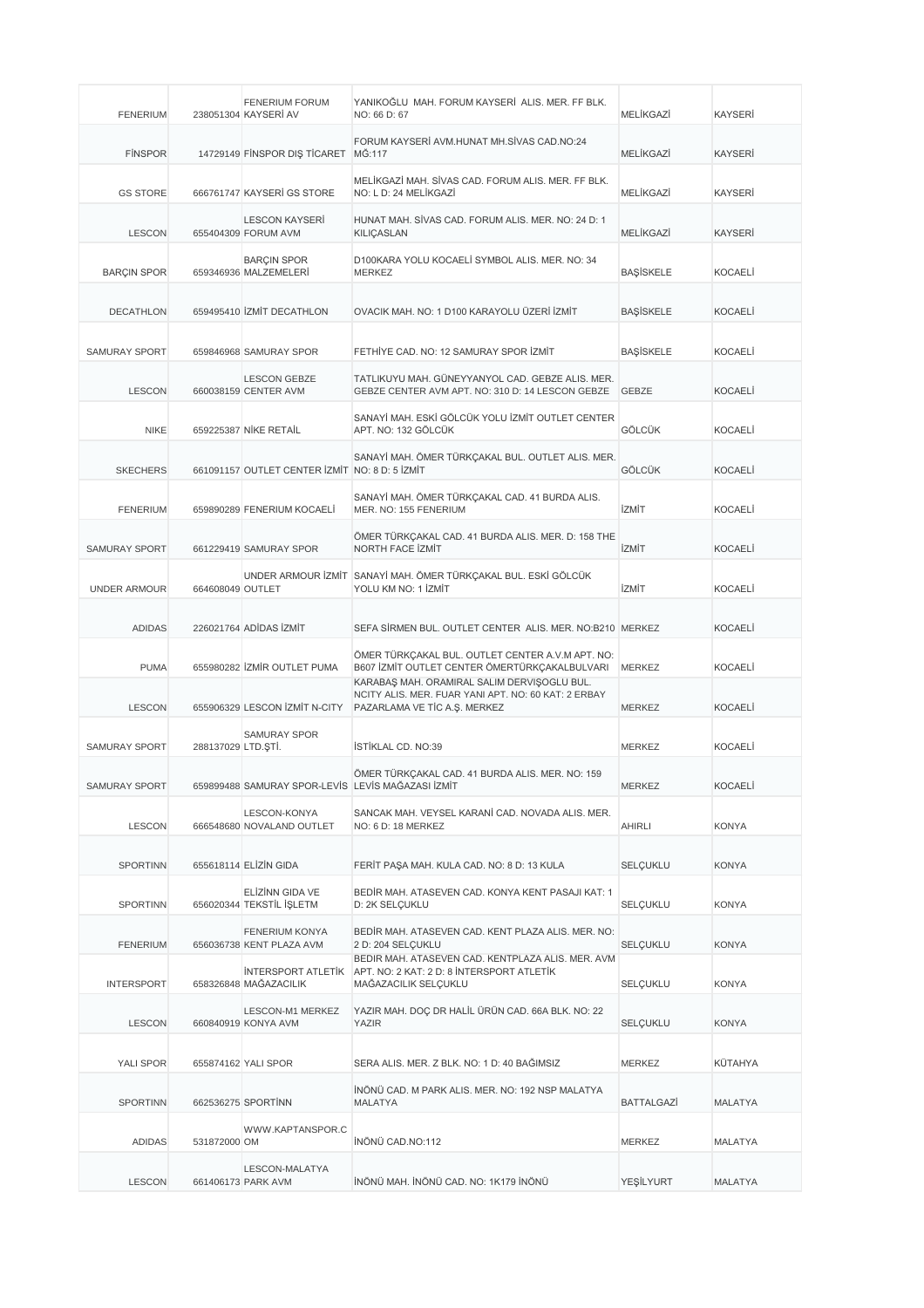| | | | | | |
|---|---|---|---|---|---|
| FENERIUM | 238051304 | FENERIUM FORUM KAYSERİ AV | YANIKOĞLU MAH. FORUM KAYSERİ ALIS. MER. FF BLK. NO: 66 D: 67 | MELİKGAZİ | KAYSERİ |
| FİNSPOR | 14729149 | FİNSPOR DIŞ TİCARET | FORUM KAYSERİ AVM.HUNAT MH.SİVAS CAD.NO:24 MĞ:117 | MELİKGAZİ | KAYSERİ |
| GS STORE | 666761747 | KAYSERİ GS STORE | MELİKGAZİ MAH. SİVAS CAD. FORUM ALIS. MER. FF BLK. NO: L D: 24 MELİKGAZİ | MELİKGAZİ | KAYSERİ |
| LESCON | 655404309 | LESCON KAYSERİ FORUM AVM | HUNAT MAH. SİVAS CAD. FORUM ALIS. MER. NO: 24 D: 1 KILIÇASLAN | MELİKGAZİ | KAYSERİ |
| BARÇIN SPOR | 659346936 | BARÇIN SPOR MALZEMELERİ | D100KARA YOLU KOCAELİ SYMBOL ALIS. MER. NO: 34 MERKEZ | BAŞİSKELE | KOCAELİ |
| DECATHLON | 659495410 | İZMİT DECATHLON | OVACIK MAH. NO: 1 D100 KARAYOLU ÜZERİ İZMİT | BAŞİSKELE | KOCAELİ |
| SAMURAY SPORT | 659846968 | SAMURAY SPOR | FETHİYE CAD. NO: 12 SAMURAY SPOR İZMİT | BAŞİSKELE | KOCAELİ |
| LESCON | 660038159 | LESCON GEBZE CENTER AVM | TATLIKUYU MAH. GÜNEYYANYOL CAD. GEBZE ALIS. MER. GEBZE CENTER AVM APT. NO: 310 D: 14 LESCON GEBZE | GEBZE | KOCAELİ |
| NIKE | 659225387 | NİKE RETAİL | SANAYİ MAH. ESKİ GÖLCÜK YOLU İZMİT OUTLET CENTER APT. NO: 132 GÖLCÜK | GÖLCÜK | KOCAELİ |
| SKECHERS | 661091157 | OUTLET CENTER İZMİT | SANAYİ MAH. ÖMER TÜRKÇAKAL BUL. OUTLET ALIS. MER. NO: 8 D: 5 İZMİT | GÖLCÜK | KOCAELİ |
| FENERIUM | 659890289 | FENERIUM KOCAELİ | SANAYİ MAH. ÖMER TÜRKÇAKAL CAD. 41 BURDA ALIS. MER. NO: 155 FENERIUM | İZMİT | KOCAELİ |
| SAMURAY SPORT | 661229419 | SAMURAY SPOR | ÖMER TÜRKÇAKAL CAD. 41 BURDA ALIS. MER. D: 158 THE NORTH FACE İZMİT | İZMİT | KOCAELİ |
| UNDER ARMOUR | 664608049 | UNDER ARMOUR İZMİT OUTLET | SANAYİ MAH. ÖMER TÜRKÇAKAL BUL. ESKİ GÖLCÜK YOLU KM NO: 1 İZMİT | İZMİT | KOCAELİ |
| ADIDAS | 226021764 | ADİDAS İZMİT | SEFA SİRMEN BUL. OUTLET CENTER ALIS. MER. NO:B210 | MERKEZ | KOCAELİ |
| PUMA | 655980282 | İZMİR OUTLET PUMA | ÖMER TÜRKÇAKAL BUL. OUTLET CENTER A.V.M APT. NO: B607 İZMİT OUTLET CENTER ÖMERTÜRKÇAKALBULVARI | MERKEZ | KOCAELİ |
| LESCON | 655906329 | LESCON İZMİT N-CITY | KARABAŞ MAH. ORAMIRAL SALIM DERVIŞOGLU BUL. NCITY ALIS. MER. FUAR YANI APT. NO: 60 KAT: 2 ERBAY PAZARLAMA VE TİC A.Ş. MERKEZ | MERKEZ | KOCAELİ |
| SAMURAY SPORT | 288137029 | SAMURAY SPOR LTD.ŞTİ. | İSTİKLAL CD. NO:39 | MERKEZ | KOCAELİ |
| SAMURAY SPORT | 659899488 | SAMURAY SPOR-LEVİS | ÖMER TÜRKÇAKAL CAD. 41 BURDA ALIS. MER. NO: 159 LEVİS MAĞAZASI İZMİT | MERKEZ | KOCAELİ |
| LESCON | 666548680 | LESCON-KONYA NOVALAND OUTLET | SANCAK MAH. VEYSEL KARANİ CAD. NOVADA ALIS. MER. NO: 6 D: 18 MERKEZ | AHIRLI | KONYA |
| SPORTINN | 655618114 | ELİZİN GIDA | FERİT PAŞA MAH. KULA CAD. NO: 8 D: 13 KULA | SELÇUKLU | KONYA |
| SPORTINN | 656020344 | ELİZİNN GIDA VE TEKSTİL İŞLETM | BEDİR MAH. ATASEVEN CAD. KONYA KENT PASAJI KAT: 1 D: 2K SELÇUKLU | SELÇUKLU | KONYA |
| FENERIUM | 656036738 | FENERIUM KONYA KENT PLAZA AVM | BEDİR MAH. ATASEVEN CAD. KENT PLAZA ALIS. MER. NO: 2 D: 204 SELÇUKLU | SELÇUKLU | KONYA |
| INTERSPORT | 658326848 | İNTERSPORT ATLETİK MAĞAZACILIK | BEDIR MAH. ATASEVEN CAD. KENTPLAZA ALIS. MER. AVM APT. NO: 2 KAT: 2 D: 8 İNTERSPORT ATLETİK MAĞAZACILIK SELÇUKLU | SELÇUKLU | KONYA |
| LESCON | 660840919 | LESCON-M1 MERKEZ KONYA AVM | YAZIR MAH. DOÇ DR HALİL ÜRÜN CAD. 66A BLK. NO: 22 YAZIR | SELÇUKLU | KONYA |
| YALI SPOR | 655874162 | YALI SPOR | SERA ALIS. MER. Z BLK. NO: 1 D: 40 BAĞIMSIZ | MERKEZ | KÜTAHYA |
| SPORTINN | 662536275 | SPORTİNN | İNÖNÜ CAD. M PARK ALIS. MER. NO: 192 NSP MALATYA MALATYA | BATTALGAZİ | MALATYA |
| ADIDAS | 531872000 | WWW.KAPTANSPOR.COM | İNÖNÜ CAD.NO:112 | MERKEZ | MALATYA |
| LESCON | 661406173 | LESCON-MALATYA PARK AVM | İNÖNÜ MAH. İNÖNÜ CAD. NO: 1K179 İNÖNÜ | YEŞİLYURT | MALATYA |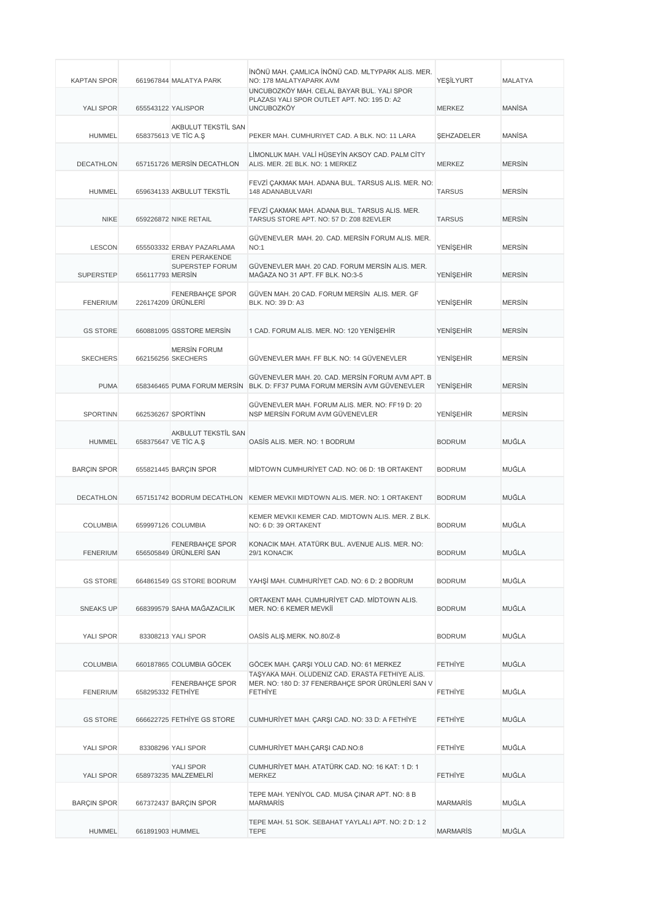| KAPTAN SPOR | 661967844 | MALATYA PARK | İNÖNÜ MAH. ÇAMLICA İNÖNÜ CAD. MLTYPARK ALIS. MER. NO: 178 MALATYAPARK AVM | YEŞİLYURT | MALATYA |
|---|---|---|---|---|---|
| YALI SPOR | 655543122 | YALISPOR | UNCUBOZKÖY MAH. CELAL BAYAR BUL. YALI SPOR PLAZASI YALI SPOR OUTLET APT. NO: 195 D: A2 UNCUBOZKÖY | MERKEZ | MANİSA |
| HUMMEL | 658375613 | AKBULUT TEKSTİL SAN VE TİC A.Ş | PEKER MAH. CUMHURIYET CAD. A BLK. NO: 11 LARA | ŞEHZADELER | MANİSA |
| DECATHLON | 657151726 | MERSİN DECATHLON | LİMONLUK MAH. VALİ HÜSEYİN AKSOY CAD. PALM CİTY ALIS. MER. 2E BLK. NO: 1 MERKEZ | MERKEZ | MERSİN |
| HUMMEL | 659634133 | AKBULUT TEKSTİL | FEVZİ ÇAKMAK MAH. ADANA BUL. TARSUS ALIS. MER. NO: 148 ADANABULVARI | TARSUS | MERSİN |
| NIKE | 659226872 | NIKE RETAIL | FEVZİ ÇAKMAK MAH. ADANA BUL. TARSUS ALIS. MER. TARSUS STORE APT. NO: 57 D: Z08 82EVLER | TARSUS | MERSİN |
| LESCON | 655503332 | ERBAY PAZARLAMA | GÜVENEVLER MAH. 20. CAD. MERSİN FORUM ALIS. MER. NO:1 | YENİŞEHİR | MERSİN |
| SUPERSTEP | 656117793 | EREN PERAKENDE SUPERSTEP FORUM MERSİN | GÜVENEVLER MAH. 20 CAD. FORUM MERSİN ALIS. MER. MAĞAZA NO 31 APT. FF BLK. NO:3-5 | YENİŞEHİR | MERSİN |
| FENERIUM | 226174209 | FENERBAHÇE SPOR ÜRÜNLERİ | GÜVEN MAH. 20 CAD. FORUM MERSİN ALIS. MER. GF BLK. NO: 39 D: A3 | YENİŞEHİR | MERSİN |
| GS STORE | 660881095 | GSSTORE MERSİN | 1 CAD. FORUM ALIS. MER. NO: 120 YENİŞEHİR | YENİŞEHİR | MERSİN |
| SKECHERS | 662156256 | MERSİN FORUM SKECHERS | GÜVENEVLER MAH. FF BLK. NO: 14 GÜVENEVLER | YENİŞEHİR | MERSİN |
| PUMA | 658346465 | PUMA FORUM MERSİN | GÜVENEVLER MAH. 20. CAD. MERSİN FORUM AVM APT. B BLK. D: FF37 PUMA FORUM MERSİN AVM GÜVENEVLER | YENİŞEHİR | MERSİN |
| SPORTINN | 662536267 | SPORTİNN | GÜVENEVLER MAH. FORUM ALIS. MER. NO: FF19 D: 20 NSP MERSİN FORUM AVM GÜVENEVLER | YENİŞEHİR | MERSİN |
| HUMMEL | 658375647 | AKBULUT TEKSTİL SAN VE TİC A.Ş | OASİS ALIS. MER. NO: 1 BODRUM | BODRUM | MUĞLA |
| BARÇIN SPOR | 655821445 | BARÇIN SPOR | MİDTOWN CUMHURİYET CAD. NO: 06 D: 1B ORTAKENT | BODRUM | MUĞLA |
| DECATHLON | 657151742 | BODRUM DECATHLON | KEMER MEVKII MIDTOWN ALIS. MER. NO: 1 ORTAKENT | BODRUM | MUĞLA |
| COLUMBIA | 659997126 | COLUMBIA | KEMER MEVKII KEMER CAD. MIDTOWN ALIS. MER. Z BLK. NO: 6 D: 39 ORTAKENT | BODRUM | MUĞLA |
| FENERIUM | 656505849 | FENERBAHÇE SPOR ÜRÜNLERİ SAN | KONACIK MAH. ATATÜRK BUL. AVENUE ALIS. MER. NO: 29/1 KONACIK | BODRUM | MUĞLA |
| GS STORE | 664861549 | GS STORE BODRUM | YAHŞİ MAH. CUMHURİYET CAD. NO: 6 D: 2 BODRUM | BODRUM | MUĞLA |
| SNEAKS UP | 668399579 | SAHA MAĞAZACILIK | ORTAKENT MAH. CUMHURİYET CAD. MİDTOWN ALIS. MER. NO: 6 KEMER MEVKİİ | BODRUM | MUĞLA |
| YALI SPOR | 83308213 | YALI SPOR | OASİS ALIŞ.MERK. NO.80/Z-8 | BODRUM | MUĞLA |
| COLUMBIA | 660187865 | COLUMBIA GÖCEK | GÖCEK MAH. ÇARŞI YOLU CAD. NO: 61 MERKEZ | FETHİYE | MUĞLA |
| FENERIUM | 658295332 | FENERBAHÇE SPOR FETHİYE | TAŞYAKA MAH. OLUDENIZ CAD. ERASTA FETHIYE ALIS. MER. NO: 180 D: 37 FENERBAHÇE SPOR ÜRÜNLERİ SAN V FETHİYE | FETHİYE | MUĞLA |
| GS STORE | 666622725 | FETHİYE GS STORE | CUMHURİYET MAH. ÇARŞI CAD. NO: 33 D: A FETHİYE | FETHİYE | MUĞLA |
| YALI SPOR | 83308296 | YALI SPOR | CUMHURİYET MAH.ÇARŞI CAD.NO:8 | FETHİYE | MUĞLA |
| YALI SPOR | 658973235 | YALI SPOR MALZEMELRİ | CUMHURİYET MAH. ATATÜRK CAD. NO: 16 KAT: 1 D: 1 MERKEZ | FETHİYE | MUĞLA |
| BARÇIN SPOR | 667372437 | BARÇIN SPOR | TEPE MAH. YENİYOL CAD. MUSA ÇINAR APT. NO: 8 B MARMARİS | MARMARİS | MUĞLA |
| HUMMEL | 661891903 | HUMMEL | TEPE MAH. 51 SOK. SEBAHAT YAYLALI APT. NO: 2 D: 1 2 TEPE | MARMARİS | MUĞLA |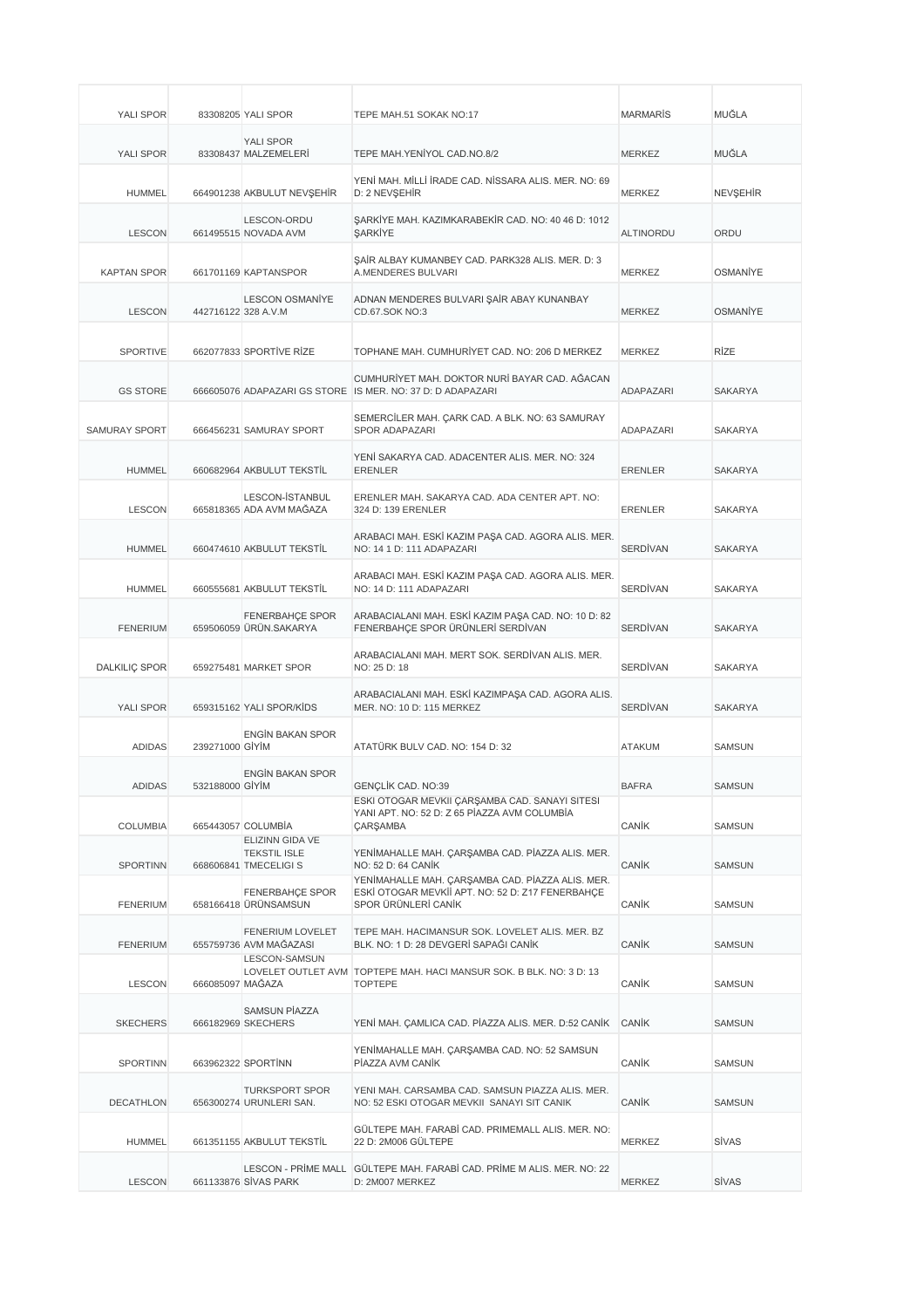| | | | | | |
|---|---|---|---|---|---|
| YALI SPOR | 83308205 | YALI SPOR | TEPE MAH.51 SOKAK NO:17 | MARMARİS | MUĞLA |
| YALI SPOR | 83308437 | YALI SPOR MALZEMELERİ | TEPE MAH.YENİYOL CAD.NO.8/2 | MERKEZ | MUĞLA |
| HUMMEL | 664901238 | AKBULUT NEVŞEHİR | YENİ MAH. MİLLİ İRADE CAD. NİSSARA ALIS. MER. NO: 69 D: 2 NEVŞEHİR | MERKEZ | NEVŞEHİR |
| LESCON | 661495515 | LESCON-ORDU NOVADA AVM | ŞARKİYE MAH. KAZIMKARABEKİR CAD. NO: 40 46 D: 1012 ŞARKİYE | ALTINORDU | ORDU |
| KAPTAN SPOR | 661701169 | KAPTANSPOR | ŞAİR ALBAY KUMANBEY CAD. PARK328 ALIS. MER. D: 3 A.MENDERES BULVARI | MERKEZ | OSMANİYE |
| LESCON | 442716122 | LESCON OSMANİYE 328 A.V.M | ADNAN MENDERES BULVARI ŞAİR ABAY KUNANBAY CD.67.SOK NO:3 | MERKEZ | OSMANİYE |
| SPORTIVE | 662077833 | SPORTİVE RİZE | TOPHANE MAH. CUMHURİYET CAD. NO: 206 D MERKEZ | MERKEZ | RİZE |
| GS STORE | 666605076 | ADAPAZARI GS STORE | CUMHURİYET MAH. DOKTOR NURİ BAYAR CAD. AĞACAN IS MER. NO: 37 D: D ADAPAZARI | ADAPAZARI | SAKARYA |
| SAMURAY SPORT | 666456231 | SAMURAY SPORT | SEMERCİLER MAH. ÇARK CAD. A BLK. NO: 63 SAMURAY SPOR ADAPAZARI | ADAPAZARI | SAKARYA |
| HUMMEL | 660682964 | AKBULUT TEKSTİL | YENİ SAKARYA CAD. ADACENTER ALIS. MER. NO: 324 ERENLER | ERENLER | SAKARYA |
| LESCON | 665818365 | LESCON-İSTANBUL ADA AVM MAĞAZA | ERENLER MAH. SAKARYA CAD. ADA CENTER APT. NO: 324 D: 139 ERENLER | ERENLER | SAKARYA |
| HUMMEL | 660474610 | AKBULUT TEKSTİL | ARABACI MAH. ESKİ KAZIM PAŞA CAD. AGORA ALIS. MER. NO: 14 1 D: 111 ADAPAZARI | SERDİVAN | SAKARYA |
| HUMMEL | 660555681 | AKBULUT TEKSTİL | ARABACI MAH. ESKİ KAZIM PAŞA CAD. AGORA ALIS. MER. NO: 14 D: 111 ADAPAZARI | SERDİVAN | SAKARYA |
| FENERIUM | 659506059 | FENERBAHÇE SPOR ÜRÜN.SAKARYA | ARABACIALANI MAH. ESKİ KAZIM PAŞA CAD. NO: 10 D: 82 FENERBAHÇE SPOR ÜRÜNLERİ SERDİVAN | SERDİVAN | SAKARYA |
| DALKILIÇ SPOR | 659275481 | MARKET SPOR | ARABACIALANI MAH. MERT SOK. SERDİVAN ALIS. MER. NO: 25 D: 18 | SERDİVAN | SAKARYA |
| YALI SPOR | 659315162 | YALI SPOR/KİDS | ARABACIALANI MAH. ESKİ KAZIMPAŞA CAD. AGORA ALIS. MER. NO: 10 D: 115 MERKEZ | SERDİVAN | SAKARYA |
| ADIDAS | 239271000 | ENGİN BAKAN SPOR GİYİM | ATATÜRK BULV CAD. NO: 154 D: 32 | ATAKUM | SAMSUN |
| ADIDAS | 532188000 | ENGİN BAKAN SPOR GİYİM | GENÇLİK CAD. NO:39 | BAFRA | SAMSUN |
| COLUMBIA | 665443057 | COLUMBİA | ESKI OTOGAR MEVKII ÇARŞAMBA CAD. SANAYI SITESI YANI APT. NO: 52 D: Z 65 PİAZZA AVM COLUMBİA ÇARŞAMBA | CANİK | SAMSUN |
| SPORTINN | 668606841 | ELIZINN GIDA VE TEKSTIL ISLE TMECELIGI S | YENİMAHALLE MAH. ÇARŞAMBA CAD. PİAZZA ALIS. MER. NO: 52 D: 64 CANİK | CANİK | SAMSUN |
| FENERIUM | 658166418 | FENERBAHÇE SPOR ÜRÜNSAMSUN | YENİMAHALLE MAH. ÇARŞAMBA CAD. PİAZZA ALIS. MER. ESKİ OTOGAR MEVKİİ APT. NO: 52 D: Z17 FENERBAHÇE SPOR ÜRÜNLERİ CANİK | CANİK | SAMSUN |
| FENERIUM | 655759736 | FENERIUM LOVELET AVM MAĞAZASI | TEPE MAH. HACIMANSUR SOK. LOVELET ALIS. MER. BZ BLK. NO: 1 D: 28 DEVGERİ SAPAĞI CANİK | CANİK | SAMSUN |
| LESCON | 666085097 | LESCON-SAMSUN LOVELET OUTLET AVM MAĞAZA | TOPTEPE MAH. HACI MANSUR SOK. B BLK. NO: 3 D: 13 TOPTEPE | CANİK | SAMSUN |
| SKECHERS | 666182969 | SAMSUN PİAZZA SKECHERS | YENİ MAH. ÇAMLICA CAD. PİAZZA ALIS. MER. D:52 CANİK | CANİK | SAMSUN |
| SPORTINN | 663962322 | SPORTİNN | YENİMAHALLE MAH. ÇARŞAMBA CAD. NO: 52 SAMSUN PİAZZA AVM CANİK | CANİK | SAMSUN |
| DECATHLON | 656300274 | TURKSPORT SPOR URUNLERI SAN. | YENI MAH. CARSAMBA CAD. SAMSUN PIAZZA ALIS. MER. NO: 52 ESKI OTOGAR MEVKII SANAYI SIT CANIK | CANİK | SAMSUN |
| HUMMEL | 661351155 | AKBULUT TEKSTİL | GÜLTEPE MAH. FARABİ CAD. PRIMEMALL ALIS. MER. NO: 22 D: 2M006 GÜLTEPE | MERKEZ | SİVAS |
| LESCON | 661133876 | LESCON - PRİME MALL SİVAS PARK | GÜLTEPE MAH. FARABİ CAD. PRİME M ALIS. MER. NO: 22 D: 2M007 MERKEZ | MERKEZ | SİVAS |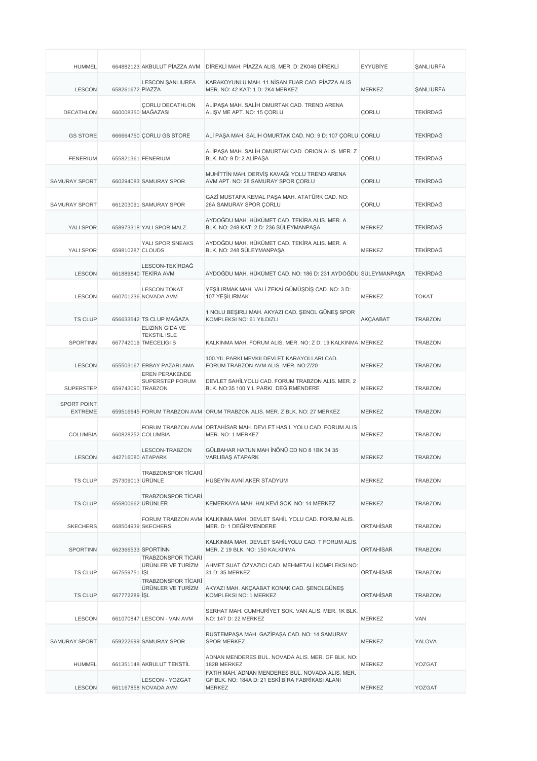| | | | | | |
|---|---|---|---|---|---|
| HUMMEL | 664882123 | AKBULUT PİAZZA AVM | DİREKLİ MAH. PİAZZA ALIS. MER. D: ZK046 DİREKLİ | EYYÜBİYE | ŞANLIURFA |
| LESCON | 658261672 | LESCON ŞANLIURFA PİAZZA | KARAKOYUNLU MAH. 11.NİSAN FUAR CAD. PİAZZA ALIS. MER. NO: 42 KAT: 1 D: 2K4 MERKEZ | MERKEZ | ŞANLIURFA |
| DECATHLON | 660008350 | ÇORLU DECATHLON MAĞAZASI | ALİPAŞA MAH. SALİH OMURTAK CAD. TREND ARENA ALIŞV ME APT. NO: 15 ÇORLU | ÇORLU | TEKİRDAĞ |
| GS STORE | 666664750 | ÇORLU GS STORE | ALİ PAŞA MAH. SALİH OMURTAK CAD. NO: 9 D: 107 ÇORLU | ÇORLU | TEKİRDAĞ |
| FENERIUM | 655821361 | FENERIUM | ALİPAŞA MAH. SALİH OMURTAK CAD. ORION ALIS. MER. Z BLK. NO: 9 D: 2 ALİPAŞA | ÇORLU | TEKİRDAĞ |
| SAMURAY SPORT | 660294083 | SAMURAY SPOR | MUHİTTİN MAH. DERVİŞ KAVAĞI YOLU TREND ARENA AVM APT. NO: 28 SAMURAY SPOR ÇORLU | ÇORLU | TEKİRDAĞ |
| SAMURAY SPORT | 661203091 | SAMURAY SPOR | GAZİ MUSTAFA KEMAL PAŞA MAH. ATATÜRK CAD. NO: 26A SAMURAY SPOR ÇORLU | ÇORLU | TEKİRDAĞ |
| YALI SPOR | 658973318 | YALI SPOR MALZ. | AYDOĞDU MAH. HÜKÜMET CAD. TEKİRA ALIS. MER. A BLK. NO: 248 KAT: 2 D: 236 SÜLEYMANPAŞA | MERKEZ | TEKİRDAĞ |
| YALI SPOR | 659810287 | YALI SPOR SNEAKS CLOUDS | AYDOĞDU MAH. HÜKÜMET CAD. TEKİRA ALIS. MER. A BLK. NO: 248 SÜLEYMANPAŞA | MERKEZ | TEKİRDAĞ |
| LESCON | 661889840 | LESCON-TEKİRDAĞ TEKİRA AVM | AYDOĞDU MAH. HÜKÜMET CAD. NO: 186 D: 231 AYDOĞDU | SÜLEYMANPAŞA | TEKİRDAĞ |
| LESCON | 660701236 | LESCON TOKAT NOVADA AVM | YEŞİLIRMAK MAH. VALİ ZEKAİ GÜMÜŞDİŞ CAD. NO: 3 D: 107 YEŞİLIRMAK | MERKEZ | TOKAT |
| TS CLUP | 656633542 | TS CLUP MAĞAZA | 1 NOLU BEŞIRLI MAH. AKYAZI CAD. ŞENOL GÜNEŞ SPOR KOMPLEKSI NO: 61 YILDIZLI | AKÇAABAT | TRABZON |
| SPORTINN | 667742019 | ELIZINN GIDA VE TEKSTIL ISLE TMECELIGI S | KALKINMA MAH. FORUM ALIS. MER. NO: Z D: 19 KALKINMA | MERKEZ | TRABZON |
| LESCON | 655503167 | ERBAY PAZARLAMA | 100.YIL PARKI MEVKII DEVLET KARAYOLLARI CAD. FORUM TRABZON AVM ALIS. MER. NO:Z/20 | MERKEZ | TRABZON |
| SUPERSTEP | 659743090 | EREN PERAKENDE SUPERSTEP FORUM TRABZON | DEVLET SAHİLYOLU CAD. FORUM TRABZON ALIS. MER. 2 BLK. NO:35 100.YIL PARKI DEĞİRMENDERE | MERKEZ | TRABZON |
| SPORT POINT EXTREME | 659516645 | FORUM TRABZON AVM | ORUM TRABZON ALIS. MER. Z BLK. NO: 27 MERKEZ | MERKEZ | TRABZON |
| COLUMBIA | 660828252 | FORUM TRABZON AVM COLUMBIA | ORTAHİSAR MAH. DEVLET HASİL YOLU CAD. FORUM ALIS. MER. NO: 1 MERKEZ | MERKEZ | TRABZON |
| LESCON | 442716080 | LESCON-TRABZON ATAPARK | GÜLBAHAR HATUN MAH İNÖNÜ CD NO 8 1BK 34 35 VARLIBAŞ ATAPARK | MERKEZ | TRABZON |
| TS CLUP | 257309013 | TRABZONSPOR TİCARİ ÜRÜNLE | HÜSEYİN AVNİ AKER STADYUM | MERKEZ | TRABZON |
| TS CLUP | 655800662 | TRABZONSPOR TİCARİ ÜRÜNLER | KEMERKAYA MAH. HALKEVİ SOK. NO: 14 MERKEZ | MERKEZ | TRABZON |
| SKECHERS | 668504939 | FORUM TRABZON AVM SKECHERS | KALKINMA MAH. DEVLET SAHİL YOLU CAD. FORUM ALIS. MER. D: 1 DEĞİRMENDERE | ORTAHİSAR | TRABZON |
| SPORTINN | 662366533 | SPORTİNN | KALKINMA MAH. DEVLET SAHİLYOLU CAD. T FORUM ALIS. MER. Z 19 BLK. NO: 150 KALKINMA | ORTAHİSAR | TRABZON |
| TS CLUP | 667559751 | TRABZONSPOR TICARI ÜRÜNLER VE TURİZM İŞL | AHMET SUAT ÖZYAZICI CAD. MEHMETALİ KOMPLEKSI NO: 31 D: 35 MERKEZ | ORTAHİSAR | TRABZON |
| TS CLUP | 667772289 | TRABZONSPOR TİCARİ ÜRÜNLER VE TURİZM İŞL | AKYAZI MAH. AKÇAABAT KONAK CAD. ŞENOLGÜNEŞ KOMPLEKSI NO: 1 MERKEZ | ORTAHİSAR | TRABZON |
| LESCON | 661070847 | LESCON - VAN AVM | SERHAT MAH. CUMHURİYET SOK. VAN ALIS. MER. 1K BLK. NO: 147 D: 22 MERKEZ | MERKEZ | VAN |
| SAMURAY SPORT | 659222699 | SAMURAY SPOR | RÜSTEMPAŞA MAH. GAZİPAŞA CAD. NO: 14 SAMURAY SPOR MERKEZ | MERKEZ | YALOVA |
| HUMMEL | 661351148 | AKBULUT TEKSTİL | ADNAN MENDERES BUL. NOVADA ALIS. MER. GF BLK. NO: 182B MERKEZ | MERKEZ | YOZGAT |
| LESCON | 661167858 | LESCON - YOZGAT NOVADA AVM | FATİH MAH. ADNAN MENDERES BUL. NOVADA ALIS. MER. GF BLK. NO: 184A D: 21 ESKİ BİRA FABRİKASI ALANI MERKEZ | MERKEZ | YOZGAT |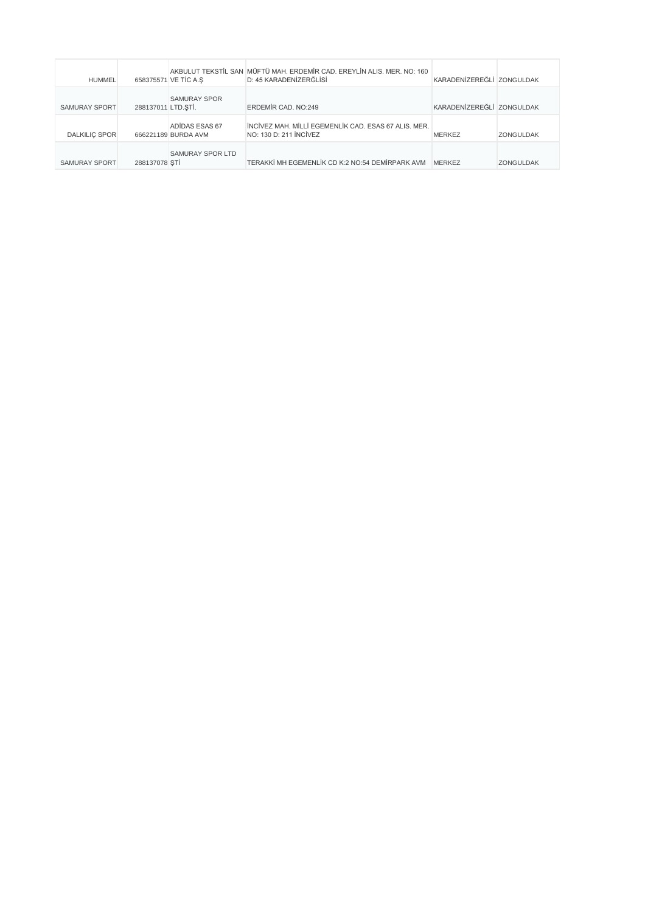| | | | | | |
|---|---|---|---|---|---|
| HUMMEL | 658375571 | AKBULUT TEKSTİL SAN VE TİC A.Ş | MÜFTÜ MAH. ERDEMİR CAD. EREYLİN ALIS. MER. NO: 160 D: 45 KARADENİZERĞLİSİ | KARADENİZEREĞLİ | ZONGULDAK |
| SAMURAY SPORT | 288137011 | SAMURAY SPOR LTD.ŞTİ. | ERDEMİR CAD. NO:249 | KARADENİZEREĞLİ | ZONGULDAK |
| DALKILIÇ SPOR | 666221189 | ADİDAS ESAS 67 BURDA AVM | İNCİVEZ MAH. MİLLİ EGEMENLİK CAD. ESAS 67 ALIS. MER. NO: 130 D: 211 İNCİVEZ | MERKEZ | ZONGULDAK |
| SAMURAY SPORT | 288137078 | SAMURAY SPOR LTD ŞTİ | TERAKKİ MH EGEMENLİK CD K:2 NO:54 DEMİRPARK AVM | MERKEZ | ZONGULDAK |